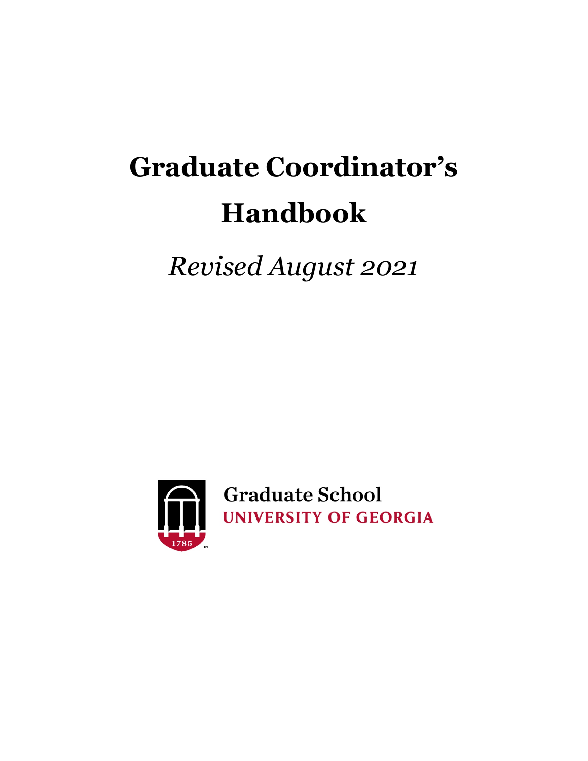# Graduate Coordinator's Handbook

*Revised August 2021*

Graduate School
UNIVERSITY OF GEORGIA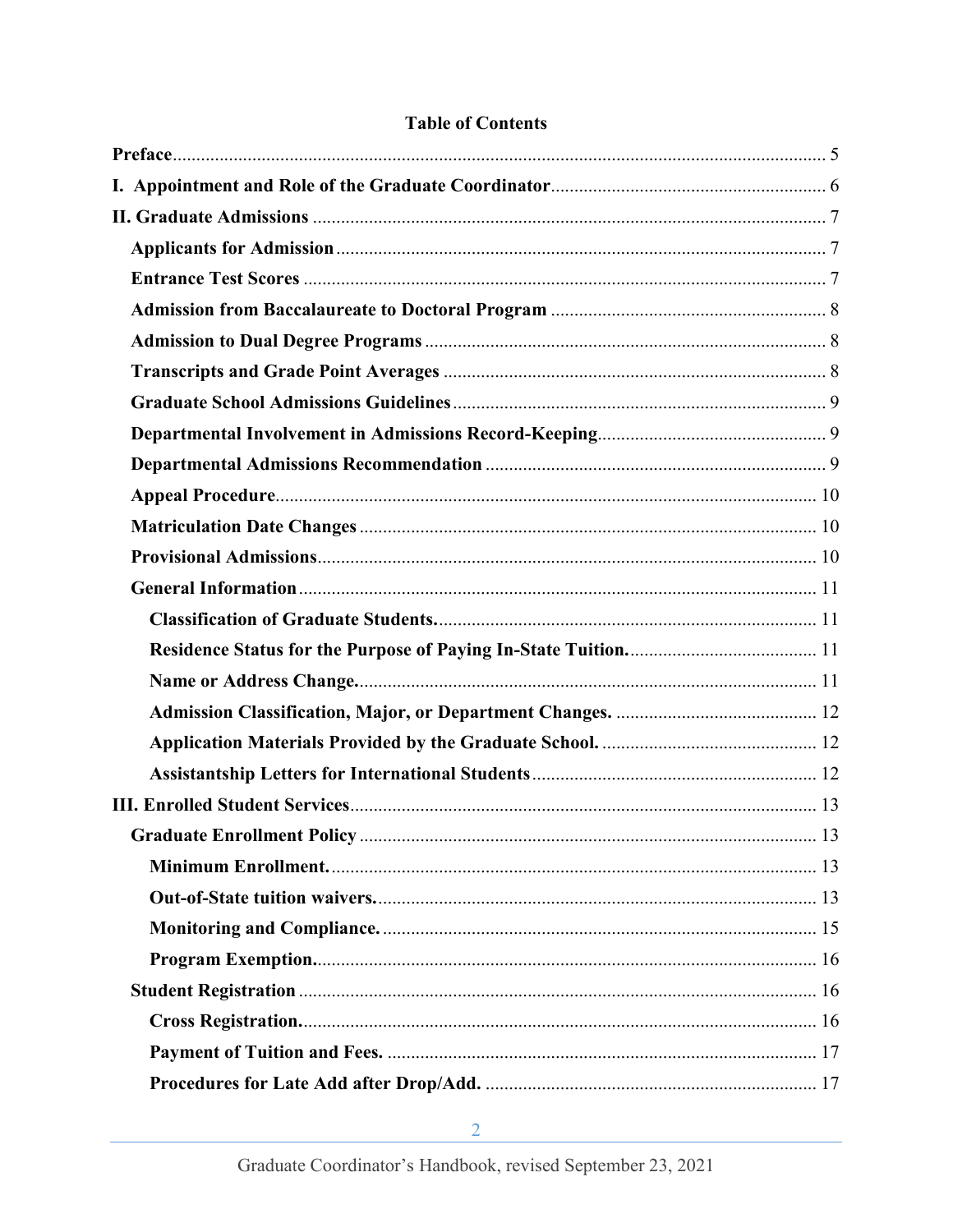**Table of Contents**

**Preface** .......... 5

**I. Appointment and Role of the Graduate Coordinator** .......... 6

**II. Graduate Admissions** .......... 7

- **Applicants for Admission** .......... 7
- **Entrance Test Scores** .......... 7
- **Admission from Baccalaureate to Doctoral Program** .......... 8
- **Admission to Dual Degree Programs** .......... 8
- **Transcripts and Grade Point Averages** .......... 8
- **Graduate School Admissions Guidelines** .......... 9
- **Departmental Involvement in Admissions Record-Keeping** .......... 9
- **Departmental Admissions Recommendation** .......... 9
- **Appeal Procedure** .......... 10
- **Matriculation Date Changes** .......... 10
- **Provisional Admissions** .......... 10
- **General Information** .......... 11
  - **Classification of Graduate Students.** .......... 11
  - **Residence Status for the Purpose of Paying In-State Tuition.** .......... 11
  - **Name or Address Change.** .......... 11
  - **Admission Classification, Major, or Department Changes.** .......... 12
  - **Application Materials Provided by the Graduate School.** .......... 12
  - **Assistantship Letters for International Students** .......... 12

**III. Enrolled Student Services** .......... 13

- **Graduate Enrollment Policy** .......... 13
  - **Minimum Enrollment.** .......... 13
  - **Out-of-State tuition waivers.** .......... 13
  - **Monitoring and Compliance.** .......... 15
  - **Program Exemption.** .......... 16
- **Student Registration** .......... 16
  - **Cross Registration.** .......... 16
  - **Payment of Tuition and Fees.** .......... 17
  - **Procedures for Late Add after Drop/Add.** .......... 17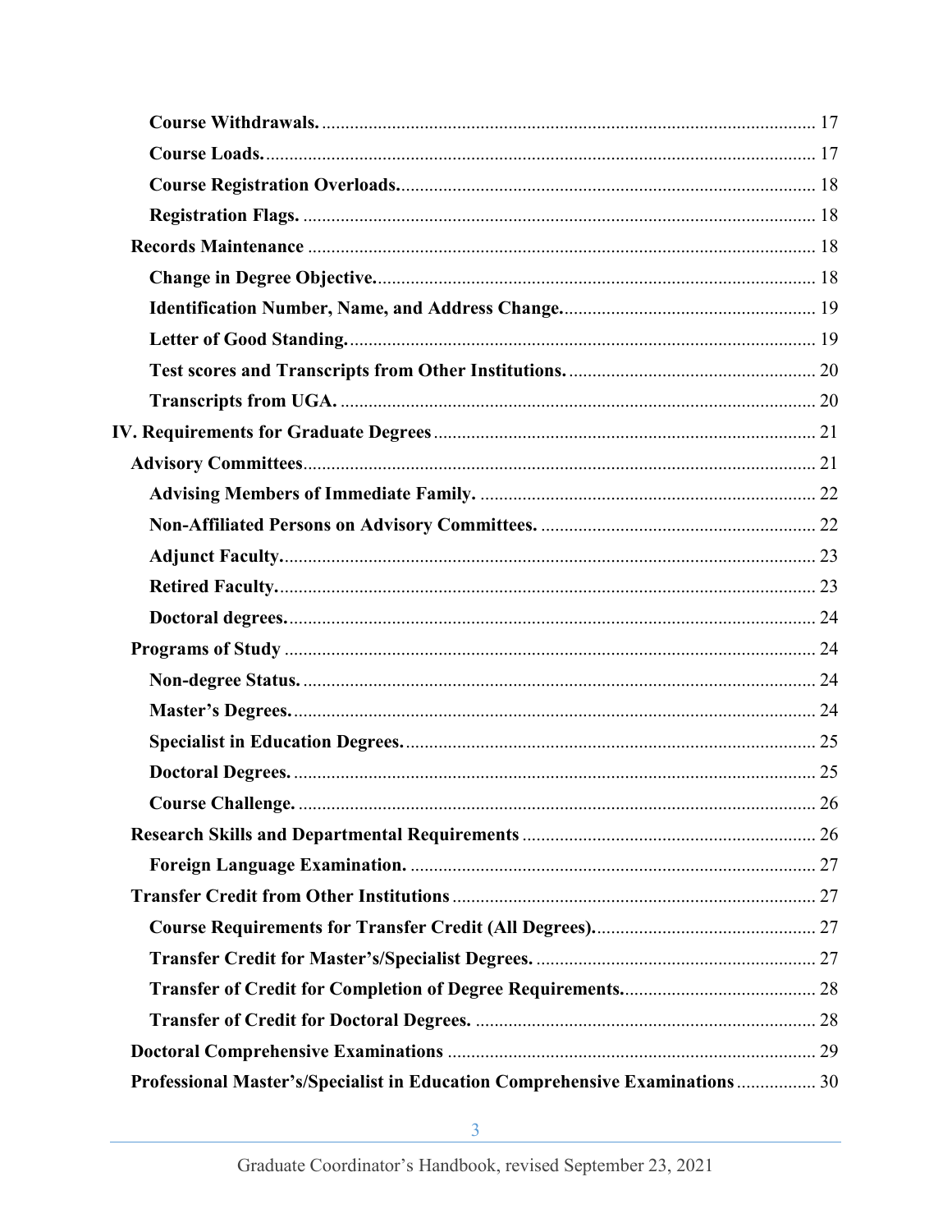**Course Withdrawals.** ........................................................................................................ 17

**Course Loads.** .................................................................................................................. 17

**Course Registration Overloads.** ..................................................................................... 18

**Registration Flags.** .......................................................................................................... 18

**Records Maintenance** ......................................................................................................... 18

**Change in Degree Objective.** ........................................................................................... 18

**Identification Number, Name, and Address Change.** ..................................................... 19

**Letter of Good Standing.** ................................................................................................. 19

**Test scores and Transcripts from Other Institutions.** ..................................................... 20

**Transcripts from UGA.** .................................................................................................... 20

**IV. Requirements for Graduate Degrees** ................................................................................ 21

**Advisory Committees** ......................................................................................................... 21

**Advising Members of Immediate Family.** ...................................................................... 22

**Non-Affiliated Persons on Advisory Committees.** ......................................................... 22

**Adjunct Faculty.** .............................................................................................................. 23

**Retired Faculty.** ............................................................................................................... 23

**Doctoral degrees.** ............................................................................................................. 24

**Programs of Study** .............................................................................................................. 24

**Non-degree Status.** .......................................................................................................... 24

**Master's Degrees.** ............................................................................................................. 24

**Specialist in Education Degrees.** ..................................................................................... 25

**Doctoral Degrees.** ............................................................................................................. 25

**Course Challenge.** ............................................................................................................ 26

**Research Skills and Departmental Requirements** ............................................................... 26

**Foreign Language Examination.** ..................................................................................... 27

**Transfer Credit from Other Institutions** .............................................................................. 27

**Course Requirements for Transfer Credit (All Degrees).** ............................................... 27

**Transfer Credit for Master's/Specialist Degrees.** ........................................................... 27

**Transfer of Credit for Completion of Degree Requirements.** ......................................... 28

**Transfer of Credit for Doctoral Degrees.** ........................................................................ 28

**Doctoral Comprehensive Examinations** .............................................................................. 29

**Professional Master's/Specialist in Education Comprehensive Examinations** ................. 30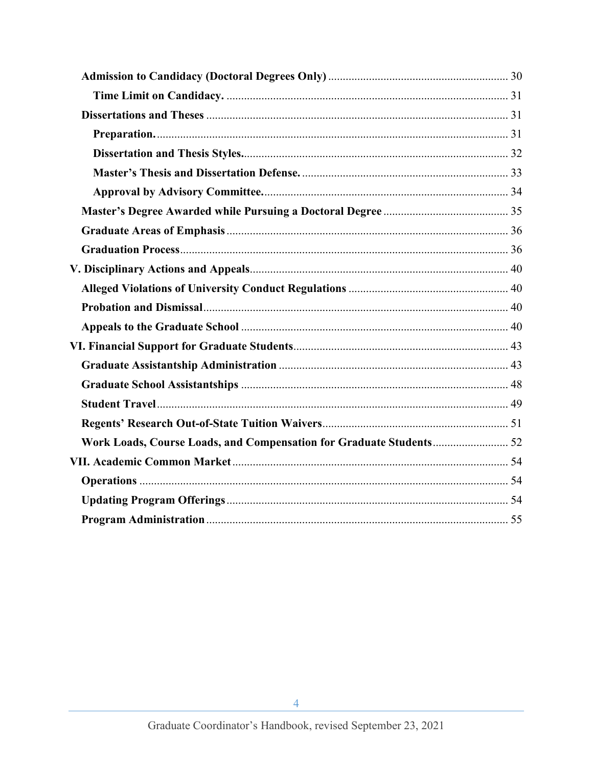**Admission to Candidacy (Doctoral Degrees Only)** ............................................................. 30

**Time Limit on Candidacy.** ................................................................................ 31

**Dissertations and Theses** ...................................................................................... 31

**Preparation.** ....................................................................................................... 31

**Dissertation and Thesis Styles.** .......................................................................... 32

**Master's Thesis and Dissertation Defense.** ...................................................... 33

**Approval by Advisory Committee.** ................................................................... 34

**Master's Degree Awarded while Pursuing a Doctoral Degree** ........................................... 35

**Graduate Areas of Emphasis** ................................................................................ 36

**Graduation Process** ................................................................................................ 36

**V. Disciplinary Actions and Appeals** ......................................................................... 40

**Alleged Violations of University Conduct Regulations** ....................................................... 40

**Probation and Dismissal** ........................................................................................ 40

**Appeals to the Graduate School** ............................................................................ 40

**VI. Financial Support for Graduate Students** ......................................................................... 43

**Graduate Assistantship Administration** .............................................................. 43

**Graduate School Assistantships** ........................................................................... 48

**Student Travel** ........................................................................................................ 49

**Regents' Research Out-of-State Tuition Waivers** ................................................................ 51

**Work Loads, Course Loads, and Compensation for Graduate Students** .......................... 52

**VII. Academic Common Market** .............................................................................. 54

**Operations** .............................................................................................................. 54

**Updating Program Offerings** ................................................................................ 54

**Program Administration** ........................................................................................ 55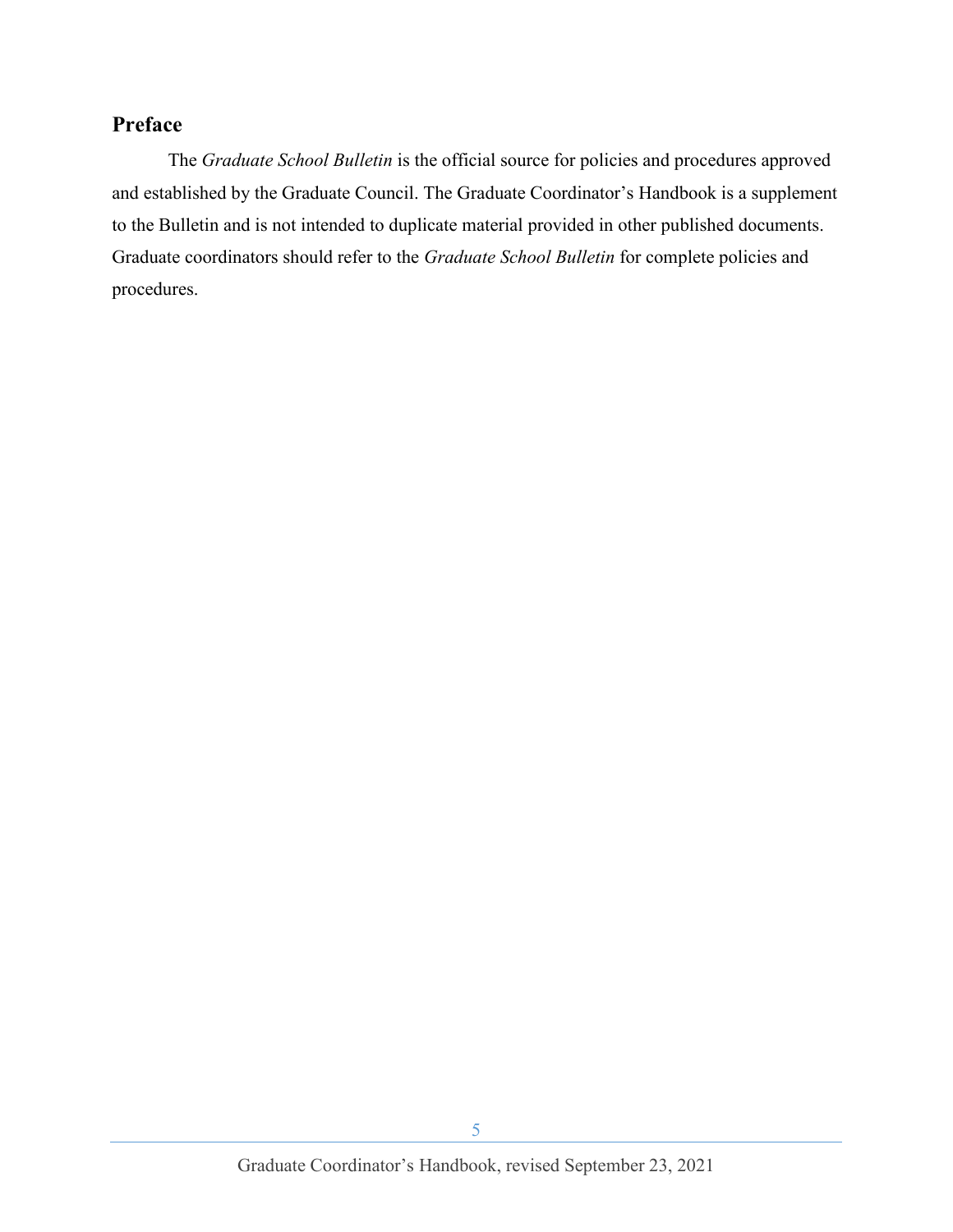## Preface

The *Graduate School Bulletin* is the official source for policies and procedures approved and established by the Graduate Council. The Graduate Coordinator's Handbook is a supplement to the Bulletin and is not intended to duplicate material provided in other published documents. Graduate coordinators should refer to the *Graduate School Bulletin* for complete policies and procedures.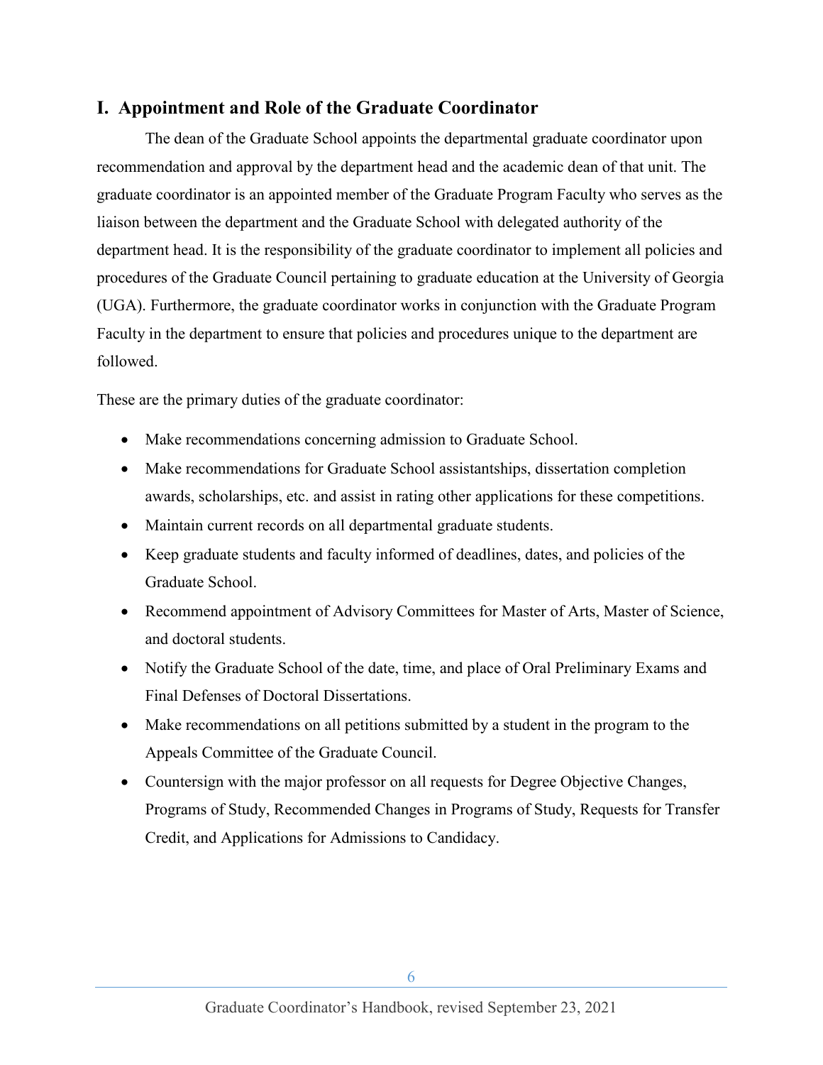## I. Appointment and Role of the Graduate Coordinator

The dean of the Graduate School appoints the departmental graduate coordinator upon recommendation and approval by the department head and the academic dean of that unit. The graduate coordinator is an appointed member of the Graduate Program Faculty who serves as the liaison between the department and the Graduate School with delegated authority of the department head. It is the responsibility of the graduate coordinator to implement all policies and procedures of the Graduate Council pertaining to graduate education at the University of Georgia (UGA). Furthermore, the graduate coordinator works in conjunction with the Graduate Program Faculty in the department to ensure that policies and procedures unique to the department are followed.

These are the primary duties of the graduate coordinator:

- Make recommendations concerning admission to Graduate School.
- Make recommendations for Graduate School assistantships, dissertation completion awards, scholarships, etc. and assist in rating other applications for these competitions.
- Maintain current records on all departmental graduate students.
- Keep graduate students and faculty informed of deadlines, dates, and policies of the Graduate School.
- Recommend appointment of Advisory Committees for Master of Arts, Master of Science, and doctoral students.
- Notify the Graduate School of the date, time, and place of Oral Preliminary Exams and Final Defenses of Doctoral Dissertations.
- Make recommendations on all petitions submitted by a student in the program to the Appeals Committee of the Graduate Council.
- Countersign with the major professor on all requests for Degree Objective Changes, Programs of Study, Recommended Changes in Programs of Study, Requests for Transfer Credit, and Applications for Admissions to Candidacy.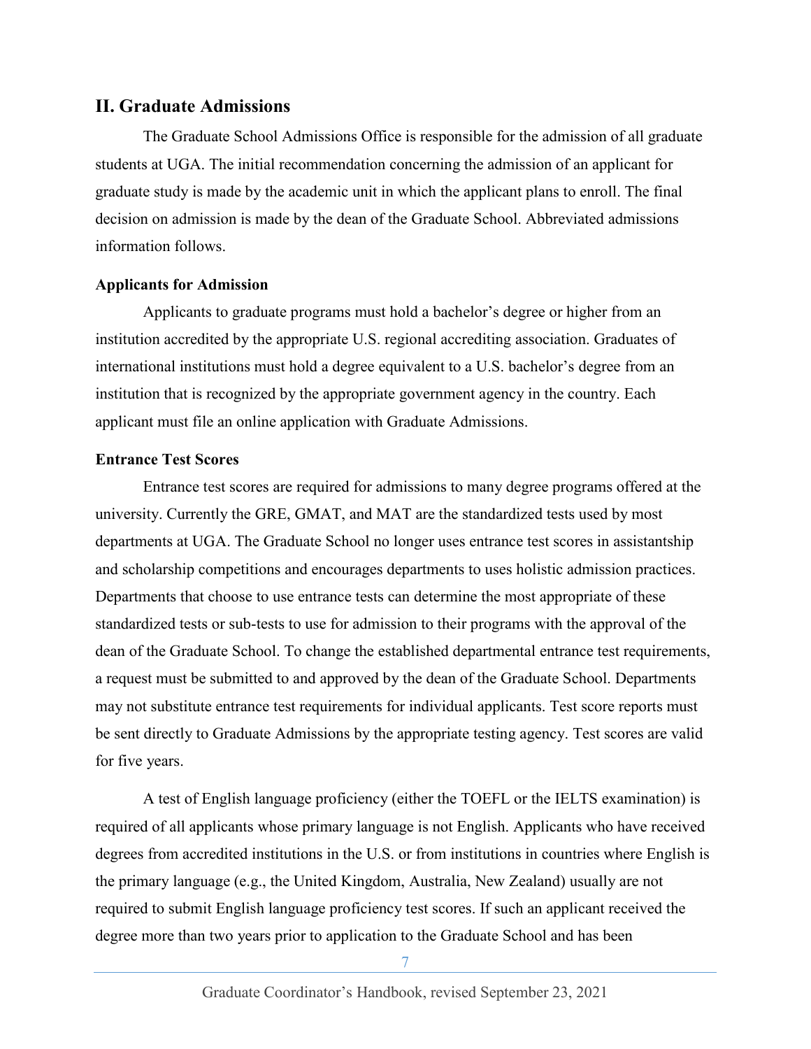## II. Graduate Admissions

The Graduate School Admissions Office is responsible for the admission of all graduate students at UGA. The initial recommendation concerning the admission of an applicant for graduate study is made by the academic unit in which the applicant plans to enroll. The final decision on admission is made by the dean of the Graduate School. Abbreviated admissions information follows.

### Applicants for Admission

Applicants to graduate programs must hold a bachelor's degree or higher from an institution accredited by the appropriate U.S. regional accrediting association. Graduates of international institutions must hold a degree equivalent to a U.S. bachelor's degree from an institution that is recognized by the appropriate government agency in the country. Each applicant must file an online application with Graduate Admissions.

### Entrance Test Scores

Entrance test scores are required for admissions to many degree programs offered at the university. Currently the GRE, GMAT, and MAT are the standardized tests used by most departments at UGA. The Graduate School no longer uses entrance test scores in assistantship and scholarship competitions and encourages departments to uses holistic admission practices. Departments that choose to use entrance tests can determine the most appropriate of these standardized tests or sub-tests to use for admission to their programs with the approval of the dean of the Graduate School. To change the established departmental entrance test requirements, a request must be submitted to and approved by the dean of the Graduate School. Departments may not substitute entrance test requirements for individual applicants. Test score reports must be sent directly to Graduate Admissions by the appropriate testing agency. Test scores are valid for five years.

A test of English language proficiency (either the TOEFL or the IELTS examination) is required of all applicants whose primary language is not English. Applicants who have received degrees from accredited institutions in the U.S. or from institutions in countries where English is the primary language (e.g., the United Kingdom, Australia, New Zealand) usually are not required to submit English language proficiency test scores. If such an applicant received the degree more than two years prior to application to the Graduate School and has been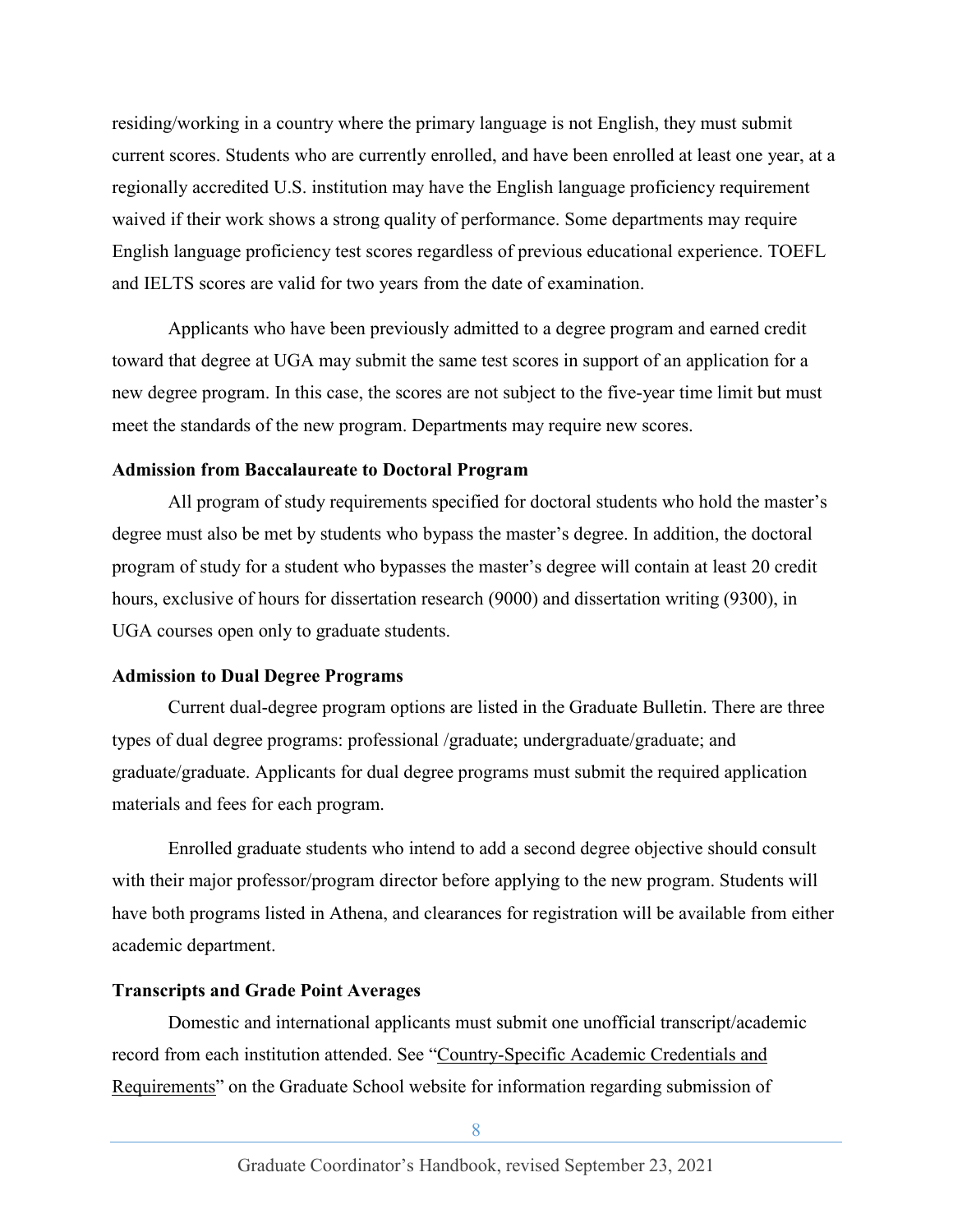residing/working in a country where the primary language is not English, they must submit current scores. Students who are currently enrolled, and have been enrolled at least one year, at a regionally accredited U.S. institution may have the English language proficiency requirement waived if their work shows a strong quality of performance. Some departments may require English language proficiency test scores regardless of previous educational experience. TOEFL and IELTS scores are valid for two years from the date of examination.

Applicants who have been previously admitted to a degree program and earned credit toward that degree at UGA may submit the same test scores in support of an application for a new degree program. In this case, the scores are not subject to the five-year time limit but must meet the standards of the new program. Departments may require new scores.

### Admission from Baccalaureate to Doctoral Program

All program of study requirements specified for doctoral students who hold the master's degree must also be met by students who bypass the master's degree. In addition, the doctoral program of study for a student who bypasses the master's degree will contain at least 20 credit hours, exclusive of hours for dissertation research (9000) and dissertation writing (9300), in UGA courses open only to graduate students.

### Admission to Dual Degree Programs

Current dual-degree program options are listed in the Graduate Bulletin. There are three types of dual degree programs: professional /graduate; undergraduate/graduate; and graduate/graduate. Applicants for dual degree programs must submit the required application materials and fees for each program.

Enrolled graduate students who intend to add a second degree objective should consult with their major professor/program director before applying to the new program. Students will have both programs listed in Athena, and clearances for registration will be available from either academic department.

### Transcripts and Grade Point Averages

Domestic and international applicants must submit one unofficial transcript/academic record from each institution attended. See "Country-Specific Academic Credentials and Requirements" on the Graduate School website for information regarding submission of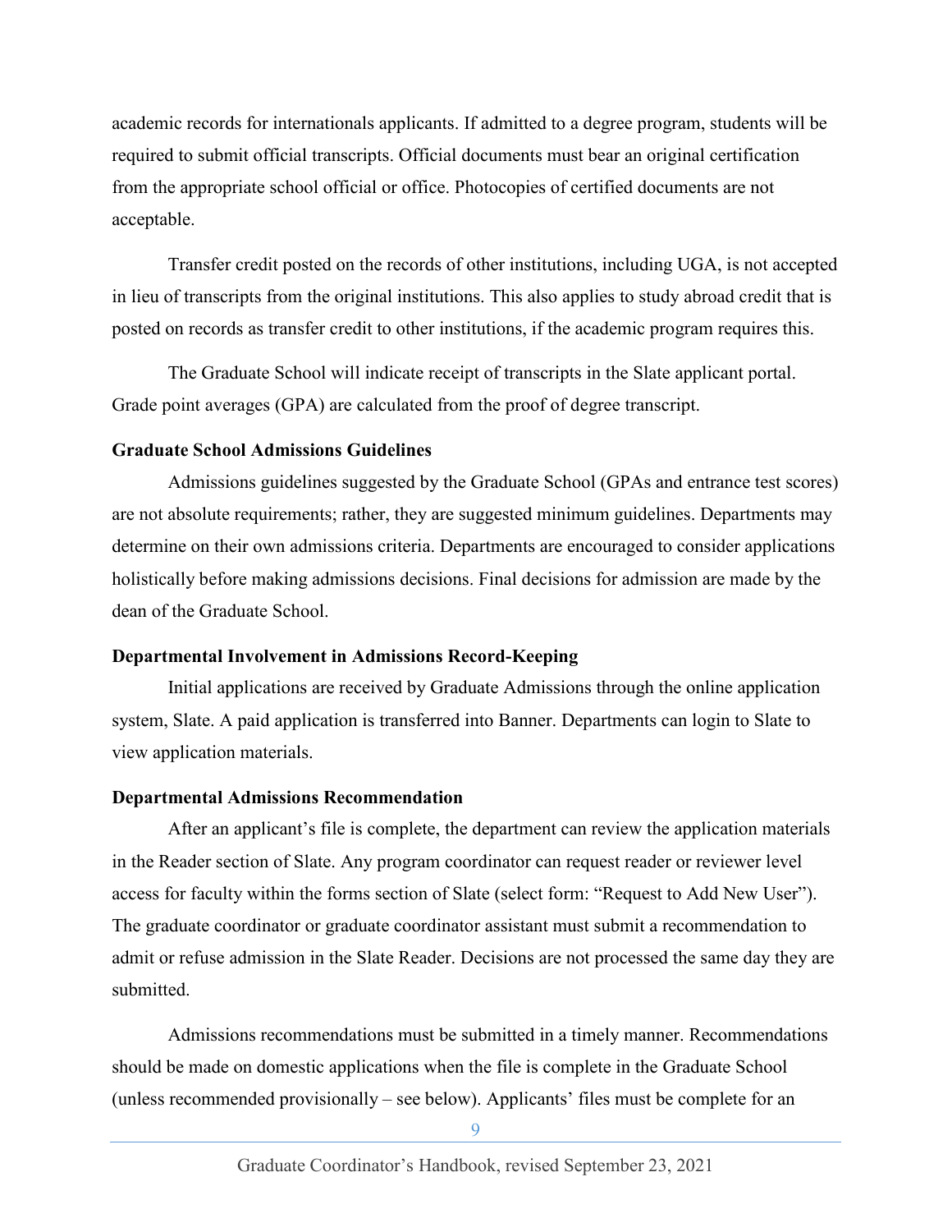academic records for internationals applicants. If admitted to a degree program, students will be required to submit official transcripts. Official documents must bear an original certification from the appropriate school official or office. Photocopies of certified documents are not acceptable.

Transfer credit posted on the records of other institutions, including UGA, is not accepted in lieu of transcripts from the original institutions. This also applies to study abroad credit that is posted on records as transfer credit to other institutions, if the academic program requires this.

The Graduate School will indicate receipt of transcripts in the Slate applicant portal. Grade point averages (GPA) are calculated from the proof of degree transcript.

**Graduate School Admissions Guidelines**

Admissions guidelines suggested by the Graduate School (GPAs and entrance test scores) are not absolute requirements; rather, they are suggested minimum guidelines. Departments may determine on their own admissions criteria. Departments are encouraged to consider applications holistically before making admissions decisions. Final decisions for admission are made by the dean of the Graduate School.

**Departmental Involvement in Admissions Record-Keeping**

Initial applications are received by Graduate Admissions through the online application system, Slate. A paid application is transferred into Banner. Departments can login to Slate to view application materials.

**Departmental Admissions Recommendation**

After an applicant's file is complete, the department can review the application materials in the Reader section of Slate. Any program coordinator can request reader or reviewer level access for faculty within the forms section of Slate (select form: "Request to Add New User"). The graduate coordinator or graduate coordinator assistant must submit a recommendation to admit or refuse admission in the Slate Reader. Decisions are not processed the same day they are submitted.

Admissions recommendations must be submitted in a timely manner. Recommendations should be made on domestic applications when the file is complete in the Graduate School (unless recommended provisionally – see below). Applicants' files must be complete for an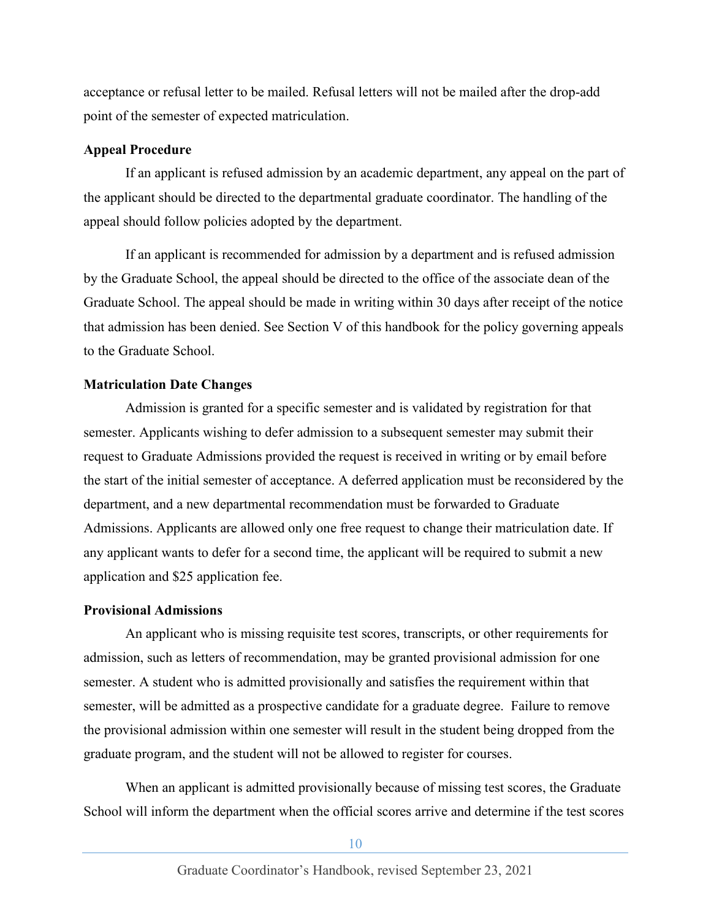acceptance or refusal letter to be mailed. Refusal letters will not be mailed after the drop-add point of the semester of expected matriculation.

**Appeal Procedure**

If an applicant is refused admission by an academic department, any appeal on the part of the applicant should be directed to the departmental graduate coordinator. The handling of the appeal should follow policies adopted by the department.

If an applicant is recommended for admission by a department and is refused admission by the Graduate School, the appeal should be directed to the office of the associate dean of the Graduate School. The appeal should be made in writing within 30 days after receipt of the notice that admission has been denied. See Section V of this handbook for the policy governing appeals to the Graduate School.

**Matriculation Date Changes**

Admission is granted for a specific semester and is validated by registration for that semester. Applicants wishing to defer admission to a subsequent semester may submit their request to Graduate Admissions provided the request is received in writing or by email before the start of the initial semester of acceptance. A deferred application must be reconsidered by the department, and a new departmental recommendation must be forwarded to Graduate Admissions. Applicants are allowed only one free request to change their matriculation date. If any applicant wants to defer for a second time, the applicant will be required to submit a new application and $25 application fee.

**Provisional Admissions**

An applicant who is missing requisite test scores, transcripts, or other requirements for admission, such as letters of recommendation, may be granted provisional admission for one semester. A student who is admitted provisionally and satisfies the requirement within that semester, will be admitted as a prospective candidate for a graduate degree. Failure to remove the provisional admission within one semester will result in the student being dropped from the graduate program, and the student will not be allowed to register for courses.

When an applicant is admitted provisionally because of missing test scores, the Graduate School will inform the department when the official scores arrive and determine if the test scores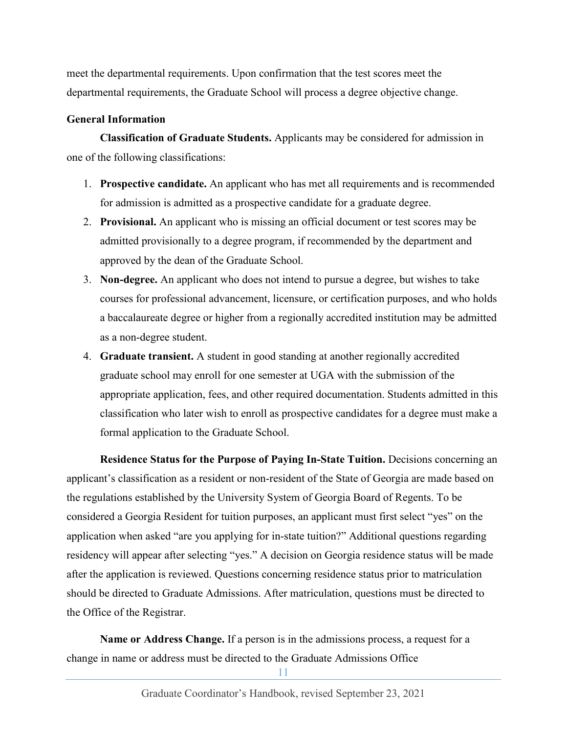meet the departmental requirements. Upon confirmation that the test scores meet the departmental requirements, the Graduate School will process a degree objective change.

**General Information**

**Classification of Graduate Students.** Applicants may be considered for admission in one of the following classifications:

1. **Prospective candidate.** An applicant who has met all requirements and is recommended for admission is admitted as a prospective candidate for a graduate degree.
2. **Provisional.** An applicant who is missing an official document or test scores may be admitted provisionally to a degree program, if recommended by the department and approved by the dean of the Graduate School.
3. **Non-degree.** An applicant who does not intend to pursue a degree, but wishes to take courses for professional advancement, licensure, or certification purposes, and who holds a baccalaureate degree or higher from a regionally accredited institution may be admitted as a non-degree student.
4. **Graduate transient.** A student in good standing at another regionally accredited graduate school may enroll for one semester at UGA with the submission of the appropriate application, fees, and other required documentation. Students admitted in this classification who later wish to enroll as prospective candidates for a degree must make a formal application to the Graduate School.

**Residence Status for the Purpose of Paying In-State Tuition.** Decisions concerning an applicant's classification as a resident or non-resident of the State of Georgia are made based on the regulations established by the University System of Georgia Board of Regents. To be considered a Georgia Resident for tuition purposes, an applicant must first select "yes" on the application when asked "are you applying for in-state tuition?" Additional questions regarding residency will appear after selecting "yes." A decision on Georgia residence status will be made after the application is reviewed. Questions concerning residence status prior to matriculation should be directed to Graduate Admissions. After matriculation, questions must be directed to the Office of the Registrar.

**Name or Address Change.** If a person is in the admissions process, a request for a change in name or address must be directed to the Graduate Admissions Office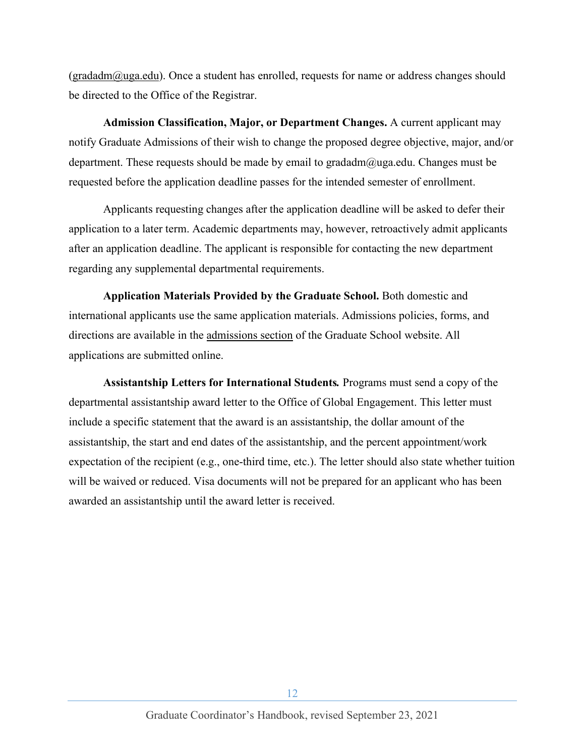(gradadm@uga.edu). Once a student has enrolled, requests for name or address changes should be directed to the Office of the Registrar.

**Admission Classification, Major, or Department Changes.** A current applicant may notify Graduate Admissions of their wish to change the proposed degree objective, major, and/or department. These requests should be made by email to gradadm@uga.edu. Changes must be requested before the application deadline passes for the intended semester of enrollment.

Applicants requesting changes after the application deadline will be asked to defer their application to a later term. Academic departments may, however, retroactively admit applicants after an application deadline. The applicant is responsible for contacting the new department regarding any supplemental departmental requirements.

**Application Materials Provided by the Graduate School.** Both domestic and international applicants use the same application materials. Admissions policies, forms, and directions are available in the admissions section of the Graduate School website. All applications are submitted online.

**Assistantship Letters for International Students.** Programs must send a copy of the departmental assistantship award letter to the Office of Global Engagement. This letter must include a specific statement that the award is an assistantship, the dollar amount of the assistantship, the start and end dates of the assistantship, and the percent appointment/work expectation of the recipient (e.g., one-third time, etc.). The letter should also state whether tuition will be waived or reduced. Visa documents will not be prepared for an applicant who has been awarded an assistantship until the award letter is received.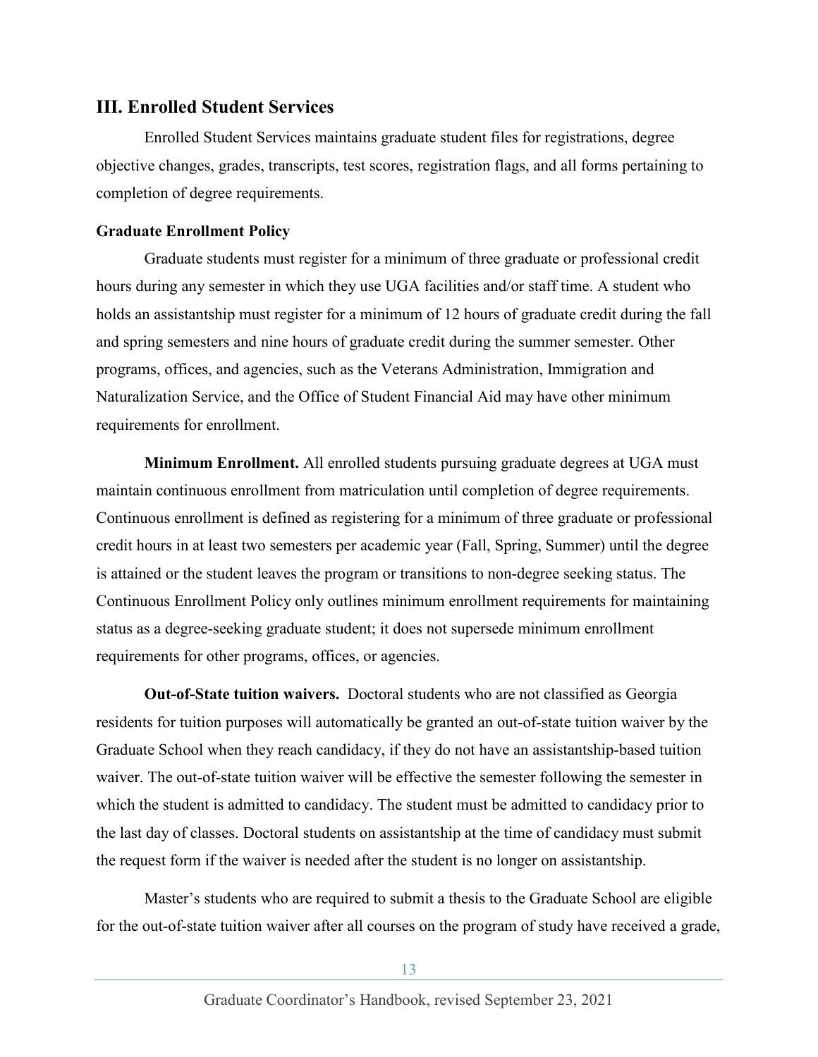## III. Enrolled Student Services

Enrolled Student Services maintains graduate student files for registrations, degree objective changes, grades, transcripts, test scores, registration flags, and all forms pertaining to completion of degree requirements.

### Graduate Enrollment Policy

Graduate students must register for a minimum of three graduate or professional credit hours during any semester in which they use UGA facilities and/or staff time. A student who holds an assistantship must register for a minimum of 12 hours of graduate credit during the fall and spring semesters and nine hours of graduate credit during the summer semester. Other programs, offices, and agencies, such as the Veterans Administration, Immigration and Naturalization Service, and the Office of Student Financial Aid may have other minimum requirements for enrollment.

**Minimum Enrollment.** All enrolled students pursuing graduate degrees at UGA must maintain continuous enrollment from matriculation until completion of degree requirements. Continuous enrollment is defined as registering for a minimum of three graduate or professional credit hours in at least two semesters per academic year (Fall, Spring, Summer) until the degree is attained or the student leaves the program or transitions to non-degree seeking status. The Continuous Enrollment Policy only outlines minimum enrollment requirements for maintaining status as a degree-seeking graduate student; it does not supersede minimum enrollment requirements for other programs, offices, or agencies.

**Out-of-State tuition waivers.** Doctoral students who are not classified as Georgia residents for tuition purposes will automatically be granted an out-of-state tuition waiver by the Graduate School when they reach candidacy, if they do not have an assistantship-based tuition waiver. The out-of-state tuition waiver will be effective the semester following the semester in which the student is admitted to candidacy. The student must be admitted to candidacy prior to the last day of classes. Doctoral students on assistantship at the time of candidacy must submit the request form if the waiver is needed after the student is no longer on assistantship.

Master's students who are required to submit a thesis to the Graduate School are eligible for the out-of-state tuition waiver after all courses on the program of study have received a grade,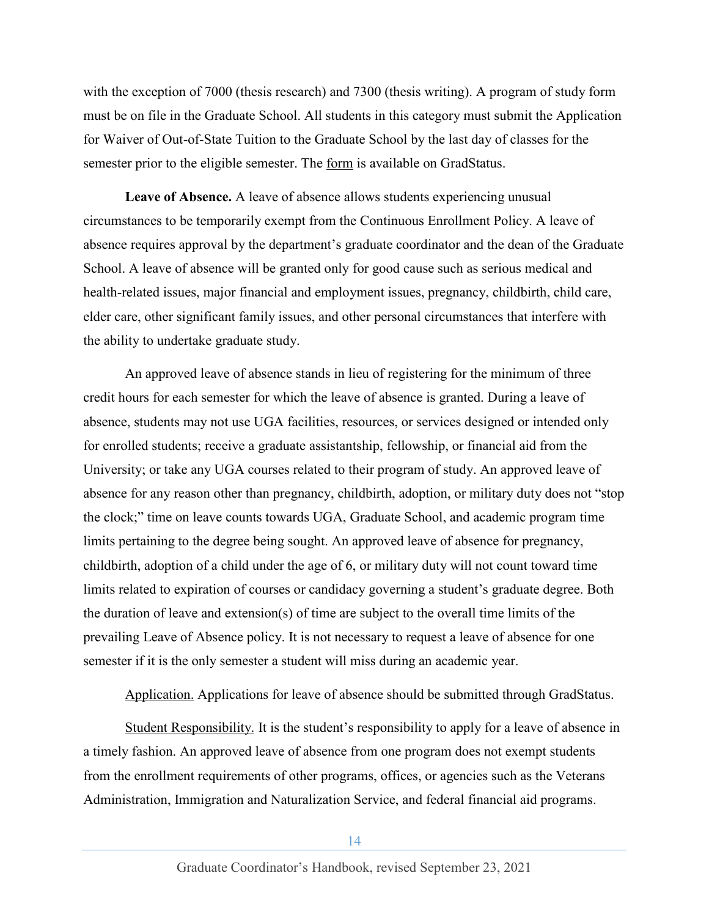with the exception of 7000 (thesis research) and 7300 (thesis writing). A program of study form must be on file in the Graduate School. All students in this category must submit the Application for Waiver of Out-of-State Tuition to the Graduate School by the last day of classes for the semester prior to the eligible semester. The form is available on GradStatus.

**Leave of Absence.** A leave of absence allows students experiencing unusual circumstances to be temporarily exempt from the Continuous Enrollment Policy. A leave of absence requires approval by the department's graduate coordinator and the dean of the Graduate School. A leave of absence will be granted only for good cause such as serious medical and health-related issues, major financial and employment issues, pregnancy, childbirth, child care, elder care, other significant family issues, and other personal circumstances that interfere with the ability to undertake graduate study.

An approved leave of absence stands in lieu of registering for the minimum of three credit hours for each semester for which the leave of absence is granted. During a leave of absence, students may not use UGA facilities, resources, or services designed or intended only for enrolled students; receive a graduate assistantship, fellowship, or financial aid from the University; or take any UGA courses related to their program of study. An approved leave of absence for any reason other than pregnancy, childbirth, adoption, or military duty does not "stop the clock;" time on leave counts towards UGA, Graduate School, and academic program time limits pertaining to the degree being sought. An approved leave of absence for pregnancy, childbirth, adoption of a child under the age of 6, or military duty will not count toward time limits related to expiration of courses or candidacy governing a student's graduate degree. Both the duration of leave and extension(s) of time are subject to the overall time limits of the prevailing Leave of Absence policy. It is not necessary to request a leave of absence for one semester if it is the only semester a student will miss during an academic year.

Application. Applications for leave of absence should be submitted through GradStatus.

Student Responsibility. It is the student's responsibility to apply for a leave of absence in a timely fashion. An approved leave of absence from one program does not exempt students from the enrollment requirements of other programs, offices, or agencies such as the Veterans Administration, Immigration and Naturalization Service, and federal financial aid programs.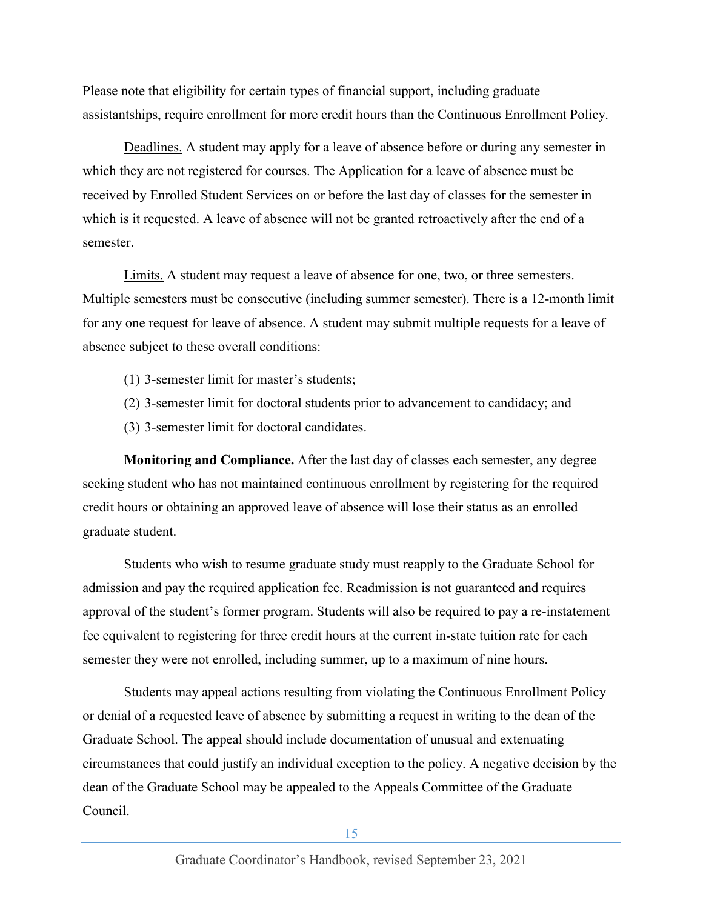Please note that eligibility for certain types of financial support, including graduate assistantships, require enrollment for more credit hours than the Continuous Enrollment Policy.

Deadlines. A student may apply for a leave of absence before or during any semester in which they are not registered for courses. The Application for a leave of absence must be received by Enrolled Student Services on or before the last day of classes for the semester in which is it requested. A leave of absence will not be granted retroactively after the end of a semester.

Limits. A student may request a leave of absence for one, two, or three semesters. Multiple semesters must be consecutive (including summer semester). There is a 12-month limit for any one request for leave of absence. A student may submit multiple requests for a leave of absence subject to these overall conditions:

(1) 3-semester limit for master's students;

(2) 3-semester limit for doctoral students prior to advancement to candidacy; and

(3) 3-semester limit for doctoral candidates.

**Monitoring and Compliance.** After the last day of classes each semester, any degree seeking student who has not maintained continuous enrollment by registering for the required credit hours or obtaining an approved leave of absence will lose their status as an enrolled graduate student.

Students who wish to resume graduate study must reapply to the Graduate School for admission and pay the required application fee. Readmission is not guaranteed and requires approval of the student's former program. Students will also be required to pay a re-instatement fee equivalent to registering for three credit hours at the current in-state tuition rate for each semester they were not enrolled, including summer, up to a maximum of nine hours.

Students may appeal actions resulting from violating the Continuous Enrollment Policy or denial of a requested leave of absence by submitting a request in writing to the dean of the Graduate School. The appeal should include documentation of unusual and extenuating circumstances that could justify an individual exception to the policy. A negative decision by the dean of the Graduate School may be appealed to the Appeals Committee of the Graduate Council.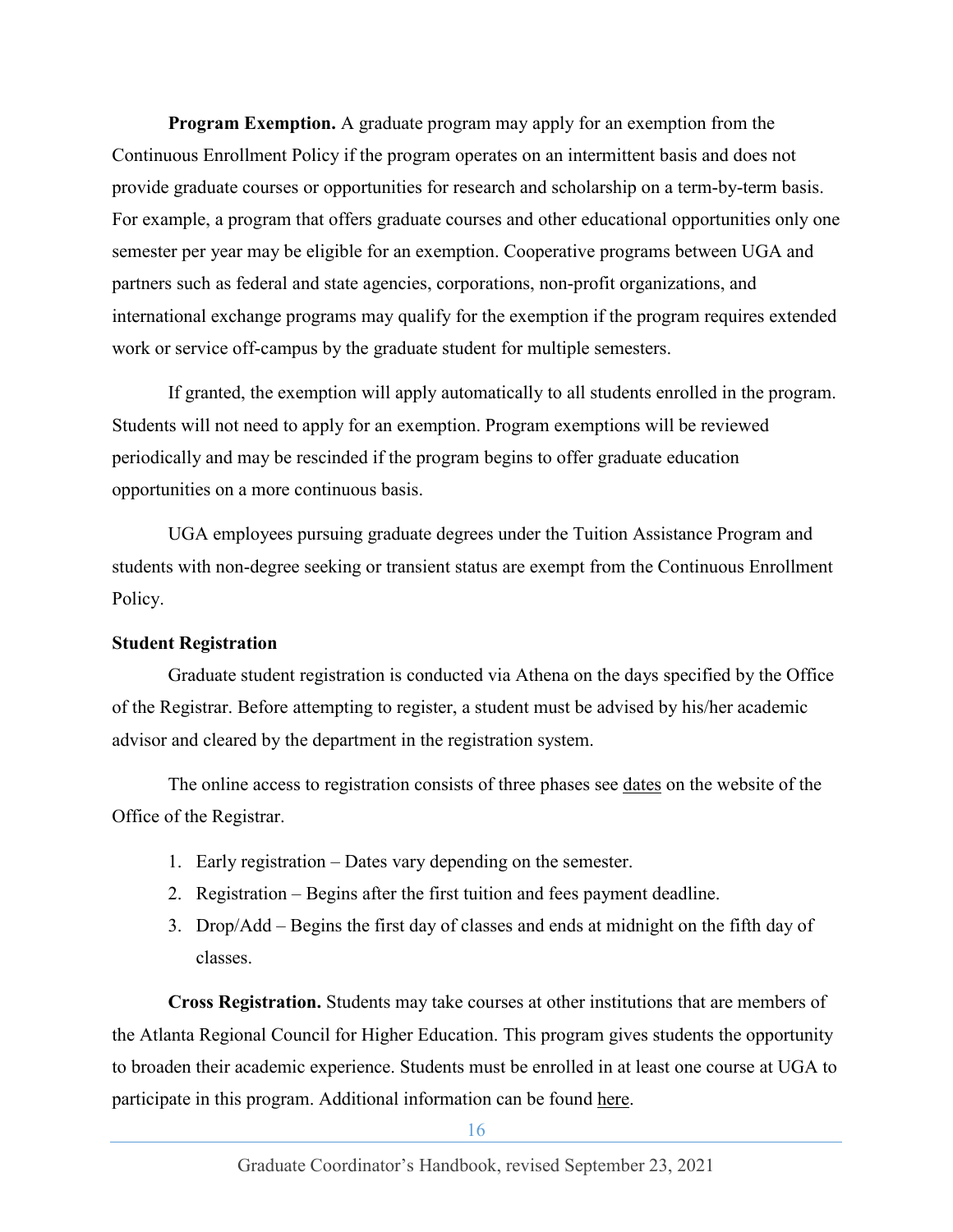**Program Exemption.** A graduate program may apply for an exemption from the Continuous Enrollment Policy if the program operates on an intermittent basis and does not provide graduate courses or opportunities for research and scholarship on a term-by-term basis. For example, a program that offers graduate courses and other educational opportunities only one semester per year may be eligible for an exemption. Cooperative programs between UGA and partners such as federal and state agencies, corporations, non-profit organizations, and international exchange programs may qualify for the exemption if the program requires extended work or service off-campus by the graduate student for multiple semesters.

If granted, the exemption will apply automatically to all students enrolled in the program. Students will not need to apply for an exemption. Program exemptions will be reviewed periodically and may be rescinded if the program begins to offer graduate education opportunities on a more continuous basis.

UGA employees pursuing graduate degrees under the Tuition Assistance Program and students with non-degree seeking or transient status are exempt from the Continuous Enrollment Policy.

### Student Registration

Graduate student registration is conducted via Athena on the days specified by the Office of the Registrar. Before attempting to register, a student must be advised by his/her academic advisor and cleared by the department in the registration system.

The online access to registration consists of three phases see dates on the website of the Office of the Registrar.

1. Early registration – Dates vary depending on the semester.
2. Registration – Begins after the first tuition and fees payment deadline.
3. Drop/Add – Begins the first day of classes and ends at midnight on the fifth day of classes.

**Cross Registration.** Students may take courses at other institutions that are members of the Atlanta Regional Council for Higher Education. This program gives students the opportunity to broaden their academic experience. Students must be enrolled in at least one course at UGA to participate in this program. Additional information can be found here.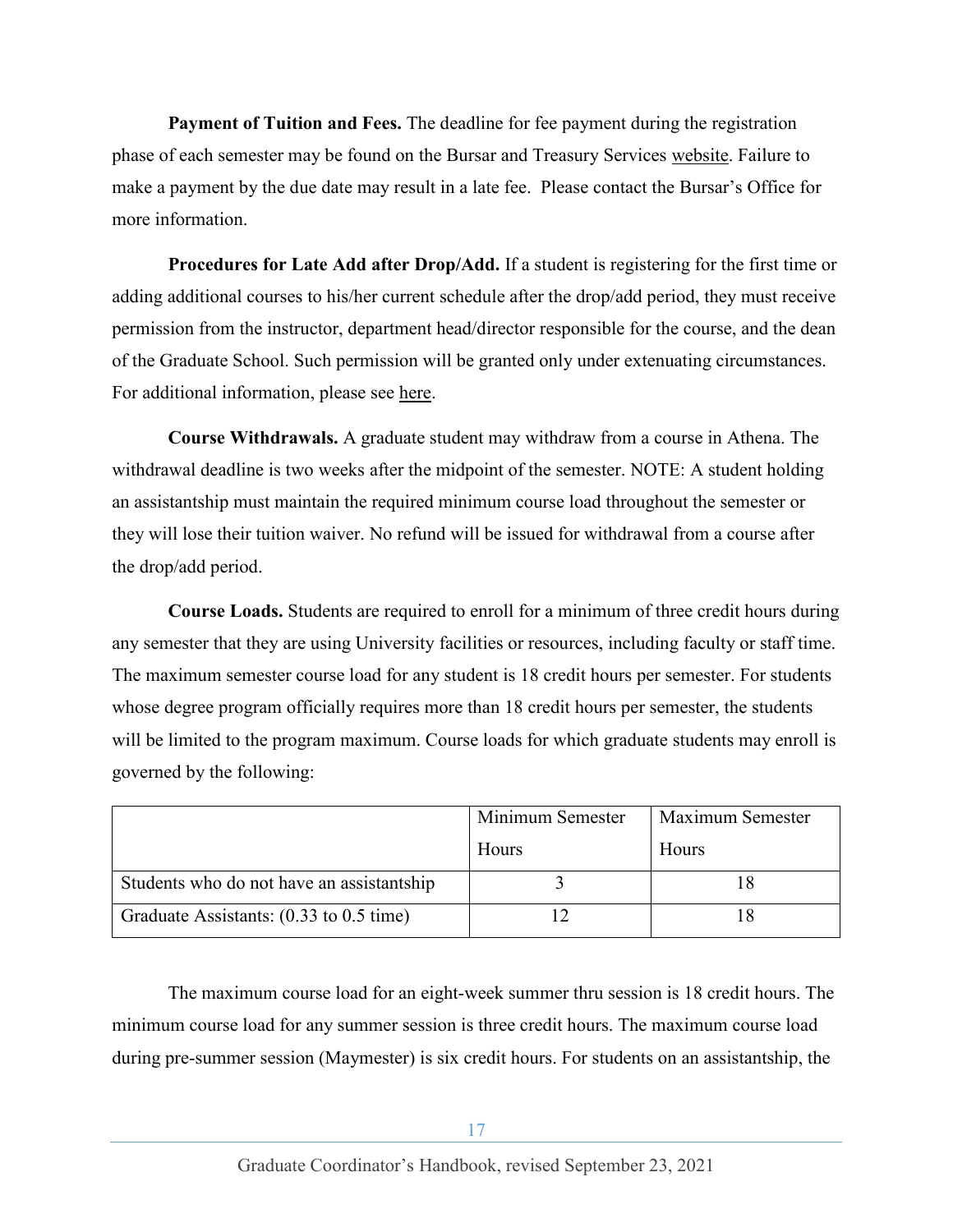**Payment of Tuition and Fees.** The deadline for fee payment during the registration phase of each semester may be found on the Bursar and Treasury Services website. Failure to make a payment by the due date may result in a late fee. Please contact the Bursar's Office for more information.

**Procedures for Late Add after Drop/Add.** If a student is registering for the first time or adding additional courses to his/her current schedule after the drop/add period, they must receive permission from the instructor, department head/director responsible for the course, and the dean of the Graduate School. Such permission will be granted only under extenuating circumstances. For additional information, please see here.

**Course Withdrawals.** A graduate student may withdraw from a course in Athena. The withdrawal deadline is two weeks after the midpoint of the semester. NOTE: A student holding an assistantship must maintain the required minimum course load throughout the semester or they will lose their tuition waiver. No refund will be issued for withdrawal from a course after the drop/add period.

**Course Loads.** Students are required to enroll for a minimum of three credit hours during any semester that they are using University facilities or resources, including faculty or staff time. The maximum semester course load for any student is 18 credit hours per semester. For students whose degree program officially requires more than 18 credit hours per semester, the students will be limited to the program maximum. Course loads for which graduate students may enroll is governed by the following:

| | Minimum Semester Hours | Maximum Semester Hours |
|---|---|---|
| Students who do not have an assistantship | 3 | 18 |
| Graduate Assistants: (0.33 to 0.5 time) | 12 | 18 |

The maximum course load for an eight-week summer thru session is 18 credit hours. The minimum course load for any summer session is three credit hours. The maximum course load during pre-summer session (Maymester) is six credit hours. For students on an assistantship, the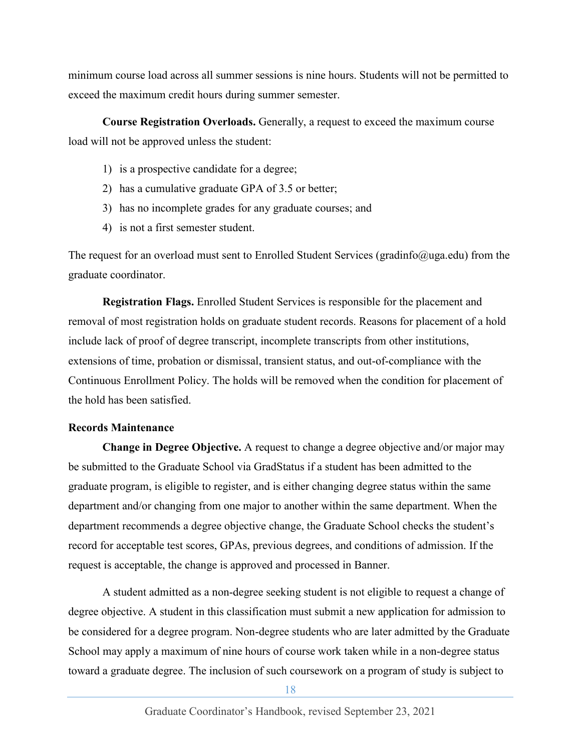minimum course load across all summer sessions is nine hours. Students will not be permitted to exceed the maximum credit hours during summer semester.

**Course Registration Overloads.** Generally, a request to exceed the maximum course load will not be approved unless the student:

1) is a prospective candidate for a degree;
2) has a cumulative graduate GPA of 3.5 or better;
3) has no incomplete grades for any graduate courses; and
4) is not a first semester student.

The request for an overload must sent to Enrolled Student Services (gradinfo@uga.edu) from the graduate coordinator.

**Registration Flags.** Enrolled Student Services is responsible for the placement and removal of most registration holds on graduate student records. Reasons for placement of a hold include lack of proof of degree transcript, incomplete transcripts from other institutions, extensions of time, probation or dismissal, transient status, and out-of-compliance with the Continuous Enrollment Policy. The holds will be removed when the condition for placement of the hold has been satisfied.

**Records Maintenance**

**Change in Degree Objective.** A request to change a degree objective and/or major may be submitted to the Graduate School via GradStatus if a student has been admitted to the graduate program, is eligible to register, and is either changing degree status within the same department and/or changing from one major to another within the same department. When the department recommends a degree objective change, the Graduate School checks the student's record for acceptable test scores, GPAs, previous degrees, and conditions of admission. If the request is acceptable, the change is approved and processed in Banner.

A student admitted as a non-degree seeking student is not eligible to request a change of degree objective. A student in this classification must submit a new application for admission to be considered for a degree program. Non-degree students who are later admitted by the Graduate School may apply a maximum of nine hours of course work taken while in a non-degree status toward a graduate degree. The inclusion of such coursework on a program of study is subject to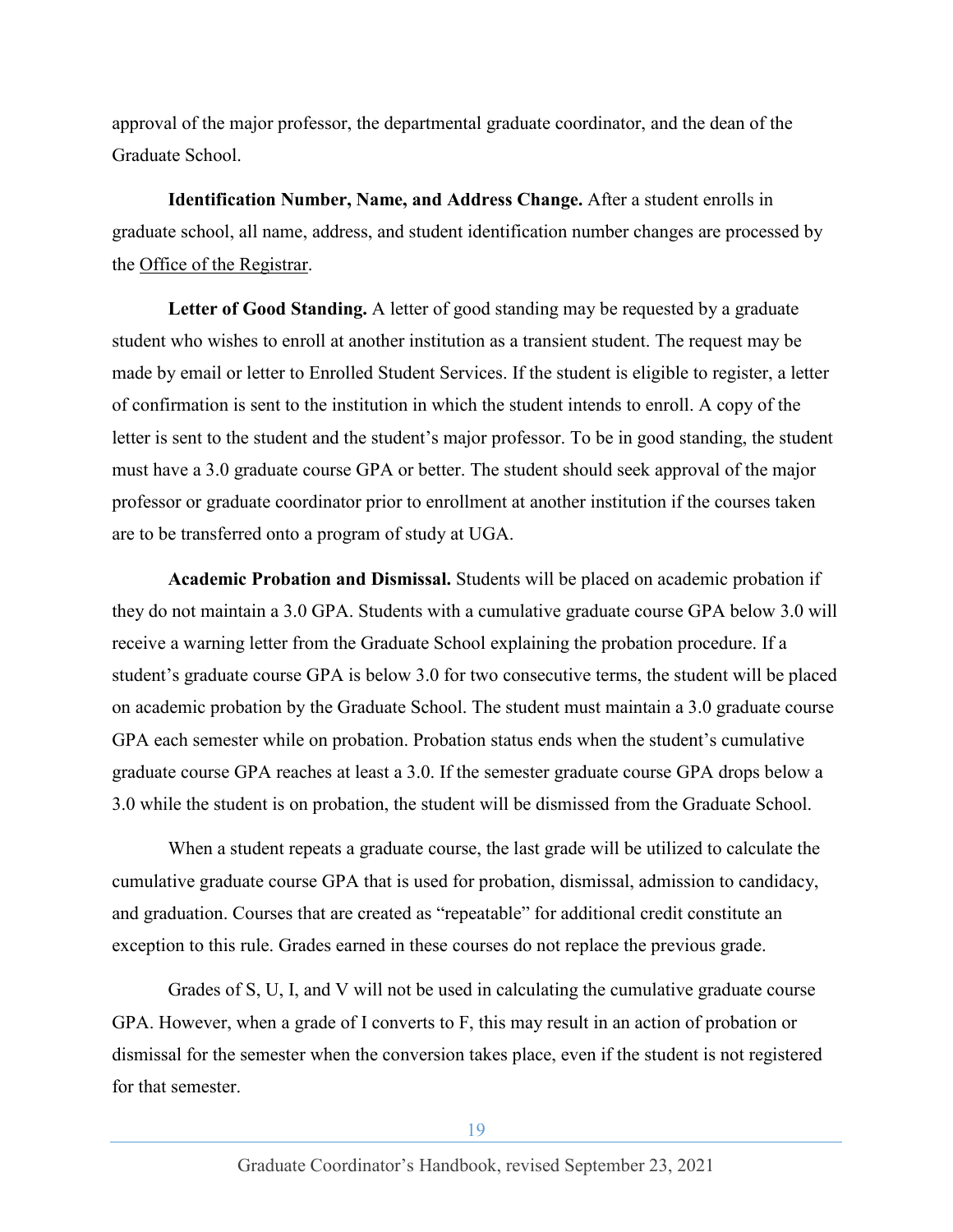approval of the major professor, the departmental graduate coordinator, and the dean of the Graduate School.

**Identification Number, Name, and Address Change.** After a student enrolls in graduate school, all name, address, and student identification number changes are processed by the Office of the Registrar.

**Letter of Good Standing.** A letter of good standing may be requested by a graduate student who wishes to enroll at another institution as a transient student. The request may be made by email or letter to Enrolled Student Services. If the student is eligible to register, a letter of confirmation is sent to the institution in which the student intends to enroll. A copy of the letter is sent to the student and the student's major professor. To be in good standing, the student must have a 3.0 graduate course GPA or better. The student should seek approval of the major professor or graduate coordinator prior to enrollment at another institution if the courses taken are to be transferred onto a program of study at UGA.

**Academic Probation and Dismissal.** Students will be placed on academic probation if they do not maintain a 3.0 GPA. Students with a cumulative graduate course GPA below 3.0 will receive a warning letter from the Graduate School explaining the probation procedure. If a student's graduate course GPA is below 3.0 for two consecutive terms, the student will be placed on academic probation by the Graduate School. The student must maintain a 3.0 graduate course GPA each semester while on probation. Probation status ends when the student's cumulative graduate course GPA reaches at least a 3.0. If the semester graduate course GPA drops below a 3.0 while the student is on probation, the student will be dismissed from the Graduate School.

When a student repeats a graduate course, the last grade will be utilized to calculate the cumulative graduate course GPA that is used for probation, dismissal, admission to candidacy, and graduation. Courses that are created as "repeatable" for additional credit constitute an exception to this rule. Grades earned in these courses do not replace the previous grade.

Grades of S, U, I, and V will not be used in calculating the cumulative graduate course GPA. However, when a grade of I converts to F, this may result in an action of probation or dismissal for the semester when the conversion takes place, even if the student is not registered for that semester.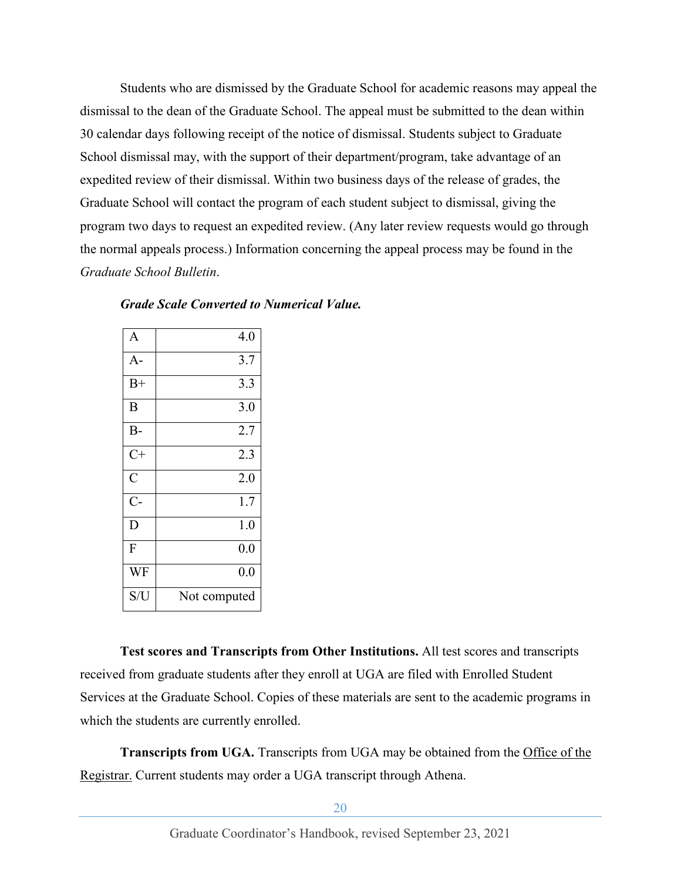Students who are dismissed by the Graduate School for academic reasons may appeal the dismissal to the dean of the Graduate School. The appeal must be submitted to the dean within 30 calendar days following receipt of the notice of dismissal. Students subject to Graduate School dismissal may, with the support of their department/program, take advantage of an expedited review of their dismissal. Within two business days of the release of grades, the Graduate School will contact the program of each student subject to dismissal, giving the program two days to request an expedited review. (Any later review requests would go through the normal appeals process.) Information concerning the appeal process may be found in the *Graduate School Bulletin*.

***Grade Scale Converted to Numerical Value.***

| Grade | Value |
|---|---|
| A | 4.0 |
| A- | 3.7 |
| B+ | 3.3 |
| B | 3.0 |
| B- | 2.7 |
| C+ | 2.3 |
| C | 2.0 |
| C- | 1.7 |
| D | 1.0 |
| F | 0.0 |
| WF | 0.0 |
| S/U | Not computed |

**Test scores and Transcripts from Other Institutions.** All test scores and transcripts received from graduate students after they enroll at UGA are filed with Enrolled Student Services at the Graduate School. Copies of these materials are sent to the academic programs in which the students are currently enrolled.

**Transcripts from UGA.** Transcripts from UGA may be obtained from the Office of the Registrar. Current students may order a UGA transcript through Athena.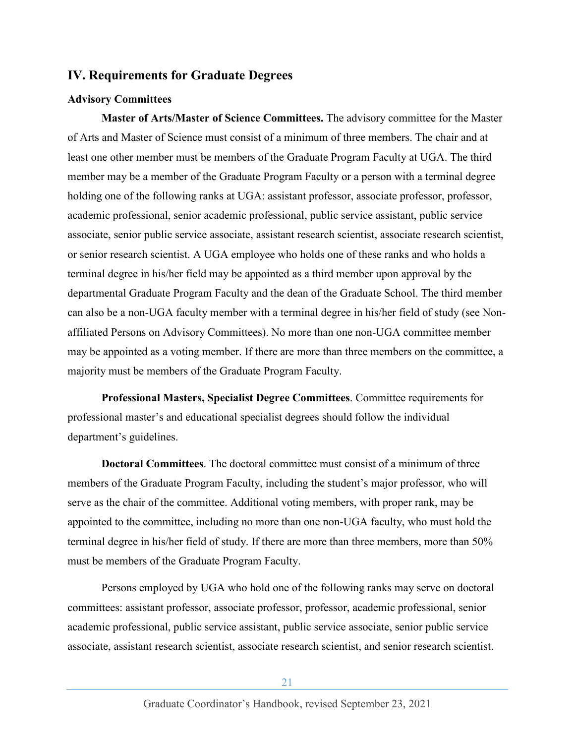## IV. Requirements for Graduate Degrees

### Advisory Committees

**Master of Arts/Master of Science Committees.** The advisory committee for the Master of Arts and Master of Science must consist of a minimum of three members. The chair and at least one other member must be members of the Graduate Program Faculty at UGA. The third member may be a member of the Graduate Program Faculty or a person with a terminal degree holding one of the following ranks at UGA: assistant professor, associate professor, professor, academic professional, senior academic professional, public service assistant, public service associate, senior public service associate, assistant research scientist, associate research scientist, or senior research scientist. A UGA employee who holds one of these ranks and who holds a terminal degree in his/her field may be appointed as a third member upon approval by the departmental Graduate Program Faculty and the dean of the Graduate School. The third member can also be a non-UGA faculty member with a terminal degree in his/her field of study (see Non-affiliated Persons on Advisory Committees). No more than one non-UGA committee member may be appointed as a voting member. If there are more than three members on the committee, a majority must be members of the Graduate Program Faculty.

**Professional Masters, Specialist Degree Committees**. Committee requirements for professional master's and educational specialist degrees should follow the individual department's guidelines.

**Doctoral Committees**. The doctoral committee must consist of a minimum of three members of the Graduate Program Faculty, including the student's major professor, who will serve as the chair of the committee. Additional voting members, with proper rank, may be appointed to the committee, including no more than one non-UGA faculty, who must hold the terminal degree in his/her field of study. If there are more than three members, more than 50% must be members of the Graduate Program Faculty.

Persons employed by UGA who hold one of the following ranks may serve on doctoral committees: assistant professor, associate professor, professor, academic professional, senior academic professional, public service assistant, public service associate, senior public service associate, assistant research scientist, associate research scientist, and senior research scientist.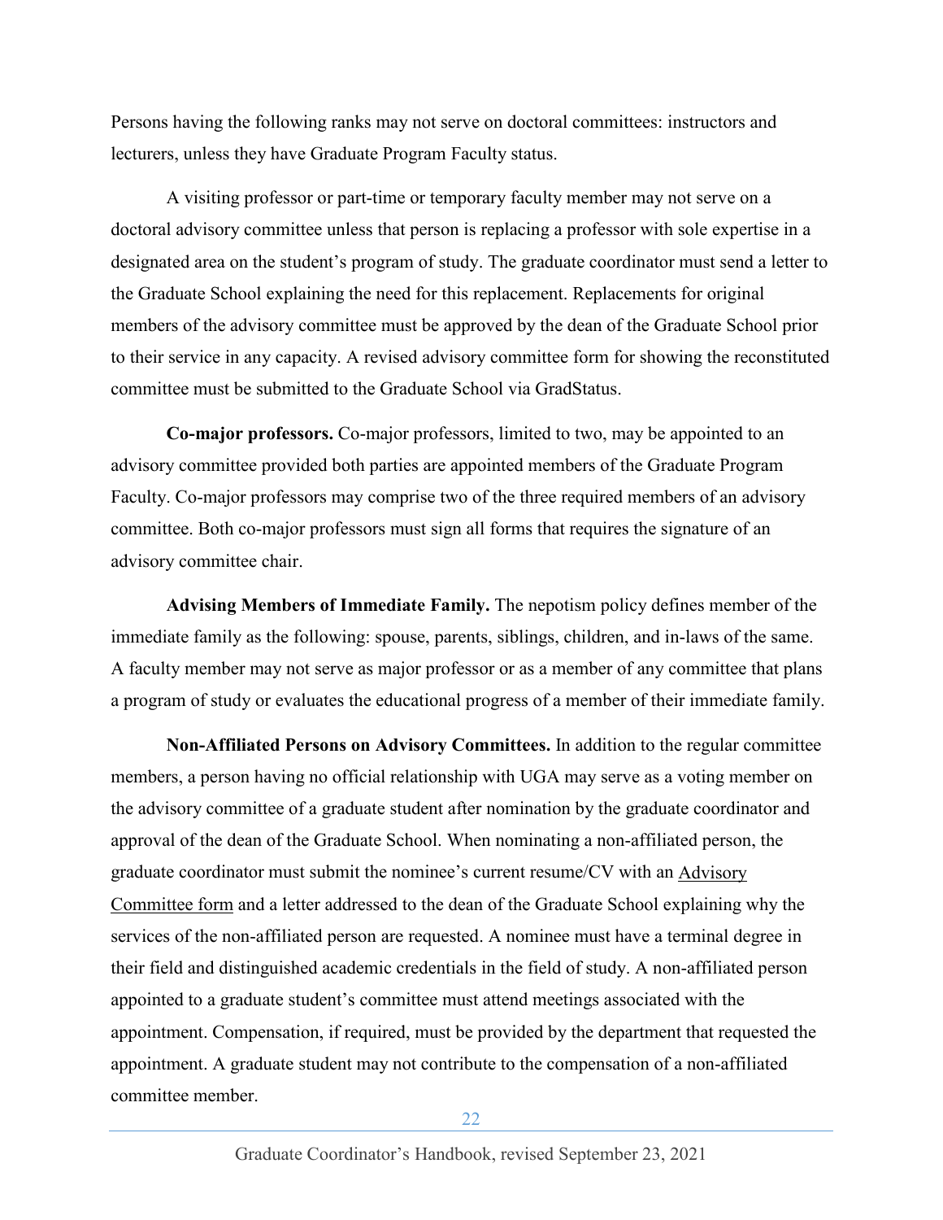Persons having the following ranks may not serve on doctoral committees: instructors and lecturers, unless they have Graduate Program Faculty status.

A visiting professor or part-time or temporary faculty member may not serve on a doctoral advisory committee unless that person is replacing a professor with sole expertise in a designated area on the student's program of study. The graduate coordinator must send a letter to the Graduate School explaining the need for this replacement. Replacements for original members of the advisory committee must be approved by the dean of the Graduate School prior to their service in any capacity. A revised advisory committee form for showing the reconstituted committee must be submitted to the Graduate School via GradStatus.

**Co-major professors.** Co-major professors, limited to two, may be appointed to an advisory committee provided both parties are appointed members of the Graduate Program Faculty. Co-major professors may comprise two of the three required members of an advisory committee. Both co-major professors must sign all forms that requires the signature of an advisory committee chair.

**Advising Members of Immediate Family.** The nepotism policy defines member of the immediate family as the following: spouse, parents, siblings, children, and in-laws of the same. A faculty member may not serve as major professor or as a member of any committee that plans a program of study or evaluates the educational progress of a member of their immediate family.

**Non-Affiliated Persons on Advisory Committees.** In addition to the regular committee members, a person having no official relationship with UGA may serve as a voting member on the advisory committee of a graduate student after nomination by the graduate coordinator and approval of the dean of the Graduate School. When nominating a non-affiliated person, the graduate coordinator must submit the nominee's current resume/CV with an Advisory Committee form and a letter addressed to the dean of the Graduate School explaining why the services of the non-affiliated person are requested. A nominee must have a terminal degree in their field and distinguished academic credentials in the field of study. A non-affiliated person appointed to a graduate student's committee must attend meetings associated with the appointment. Compensation, if required, must be provided by the department that requested the appointment. A graduate student may not contribute to the compensation of a non-affiliated committee member.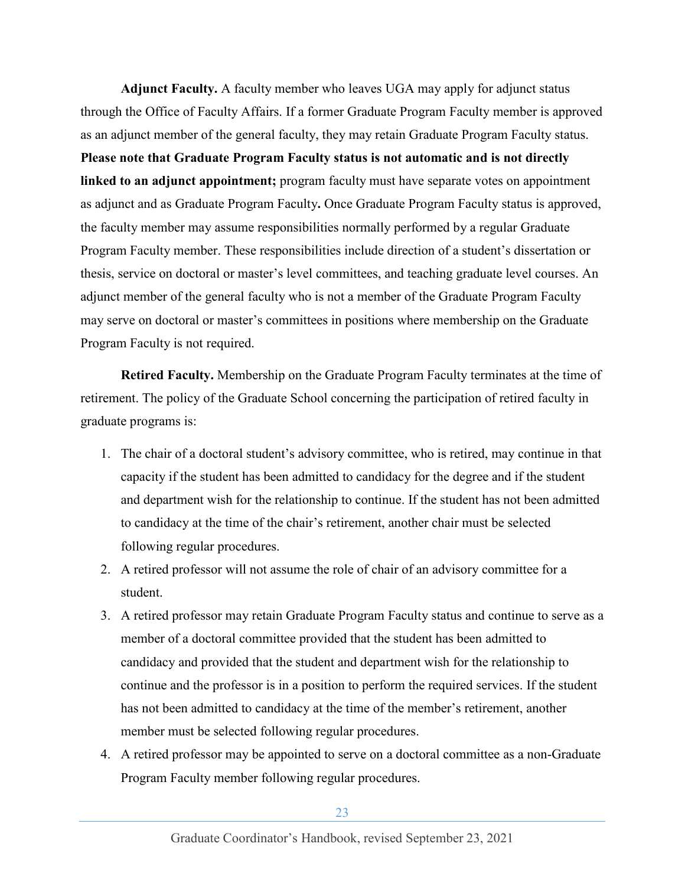**Adjunct Faculty.** A faculty member who leaves UGA may apply for adjunct status through the Office of Faculty Affairs. If a former Graduate Program Faculty member is approved as an adjunct member of the general faculty, they may retain Graduate Program Faculty status. **Please note that Graduate Program Faculty status is not automatic and is not directly linked to an adjunct appointment;** program faculty must have separate votes on appointment as adjunct and as Graduate Program Faculty**.** Once Graduate Program Faculty status is approved, the faculty member may assume responsibilities normally performed by a regular Graduate Program Faculty member. These responsibilities include direction of a student's dissertation or thesis, service on doctoral or master's level committees, and teaching graduate level courses. An adjunct member of the general faculty who is not a member of the Graduate Program Faculty may serve on doctoral or master's committees in positions where membership on the Graduate Program Faculty is not required.

**Retired Faculty.** Membership on the Graduate Program Faculty terminates at the time of retirement. The policy of the Graduate School concerning the participation of retired faculty in graduate programs is:

1. The chair of a doctoral student's advisory committee, who is retired, may continue in that capacity if the student has been admitted to candidacy for the degree and if the student and department wish for the relationship to continue. If the student has not been admitted to candidacy at the time of the chair's retirement, another chair must be selected following regular procedures.
2. A retired professor will not assume the role of chair of an advisory committee for a student.
3. A retired professor may retain Graduate Program Faculty status and continue to serve as a member of a doctoral committee provided that the student has been admitted to candidacy and provided that the student and department wish for the relationship to continue and the professor is in a position to perform the required services. If the student has not been admitted to candidacy at the time of the member's retirement, another member must be selected following regular procedures.
4. A retired professor may be appointed to serve on a doctoral committee as a non-Graduate Program Faculty member following regular procedures.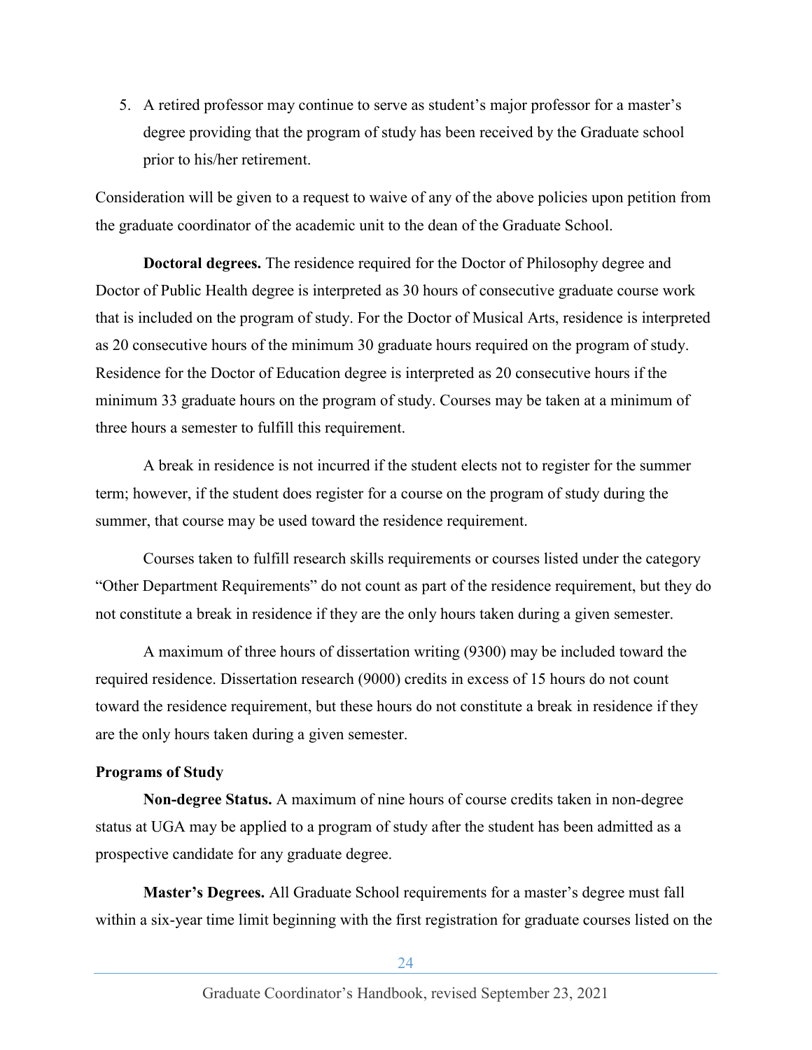5. A retired professor may continue to serve as student's major professor for a master's degree providing that the program of study has been received by the Graduate school prior to his/her retirement.

Consideration will be given to a request to waive of any of the above policies upon petition from the graduate coordinator of the academic unit to the dean of the Graduate School.

**Doctoral degrees.** The residence required for the Doctor of Philosophy degree and Doctor of Public Health degree is interpreted as 30 hours of consecutive graduate course work that is included on the program of study. For the Doctor of Musical Arts, residence is interpreted as 20 consecutive hours of the minimum 30 graduate hours required on the program of study. Residence for the Doctor of Education degree is interpreted as 20 consecutive hours if the minimum 33 graduate hours on the program of study. Courses may be taken at a minimum of three hours a semester to fulfill this requirement.

A break in residence is not incurred if the student elects not to register for the summer term; however, if the student does register for a course on the program of study during the summer, that course may be used toward the residence requirement.

Courses taken to fulfill research skills requirements or courses listed under the category "Other Department Requirements" do not count as part of the residence requirement, but they do not constitute a break in residence if they are the only hours taken during a given semester.

A maximum of three hours of dissertation writing (9300) may be included toward the required residence. Dissertation research (9000) credits in excess of 15 hours do not count toward the residence requirement, but these hours do not constitute a break in residence if they are the only hours taken during a given semester.

### Programs of Study

**Non-degree Status.** A maximum of nine hours of course credits taken in non-degree status at UGA may be applied to a program of study after the student has been admitted as a prospective candidate for any graduate degree.

**Master's Degrees.** All Graduate School requirements for a master's degree must fall within a six-year time limit beginning with the first registration for graduate courses listed on the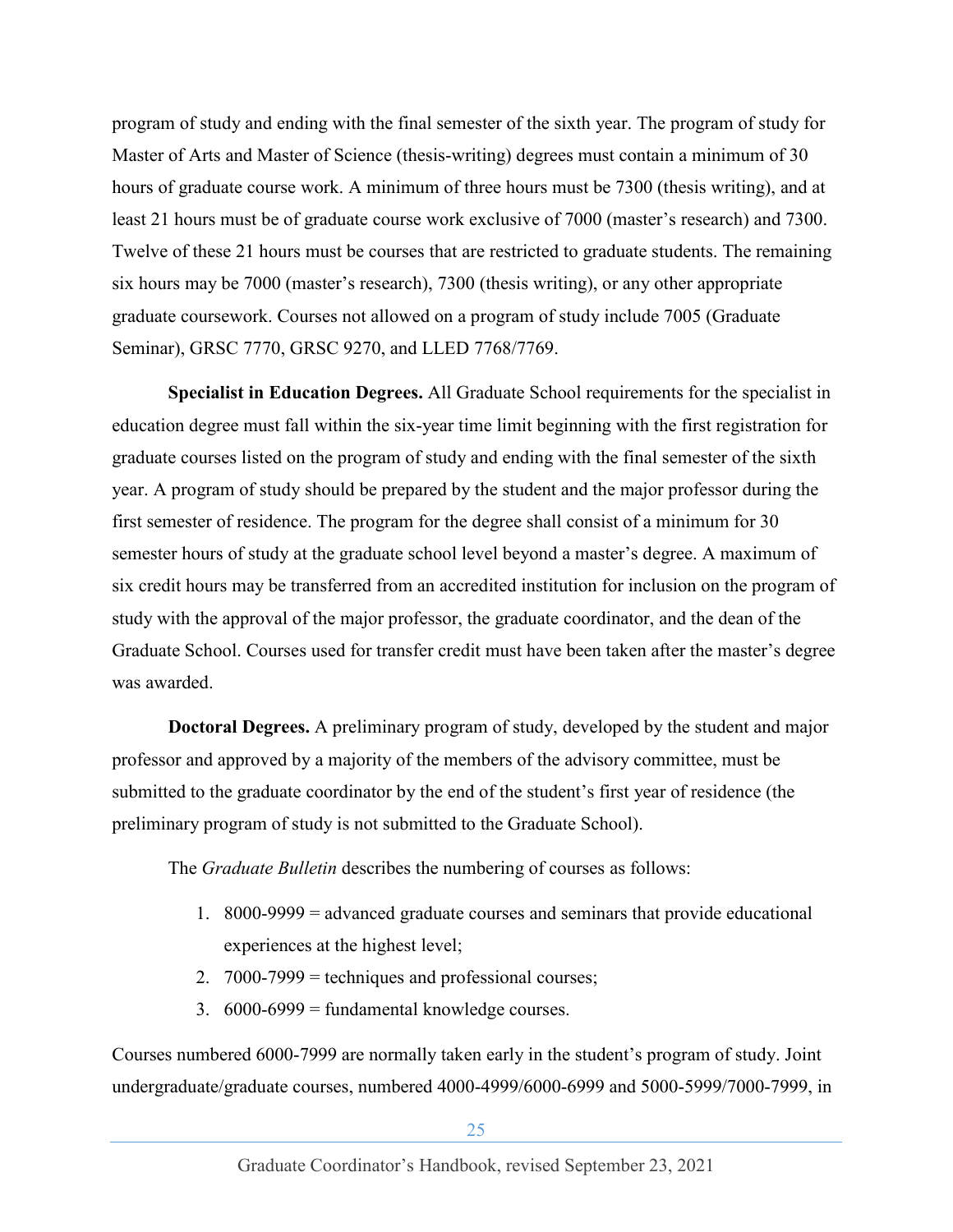program of study and ending with the final semester of the sixth year. The program of study for Master of Arts and Master of Science (thesis-writing) degrees must contain a minimum of 30 hours of graduate course work. A minimum of three hours must be 7300 (thesis writing), and at least 21 hours must be of graduate course work exclusive of 7000 (master's research) and 7300. Twelve of these 21 hours must be courses that are restricted to graduate students. The remaining six hours may be 7000 (master's research), 7300 (thesis writing), or any other appropriate graduate coursework. Courses not allowed on a program of study include 7005 (Graduate Seminar), GRSC 7770, GRSC 9270, and LLED 7768/7769.

**Specialist in Education Degrees.** All Graduate School requirements for the specialist in education degree must fall within the six-year time limit beginning with the first registration for graduate courses listed on the program of study and ending with the final semester of the sixth year. A program of study should be prepared by the student and the major professor during the first semester of residence. The program for the degree shall consist of a minimum for 30 semester hours of study at the graduate school level beyond a master's degree. A maximum of six credit hours may be transferred from an accredited institution for inclusion on the program of study with the approval of the major professor, the graduate coordinator, and the dean of the Graduate School. Courses used for transfer credit must have been taken after the master's degree was awarded.

**Doctoral Degrees.** A preliminary program of study, developed by the student and major professor and approved by a majority of the members of the advisory committee, must be submitted to the graduate coordinator by the end of the student's first year of residence (the preliminary program of study is not submitted to the Graduate School).

The *Graduate Bulletin* describes the numbering of courses as follows:

1. 8000-9999 = advanced graduate courses and seminars that provide educational experiences at the highest level;
2. 7000-7999 = techniques and professional courses;
3. 6000-6999 = fundamental knowledge courses.

Courses numbered 6000-7999 are normally taken early in the student's program of study. Joint undergraduate/graduate courses, numbered 4000-4999/6000-6999 and 5000-5999/7000-7999, in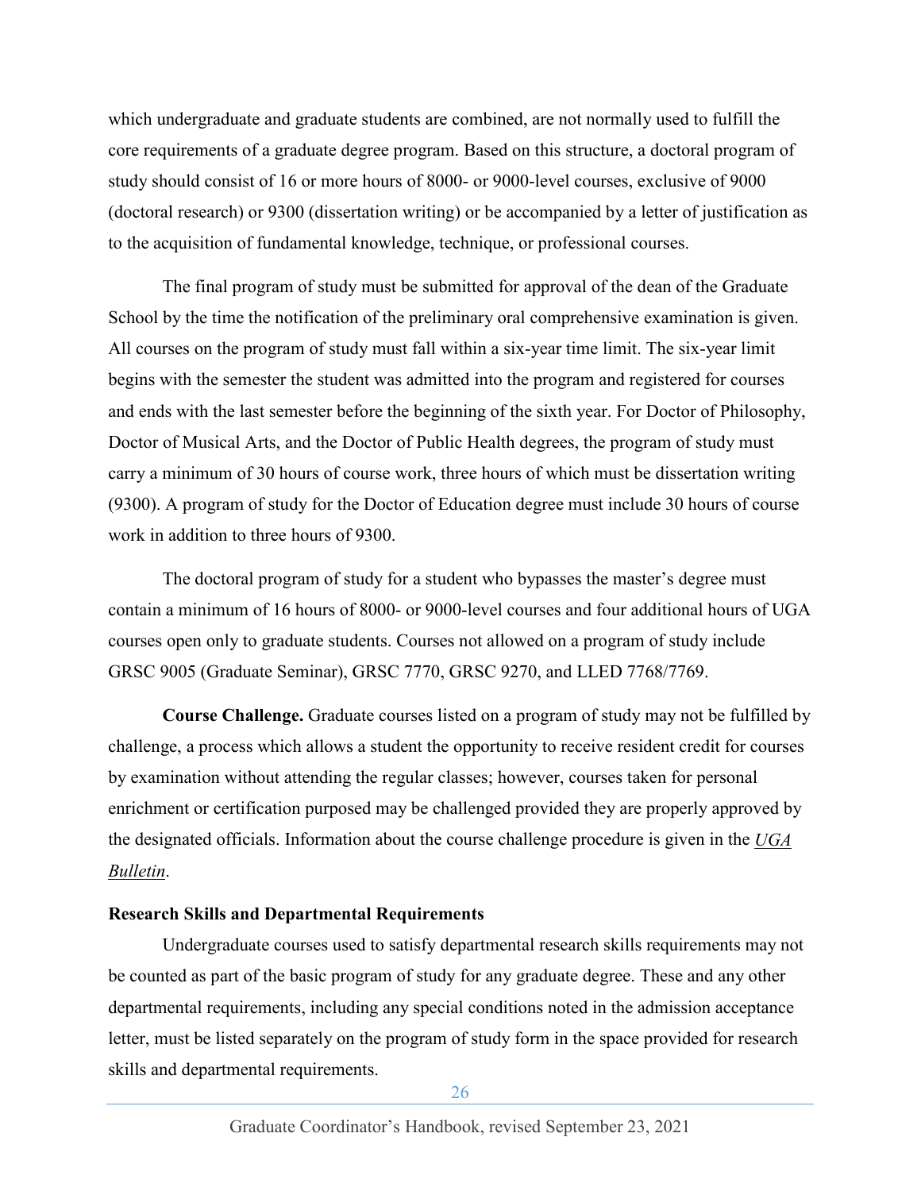which undergraduate and graduate students are combined, are not normally used to fulfill the core requirements of a graduate degree program. Based on this structure, a doctoral program of study should consist of 16 or more hours of 8000- or 9000-level courses, exclusive of 9000 (doctoral research) or 9300 (dissertation writing) or be accompanied by a letter of justification as to the acquisition of fundamental knowledge, technique, or professional courses.

The final program of study must be submitted for approval of the dean of the Graduate School by the time the notification of the preliminary oral comprehensive examination is given. All courses on the program of study must fall within a six-year time limit. The six-year limit begins with the semester the student was admitted into the program and registered for courses and ends with the last semester before the beginning of the sixth year. For Doctor of Philosophy, Doctor of Musical Arts, and the Doctor of Public Health degrees, the program of study must carry a minimum of 30 hours of course work, three hours of which must be dissertation writing (9300). A program of study for the Doctor of Education degree must include 30 hours of course work in addition to three hours of 9300.

The doctoral program of study for a student who bypasses the master's degree must contain a minimum of 16 hours of 8000- or 9000-level courses and four additional hours of UGA courses open only to graduate students. Courses not allowed on a program of study include GRSC 9005 (Graduate Seminar), GRSC 7770, GRSC 9270, and LLED 7768/7769.

**Course Challenge.** Graduate courses listed on a program of study may not be fulfilled by challenge, a process which allows a student the opportunity to receive resident credit for courses by examination without attending the regular classes; however, courses taken for personal enrichment or certification purposed may be challenged provided they are properly approved by the designated officials. Information about the course challenge procedure is given in the *UGA Bulletin*.

### Research Skills and Departmental Requirements

Undergraduate courses used to satisfy departmental research skills requirements may not be counted as part of the basic program of study for any graduate degree. These and any other departmental requirements, including any special conditions noted in the admission acceptance letter, must be listed separately on the program of study form in the space provided for research skills and departmental requirements.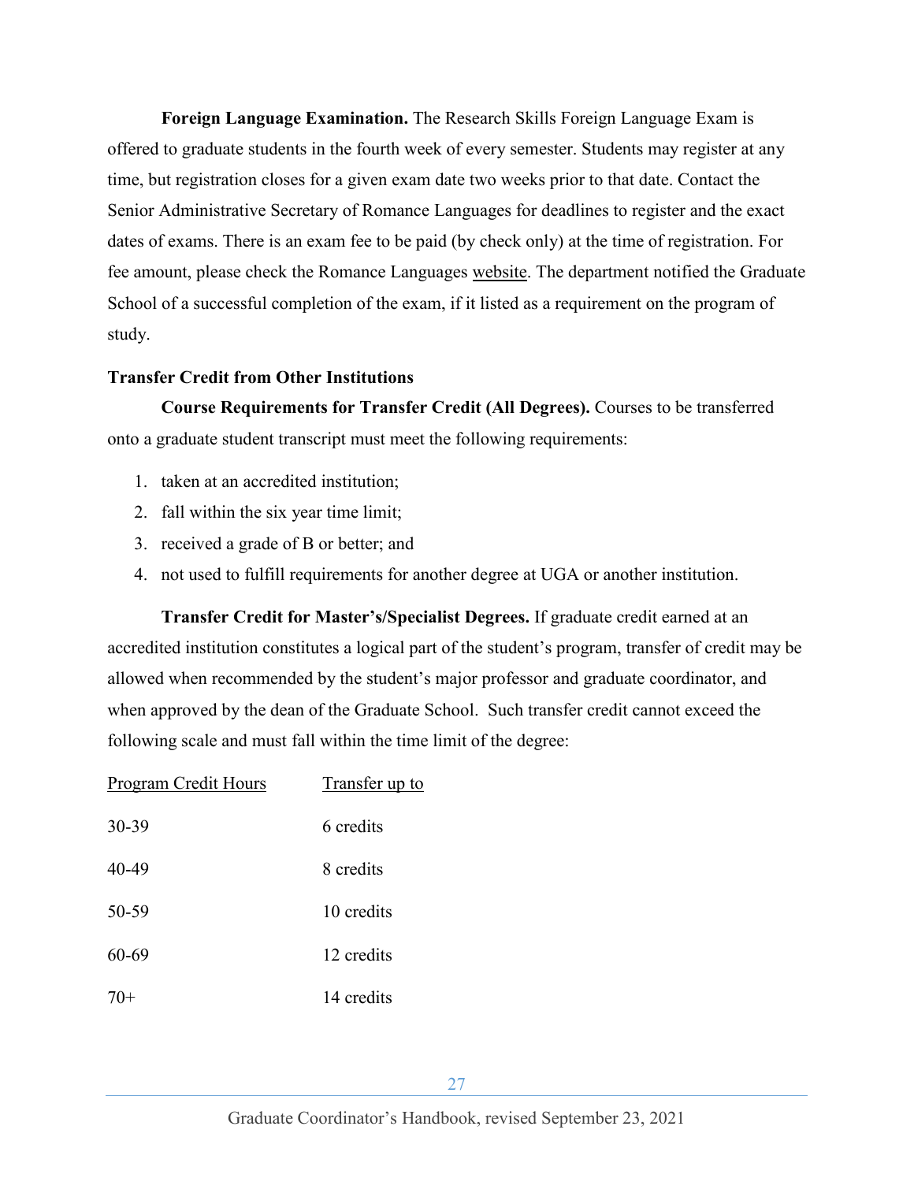**Foreign Language Examination.** The Research Skills Foreign Language Exam is offered to graduate students in the fourth week of every semester. Students may register at any time, but registration closes for a given exam date two weeks prior to that date. Contact the Senior Administrative Secretary of Romance Languages for deadlines to register and the exact dates of exams. There is an exam fee to be paid (by check only) at the time of registration. For fee amount, please check the Romance Languages website. The department notified the Graduate School of a successful completion of the exam, if it listed as a requirement on the program of study.

### Transfer Credit from Other Institutions

**Course Requirements for Transfer Credit (All Degrees).** Courses to be transferred onto a graduate student transcript must meet the following requirements:

1. taken at an accredited institution;
2. fall within the six year time limit;
3. received a grade of B or better; and
4. not used to fulfill requirements for another degree at UGA or another institution.

**Transfer Credit for Master's/Specialist Degrees.** If graduate credit earned at an accredited institution constitutes a logical part of the student's program, transfer of credit may be allowed when recommended by the student's major professor and graduate coordinator, and when approved by the dean of the Graduate School. Such transfer credit cannot exceed the following scale and must fall within the time limit of the degree:

| Program Credit Hours | Transfer up to |
|---|---|
| 30-39 | 6 credits |
| 40-49 | 8 credits |
| 50-59 | 10 credits |
| 60-69 | 12 credits |
| 70+ | 14 credits |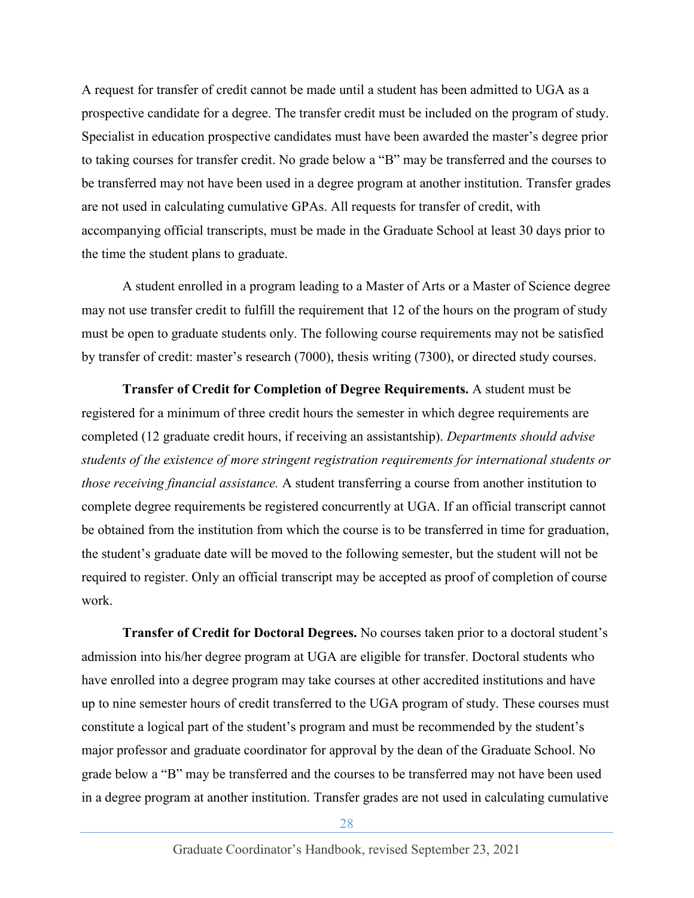A request for transfer of credit cannot be made until a student has been admitted to UGA as a prospective candidate for a degree. The transfer credit must be included on the program of study. Specialist in education prospective candidates must have been awarded the master's degree prior to taking courses for transfer credit. No grade below a "B" may be transferred and the courses to be transferred may not have been used in a degree program at another institution. Transfer grades are not used in calculating cumulative GPAs. All requests for transfer of credit, with accompanying official transcripts, must be made in the Graduate School at least 30 days prior to the time the student plans to graduate.

A student enrolled in a program leading to a Master of Arts or a Master of Science degree may not use transfer credit to fulfill the requirement that 12 of the hours on the program of study must be open to graduate students only. The following course requirements may not be satisfied by transfer of credit: master's research (7000), thesis writing (7300), or directed study courses.

**Transfer of Credit for Completion of Degree Requirements.** A student must be registered for a minimum of three credit hours the semester in which degree requirements are completed (12 graduate credit hours, if receiving an assistantship). *Departments should advise students of the existence of more stringent registration requirements for international students or those receiving financial assistance.* A student transferring a course from another institution to complete degree requirements be registered concurrently at UGA. If an official transcript cannot be obtained from the institution from which the course is to be transferred in time for graduation, the student's graduate date will be moved to the following semester, but the student will not be required to register. Only an official transcript may be accepted as proof of completion of course work.

**Transfer of Credit for Doctoral Degrees.** No courses taken prior to a doctoral student's admission into his/her degree program at UGA are eligible for transfer. Doctoral students who have enrolled into a degree program may take courses at other accredited institutions and have up to nine semester hours of credit transferred to the UGA program of study. These courses must constitute a logical part of the student's program and must be recommended by the student's major professor and graduate coordinator for approval by the dean of the Graduate School. No grade below a "B" may be transferred and the courses to be transferred may not have been used in a degree program at another institution. Transfer grades are not used in calculating cumulative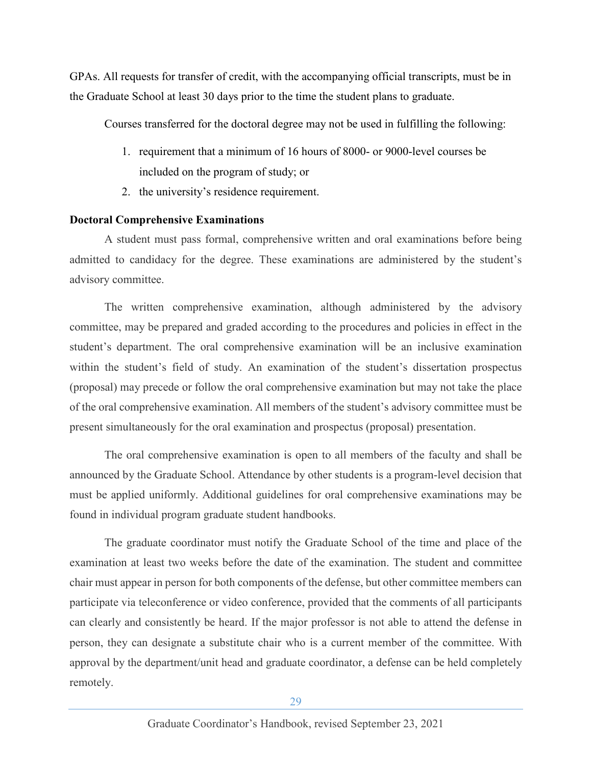GPAs. All requests for transfer of credit, with the accompanying official transcripts, must be in the Graduate School at least 30 days prior to the time the student plans to graduate.

Courses transferred for the doctoral degree may not be used in fulfilling the following:

1. requirement that a minimum of 16 hours of 8000- or 9000-level courses be included on the program of study; or
2. the university's residence requirement.

**Doctoral Comprehensive Examinations**

A student must pass formal, comprehensive written and oral examinations before being admitted to candidacy for the degree. These examinations are administered by the student's advisory committee.

The written comprehensive examination, although administered by the advisory committee, may be prepared and graded according to the procedures and policies in effect in the student's department. The oral comprehensive examination will be an inclusive examination within the student's field of study. An examination of the student's dissertation prospectus (proposal) may precede or follow the oral comprehensive examination but may not take the place of the oral comprehensive examination. All members of the student's advisory committee must be present simultaneously for the oral examination and prospectus (proposal) presentation.

The oral comprehensive examination is open to all members of the faculty and shall be announced by the Graduate School. Attendance by other students is a program-level decision that must be applied uniformly. Additional guidelines for oral comprehensive examinations may be found in individual program graduate student handbooks.

The graduate coordinator must notify the Graduate School of the time and place of the examination at least two weeks before the date of the examination. The student and committee chair must appear in person for both components of the defense, but other committee members can participate via teleconference or video conference, provided that the comments of all participants can clearly and consistently be heard. If the major professor is not able to attend the defense in person, they can designate a substitute chair who is a current member of the committee. With approval by the department/unit head and graduate coordinator, a defense can be held completely remotely.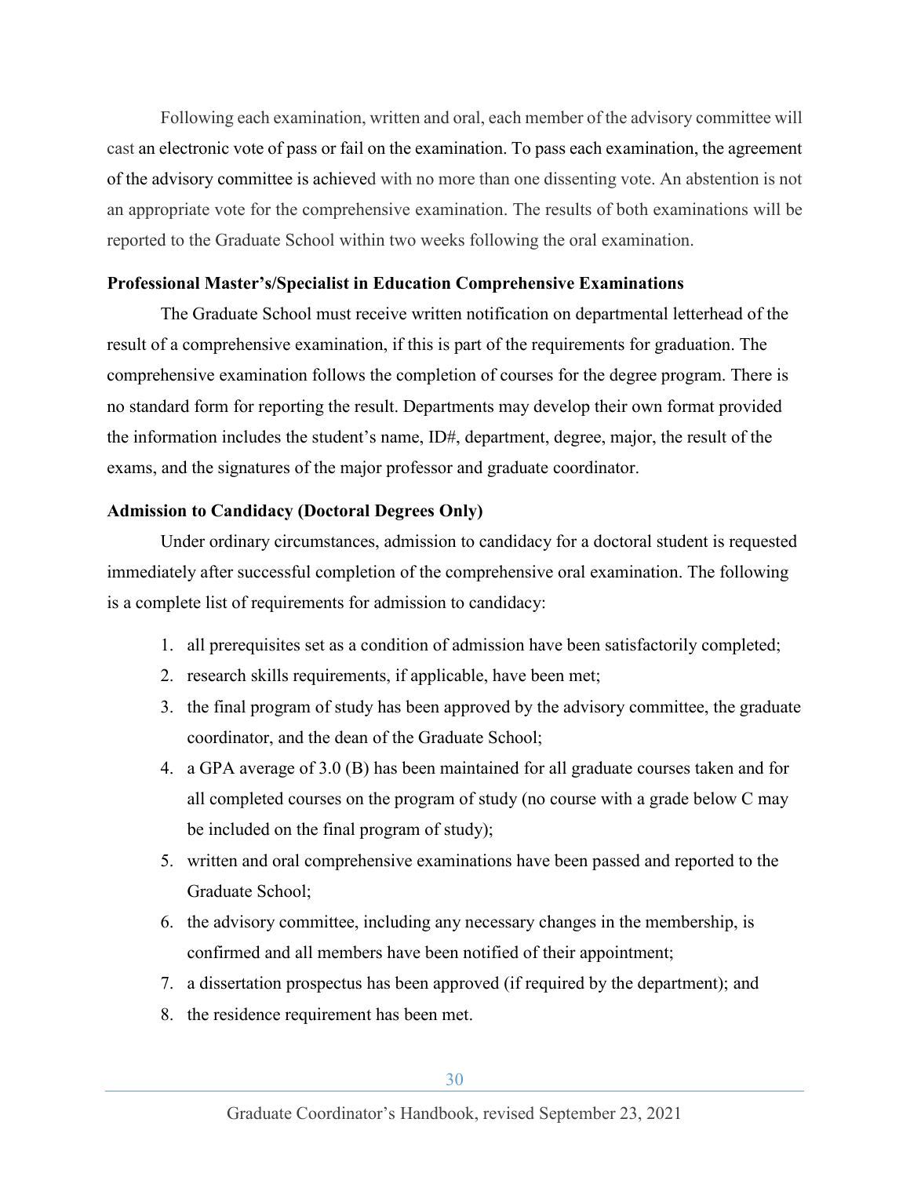Following each examination, written and oral, each member of the advisory committee will cast an electronic vote of pass or fail on the examination. To pass each examination, the agreement of the advisory committee is achieved with no more than one dissenting vote. An abstention is not an appropriate vote for the comprehensive examination. The results of both examinations will be reported to the Graduate School within two weeks following the oral examination.

**Professional Master's/Specialist in Education Comprehensive Examinations**

The Graduate School must receive written notification on departmental letterhead of the result of a comprehensive examination, if this is part of the requirements for graduation. The comprehensive examination follows the completion of courses for the degree program. There is no standard form for reporting the result. Departments may develop their own format provided the information includes the student's name, ID#, department, degree, major, the result of the exams, and the signatures of the major professor and graduate coordinator.

**Admission to Candidacy (Doctoral Degrees Only)**

Under ordinary circumstances, admission to candidacy for a doctoral student is requested immediately after successful completion of the comprehensive oral examination. The following is a complete list of requirements for admission to candidacy:

1. all prerequisites set as a condition of admission have been satisfactorily completed;
2. research skills requirements, if applicable, have been met;
3. the final program of study has been approved by the advisory committee, the graduate coordinator, and the dean of the Graduate School;
4. a GPA average of 3.0 (B) has been maintained for all graduate courses taken and for all completed courses on the program of study (no course with a grade below C may be included on the final program of study);
5. written and oral comprehensive examinations have been passed and reported to the Graduate School;
6. the advisory committee, including any necessary changes in the membership, is confirmed and all members have been notified of their appointment;
7. a dissertation prospectus has been approved (if required by the department); and
8. the residence requirement has been met.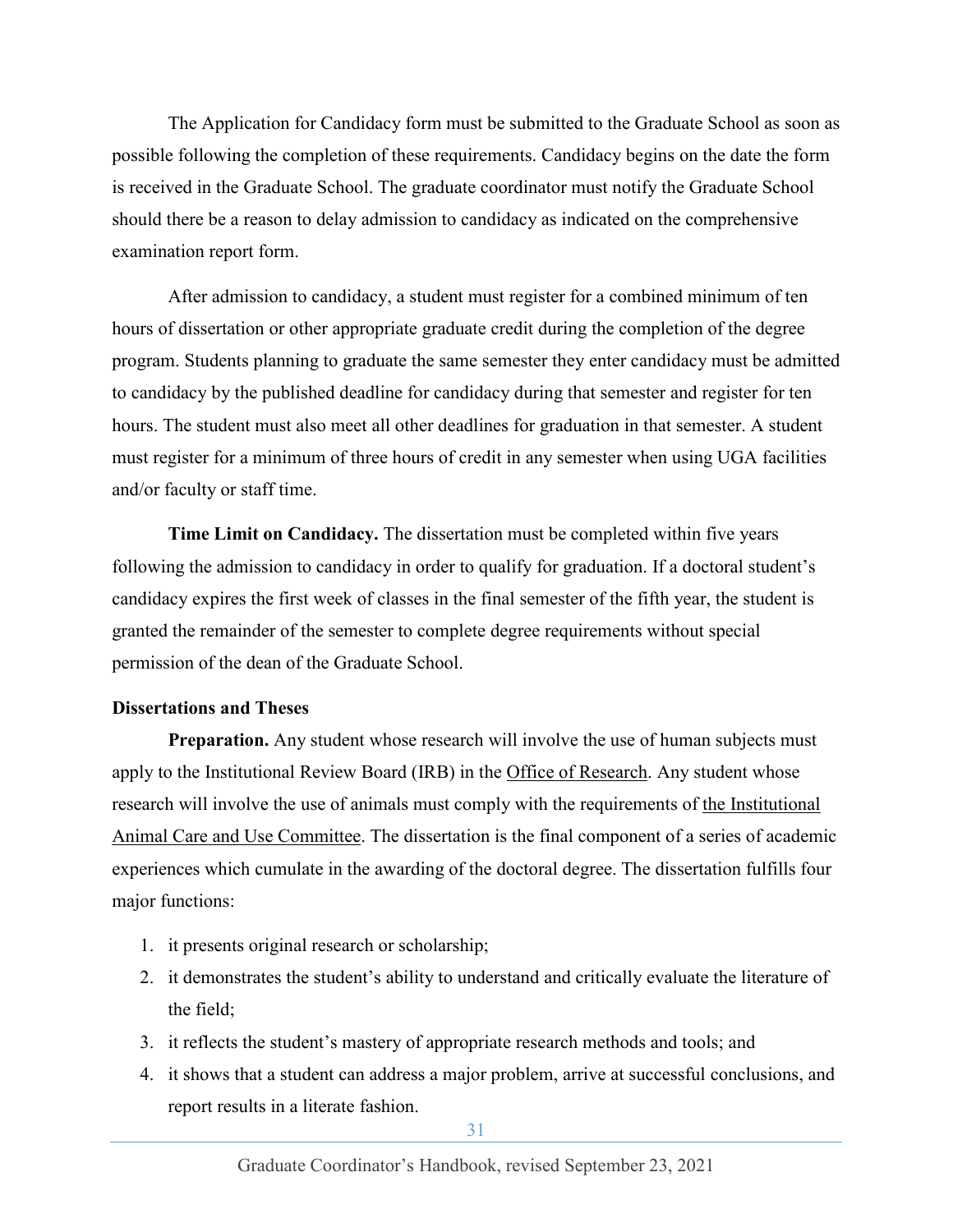The Application for Candidacy form must be submitted to the Graduate School as soon as possible following the completion of these requirements. Candidacy begins on the date the form is received in the Graduate School. The graduate coordinator must notify the Graduate School should there be a reason to delay admission to candidacy as indicated on the comprehensive examination report form.

After admission to candidacy, a student must register for a combined minimum of ten hours of dissertation or other appropriate graduate credit during the completion of the degree program. Students planning to graduate the same semester they enter candidacy must be admitted to candidacy by the published deadline for candidacy during that semester and register for ten hours. The student must also meet all other deadlines for graduation in that semester. A student must register for a minimum of three hours of credit in any semester when using UGA facilities and/or faculty or staff time.

**Time Limit on Candidacy.** The dissertation must be completed within five years following the admission to candidacy in order to qualify for graduation. If a doctoral student's candidacy expires the first week of classes in the final semester of the fifth year, the student is granted the remainder of the semester to complete degree requirements without special permission of the dean of the Graduate School.

**Dissertations and Theses**

**Preparation.** Any student whose research will involve the use of human subjects must apply to the Institutional Review Board (IRB) in the Office of Research. Any student whose research will involve the use of animals must comply with the requirements of the Institutional Animal Care and Use Committee. The dissertation is the final component of a series of academic experiences which cumulate in the awarding of the doctoral degree. The dissertation fulfills four major functions:

1. it presents original research or scholarship;
2. it demonstrates the student's ability to understand and critically evaluate the literature of the field;
3. it reflects the student's mastery of appropriate research methods and tools; and
4. it shows that a student can address a major problem, arrive at successful conclusions, and report results in a literate fashion.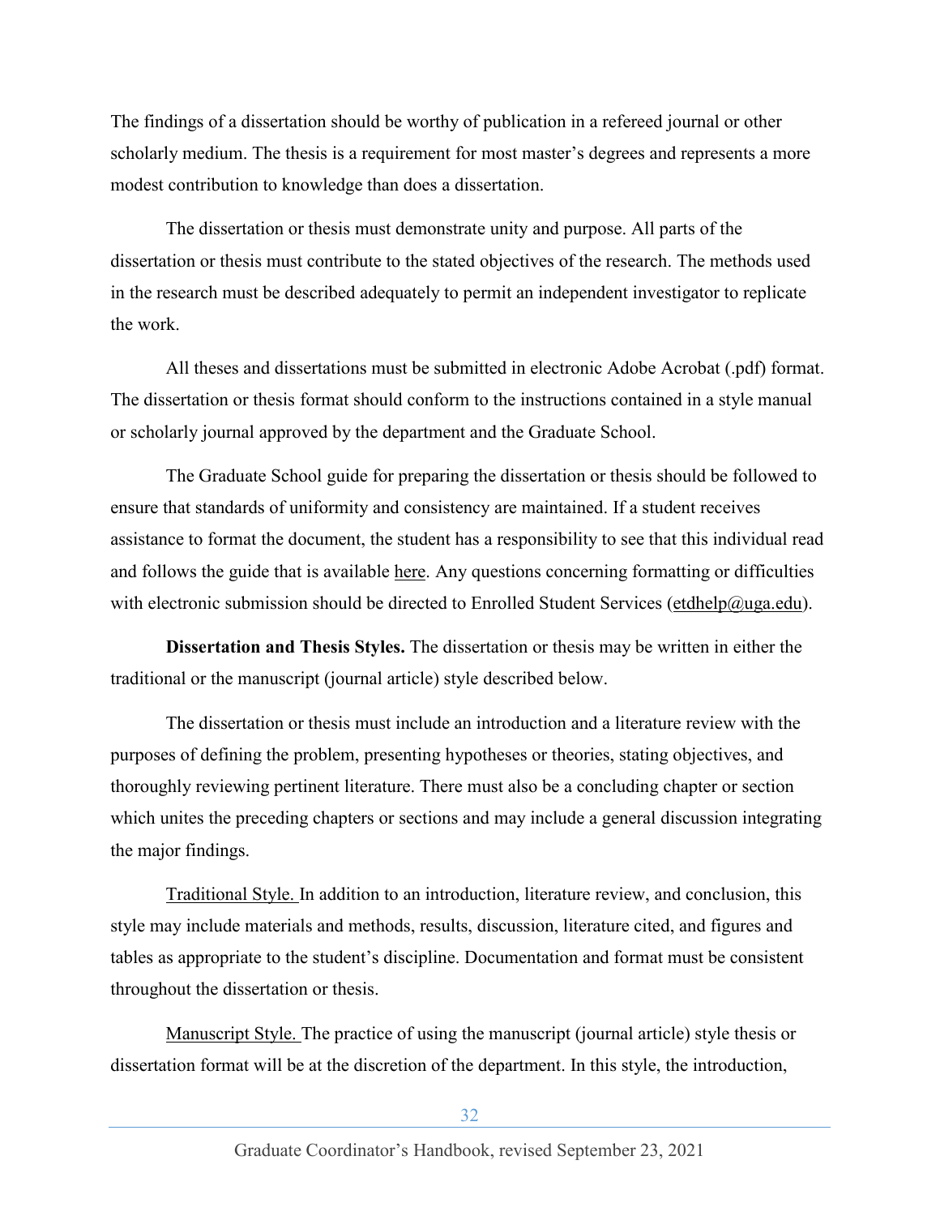The findings of a dissertation should be worthy of publication in a refereed journal or other scholarly medium. The thesis is a requirement for most master's degrees and represents a more modest contribution to knowledge than does a dissertation.

The dissertation or thesis must demonstrate unity and purpose. All parts of the dissertation or thesis must contribute to the stated objectives of the research. The methods used in the research must be described adequately to permit an independent investigator to replicate the work.

All theses and dissertations must be submitted in electronic Adobe Acrobat (.pdf) format. The dissertation or thesis format should conform to the instructions contained in a style manual or scholarly journal approved by the department and the Graduate School.

The Graduate School guide for preparing the dissertation or thesis should be followed to ensure that standards of uniformity and consistency are maintained. If a student receives assistance to format the document, the student has a responsibility to see that this individual read and follows the guide that is available here. Any questions concerning formatting or difficulties with electronic submission should be directed to Enrolled Student Services (etdhelp@uga.edu).

**Dissertation and Thesis Styles.** The dissertation or thesis may be written in either the traditional or the manuscript (journal article) style described below.

The dissertation or thesis must include an introduction and a literature review with the purposes of defining the problem, presenting hypotheses or theories, stating objectives, and thoroughly reviewing pertinent literature. There must also be a concluding chapter or section which unites the preceding chapters or sections and may include a general discussion integrating the major findings.

<u>Traditional Style.</u> In addition to an introduction, literature review, and conclusion, this style may include materials and methods, results, discussion, literature cited, and figures and tables as appropriate to the student's discipline. Documentation and format must be consistent throughout the dissertation or thesis.

<u>Manuscript Style.</u> The practice of using the manuscript (journal article) style thesis or dissertation format will be at the discretion of the department. In this style, the introduction,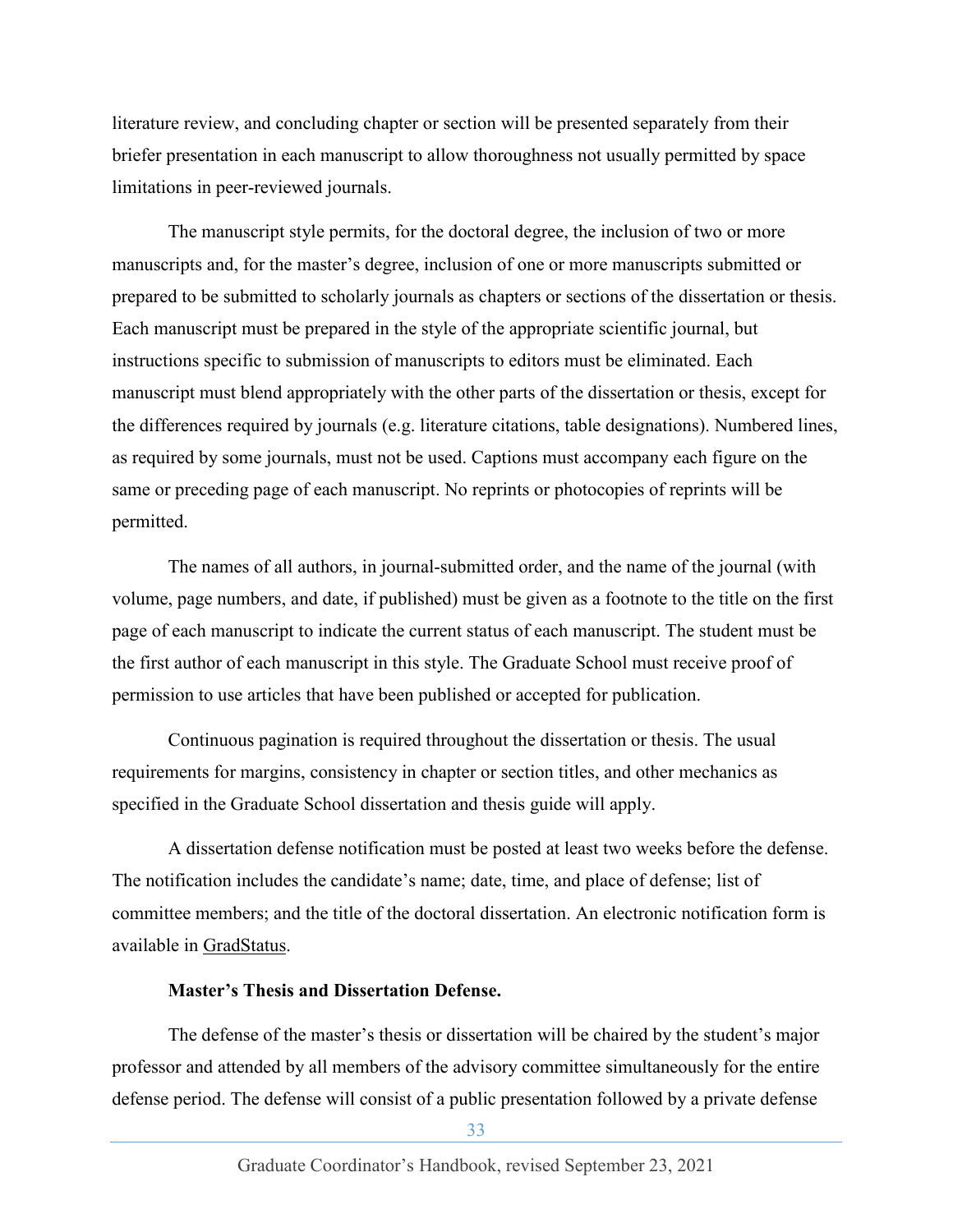literature review, and concluding chapter or section will be presented separately from their briefer presentation in each manuscript to allow thoroughness not usually permitted by space limitations in peer-reviewed journals.

The manuscript style permits, for the doctoral degree, the inclusion of two or more manuscripts and, for the master's degree, inclusion of one or more manuscripts submitted or prepared to be submitted to scholarly journals as chapters or sections of the dissertation or thesis. Each manuscript must be prepared in the style of the appropriate scientific journal, but instructions specific to submission of manuscripts to editors must be eliminated. Each manuscript must blend appropriately with the other parts of the dissertation or thesis, except for the differences required by journals (e.g. literature citations, table designations). Numbered lines, as required by some journals, must not be used. Captions must accompany each figure on the same or preceding page of each manuscript. No reprints or photocopies of reprints will be permitted.

The names of all authors, in journal-submitted order, and the name of the journal (with volume, page numbers, and date, if published) must be given as a footnote to the title on the first page of each manuscript to indicate the current status of each manuscript. The student must be the first author of each manuscript in this style. The Graduate School must receive proof of permission to use articles that have been published or accepted for publication.

Continuous pagination is required throughout the dissertation or thesis. The usual requirements for margins, consistency in chapter or section titles, and other mechanics as specified in the Graduate School dissertation and thesis guide will apply.

A dissertation defense notification must be posted at least two weeks before the defense. The notification includes the candidate's name; date, time, and place of defense; list of committee members; and the title of the doctoral dissertation. An electronic notification form is available in GradStatus.

**Master's Thesis and Dissertation Defense.**

The defense of the master's thesis or dissertation will be chaired by the student's major professor and attended by all members of the advisory committee simultaneously for the entire defense period. The defense will consist of a public presentation followed by a private defense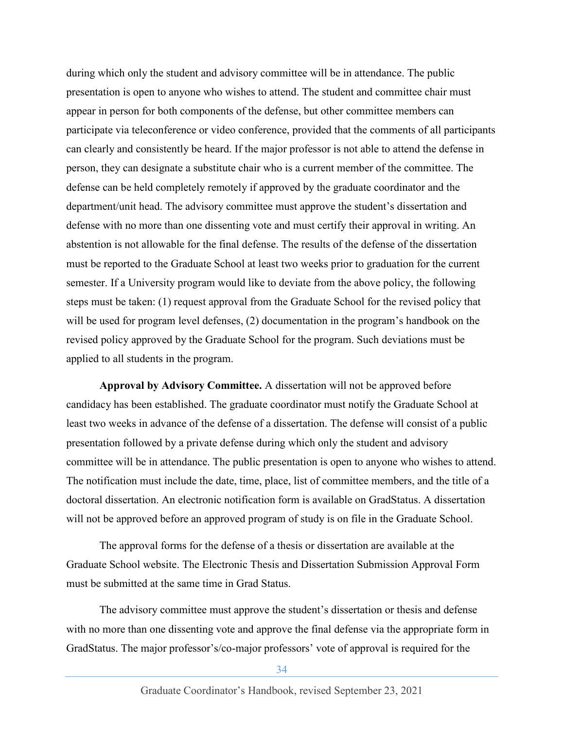during which only the student and advisory committee will be in attendance. The public presentation is open to anyone who wishes to attend. The student and committee chair must appear in person for both components of the defense, but other committee members can participate via teleconference or video conference, provided that the comments of all participants can clearly and consistently be heard. If the major professor is not able to attend the defense in person, they can designate a substitute chair who is a current member of the committee. The defense can be held completely remotely if approved by the graduate coordinator and the department/unit head. The advisory committee must approve the student's dissertation and defense with no more than one dissenting vote and must certify their approval in writing. An abstention is not allowable for the final defense. The results of the defense of the dissertation must be reported to the Graduate School at least two weeks prior to graduation for the current semester. If a University program would like to deviate from the above policy, the following steps must be taken: (1) request approval from the Graduate School for the revised policy that will be used for program level defenses, (2) documentation in the program's handbook on the revised policy approved by the Graduate School for the program. Such deviations must be applied to all students in the program.

**Approval by Advisory Committee.** A dissertation will not be approved before candidacy has been established. The graduate coordinator must notify the Graduate School at least two weeks in advance of the defense of a dissertation. The defense will consist of a public presentation followed by a private defense during which only the student and advisory committee will be in attendance. The public presentation is open to anyone who wishes to attend. The notification must include the date, time, place, list of committee members, and the title of a doctoral dissertation. An electronic notification form is available on GradStatus. A dissertation will not be approved before an approved program of study is on file in the Graduate School.

The approval forms for the defense of a thesis or dissertation are available at the Graduate School website. The Electronic Thesis and Dissertation Submission Approval Form must be submitted at the same time in Grad Status.

The advisory committee must approve the student's dissertation or thesis and defense with no more than one dissenting vote and approve the final defense via the appropriate form in GradStatus. The major professor's/co-major professors' vote of approval is required for the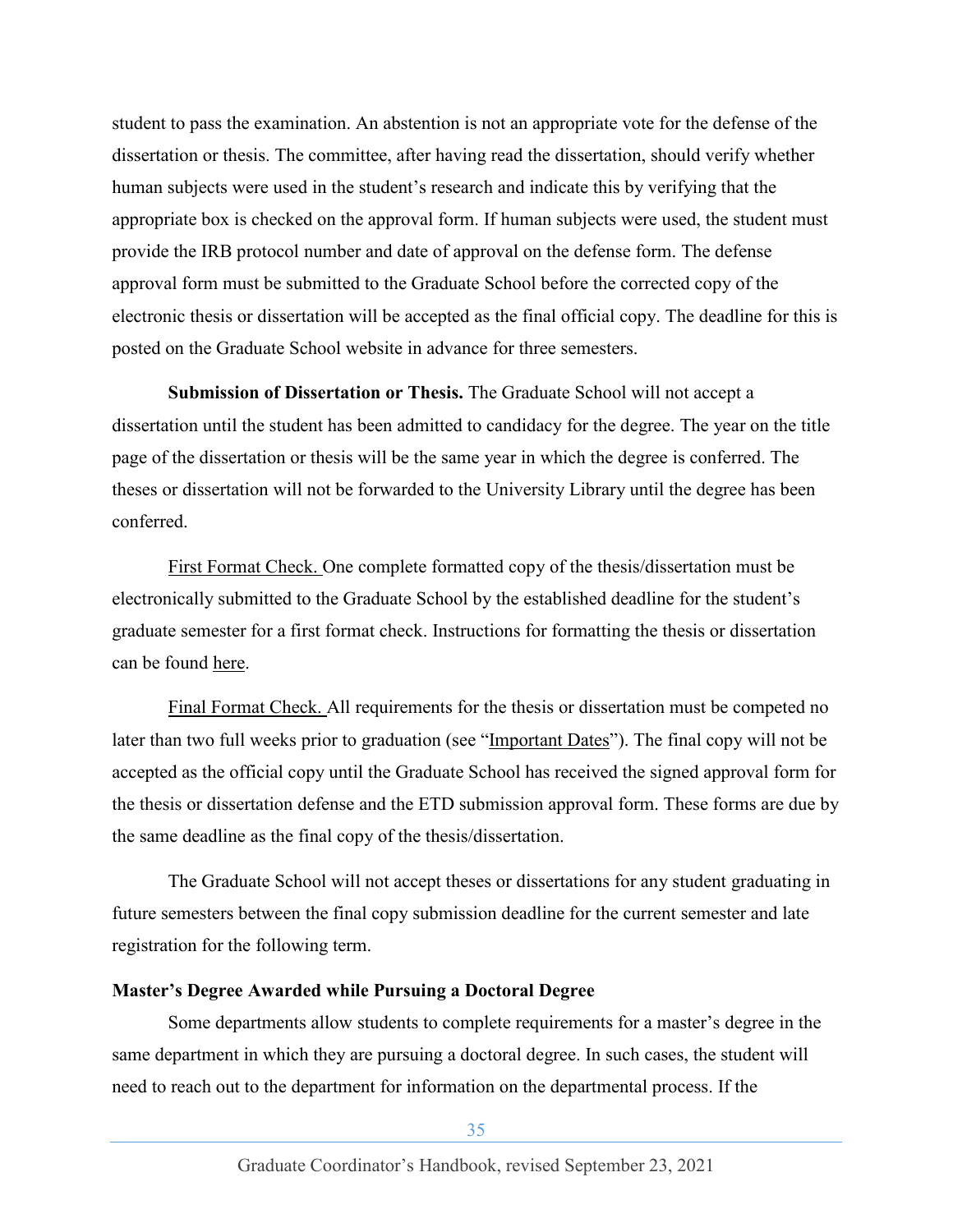student to pass the examination. An abstention is not an appropriate vote for the defense of the dissertation or thesis. The committee, after having read the dissertation, should verify whether human subjects were used in the student's research and indicate this by verifying that the appropriate box is checked on the approval form. If human subjects were used, the student must provide the IRB protocol number and date of approval on the defense form. The defense approval form must be submitted to the Graduate School before the corrected copy of the electronic thesis or dissertation will be accepted as the final official copy. The deadline for this is posted on the Graduate School website in advance for three semesters.

**Submission of Dissertation or Thesis.** The Graduate School will not accept a dissertation until the student has been admitted to candidacy for the degree. The year on the title page of the dissertation or thesis will be the same year in which the degree is conferred. The theses or dissertation will not be forwarded to the University Library until the degree has been conferred.

First Format Check. One complete formatted copy of the thesis/dissertation must be electronically submitted to the Graduate School by the established deadline for the student's graduate semester for a first format check. Instructions for formatting the thesis or dissertation can be found here.

Final Format Check. All requirements for the thesis or dissertation must be competed no later than two full weeks prior to graduation (see "Important Dates"). The final copy will not be accepted as the official copy until the Graduate School has received the signed approval form for the thesis or dissertation defense and the ETD submission approval form. These forms are due by the same deadline as the final copy of the thesis/dissertation.

The Graduate School will not accept theses or dissertations for any student graduating in future semesters between the final copy submission deadline for the current semester and late registration for the following term.

**Master's Degree Awarded while Pursuing a Doctoral Degree**

Some departments allow students to complete requirements for a master's degree in the same department in which they are pursuing a doctoral degree. In such cases, the student will need to reach out to the department for information on the departmental process. If the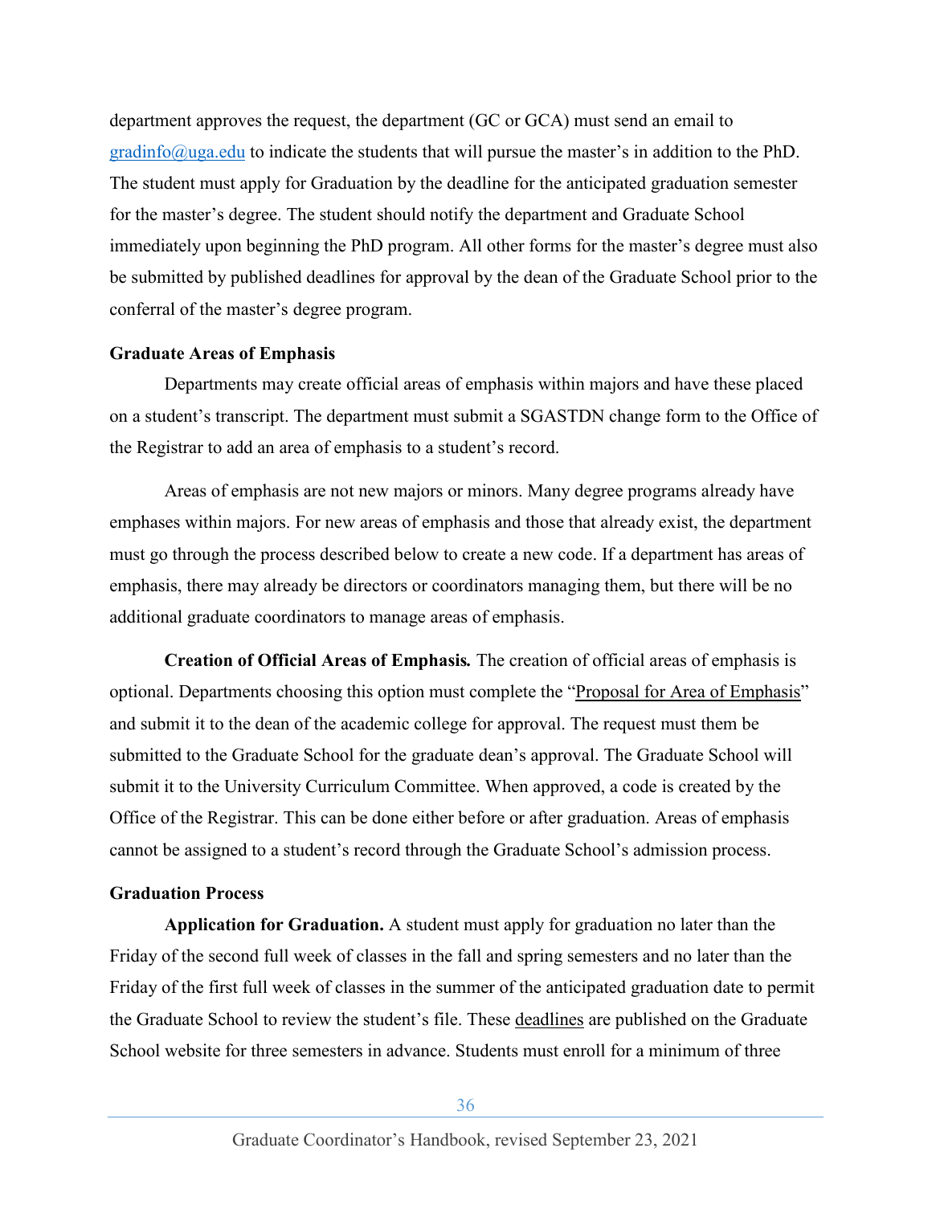department approves the request, the department (GC or GCA) must send an email to gradinfo@uga.edu to indicate the students that will pursue the master's in addition to the PhD. The student must apply for Graduation by the deadline for the anticipated graduation semester for the master's degree. The student should notify the department and Graduate School immediately upon beginning the PhD program. All other forms for the master's degree must also be submitted by published deadlines for approval by the dean of the Graduate School prior to the conferral of the master's degree program.

### Graduate Areas of Emphasis

Departments may create official areas of emphasis within majors and have these placed on a student's transcript. The department must submit a SGASTDN change form to the Office of the Registrar to add an area of emphasis to a student's record.

Areas of emphasis are not new majors or minors. Many degree programs already have emphases within majors. For new areas of emphasis and those that already exist, the department must go through the process described below to create a new code. If a department has areas of emphasis, there may already be directors or coordinators managing them, but there will be no additional graduate coordinators to manage areas of emphasis.

**Creation of Official Areas of Emphasis.** The creation of official areas of emphasis is optional. Departments choosing this option must complete the "Proposal for Area of Emphasis" and submit it to the dean of the academic college for approval. The request must them be submitted to the Graduate School for the graduate dean's approval. The Graduate School will submit it to the University Curriculum Committee. When approved, a code is created by the Office of the Registrar. This can be done either before or after graduation. Areas of emphasis cannot be assigned to a student's record through the Graduate School's admission process.

### Graduation Process

**Application for Graduation.** A student must apply for graduation no later than the Friday of the second full week of classes in the fall and spring semesters and no later than the Friday of the first full week of classes in the summer of the anticipated graduation date to permit the Graduate School to review the student's file. These deadlines are published on the Graduate School website for three semesters in advance. Students must enroll for a minimum of three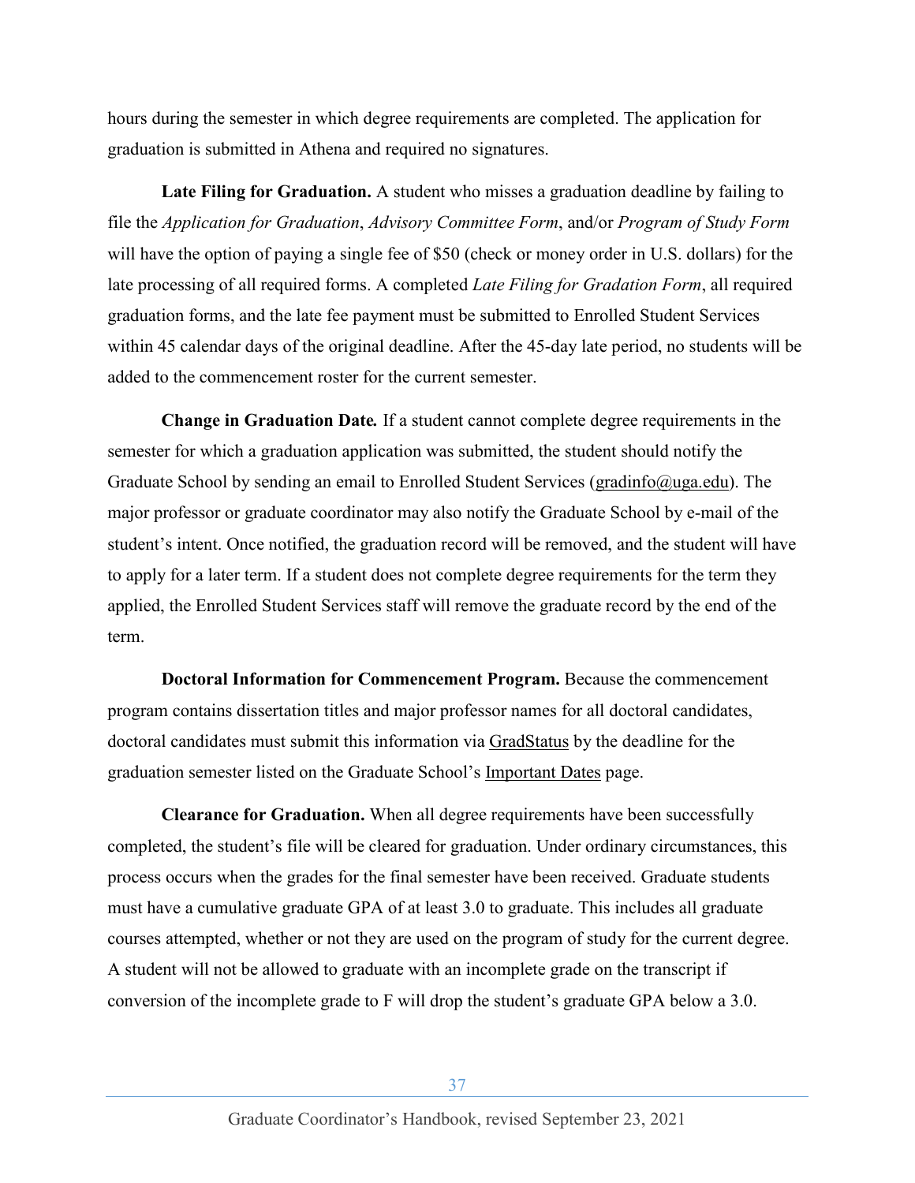hours during the semester in which degree requirements are completed. The application for graduation is submitted in Athena and required no signatures.

**Late Filing for Graduation.** A student who misses a graduation deadline by failing to file the *Application for Graduation*, *Advisory Committee Form*, and/or *Program of Study Form* will have the option of paying a single fee of $50 (check or money order in U.S. dollars) for the late processing of all required forms. A completed *Late Filing for Gradation Form*, all required graduation forms, and the late fee payment must be submitted to Enrolled Student Services within 45 calendar days of the original deadline. After the 45-day late period, no students will be added to the commencement roster for the current semester.

**Change in Graduation Date.** If a student cannot complete degree requirements in the semester for which a graduation application was submitted, the student should notify the Graduate School by sending an email to Enrolled Student Services (gradinfo@uga.edu). The major professor or graduate coordinator may also notify the Graduate School by e-mail of the student's intent. Once notified, the graduation record will be removed, and the student will have to apply for a later term. If a student does not complete degree requirements for the term they applied, the Enrolled Student Services staff will remove the graduate record by the end of the term.

**Doctoral Information for Commencement Program.** Because the commencement program contains dissertation titles and major professor names for all doctoral candidates, doctoral candidates must submit this information via GradStatus by the deadline for the graduation semester listed on the Graduate School's Important Dates page.

**Clearance for Graduation.** When all degree requirements have been successfully completed, the student's file will be cleared for graduation. Under ordinary circumstances, this process occurs when the grades for the final semester have been received. Graduate students must have a cumulative graduate GPA of at least 3.0 to graduate. This includes all graduate courses attempted, whether or not they are used on the program of study for the current degree. A student will not be allowed to graduate with an incomplete grade on the transcript if conversion of the incomplete grade to F will drop the student's graduate GPA below a 3.0.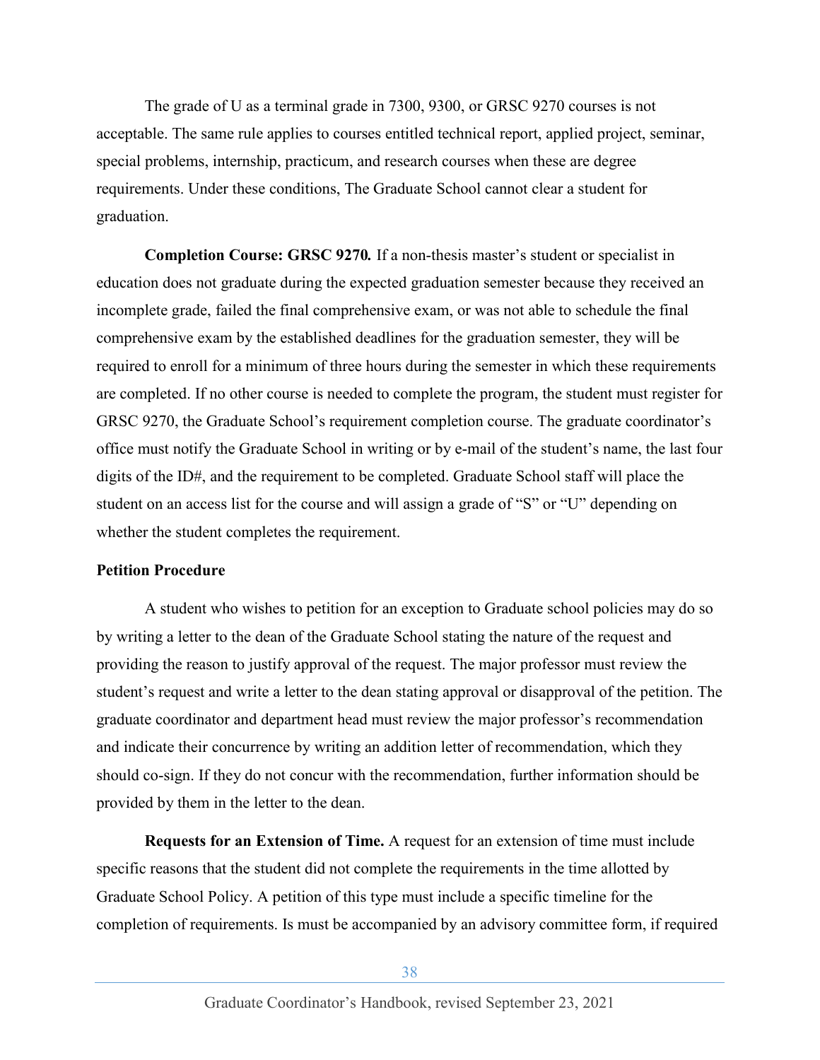The grade of U as a terminal grade in 7300, 9300, or GRSC 9270 courses is not acceptable. The same rule applies to courses entitled technical report, applied project, seminar, special problems, internship, practicum, and research courses when these are degree requirements. Under these conditions, The Graduate School cannot clear a student for graduation.

**Completion Course: GRSC 9270***.* If a non-thesis master's student or specialist in education does not graduate during the expected graduation semester because they received an incomplete grade, failed the final comprehensive exam, or was not able to schedule the final comprehensive exam by the established deadlines for the graduation semester, they will be required to enroll for a minimum of three hours during the semester in which these requirements are completed. If no other course is needed to complete the program, the student must register for GRSC 9270, the Graduate School's requirement completion course. The graduate coordinator's office must notify the Graduate School in writing or by e-mail of the student's name, the last four digits of the ID#, and the requirement to be completed. Graduate School staff will place the student on an access list for the course and will assign a grade of "S" or "U" depending on whether the student completes the requirement.

**Petition Procedure**

A student who wishes to petition for an exception to Graduate school policies may do so by writing a letter to the dean of the Graduate School stating the nature of the request and providing the reason to justify approval of the request. The major professor must review the student's request and write a letter to the dean stating approval or disapproval of the petition. The graduate coordinator and department head must review the major professor's recommendation and indicate their concurrence by writing an addition letter of recommendation, which they should co-sign. If they do not concur with the recommendation, further information should be provided by them in the letter to the dean.

**Requests for an Extension of Time.** A request for an extension of time must include specific reasons that the student did not complete the requirements in the time allotted by Graduate School Policy. A petition of this type must include a specific timeline for the completion of requirements. Is must be accompanied by an advisory committee form, if required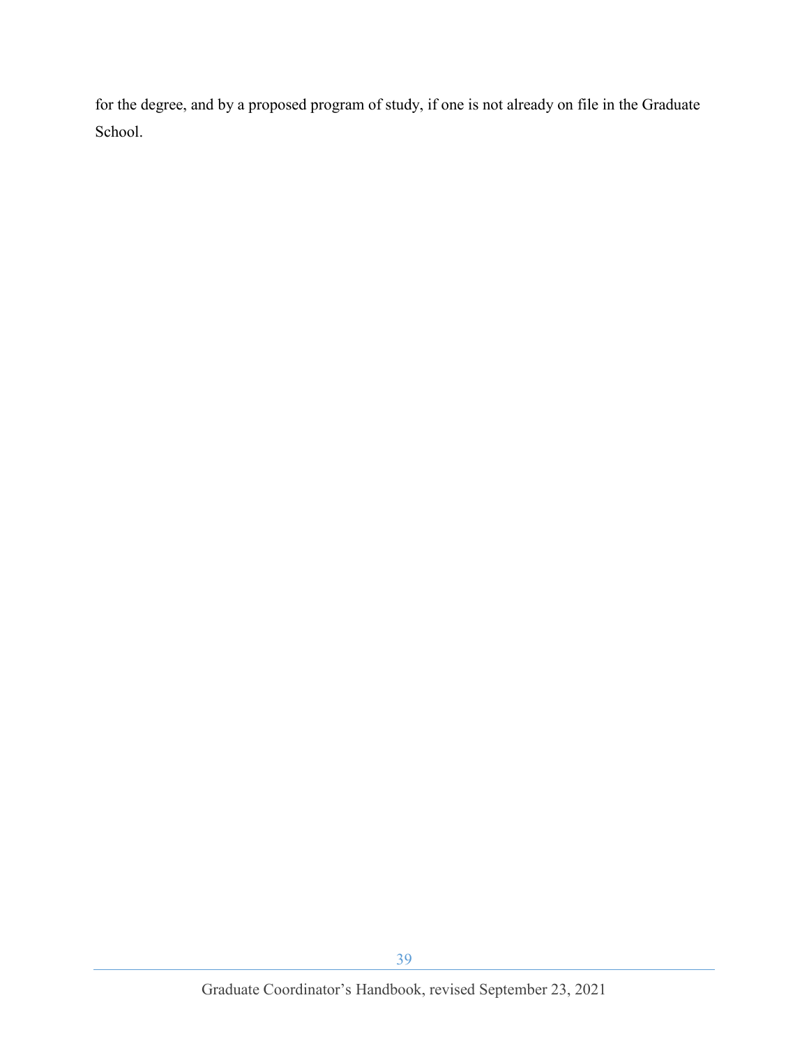for the degree, and by a proposed program of study, if one is not already on file in the Graduate School.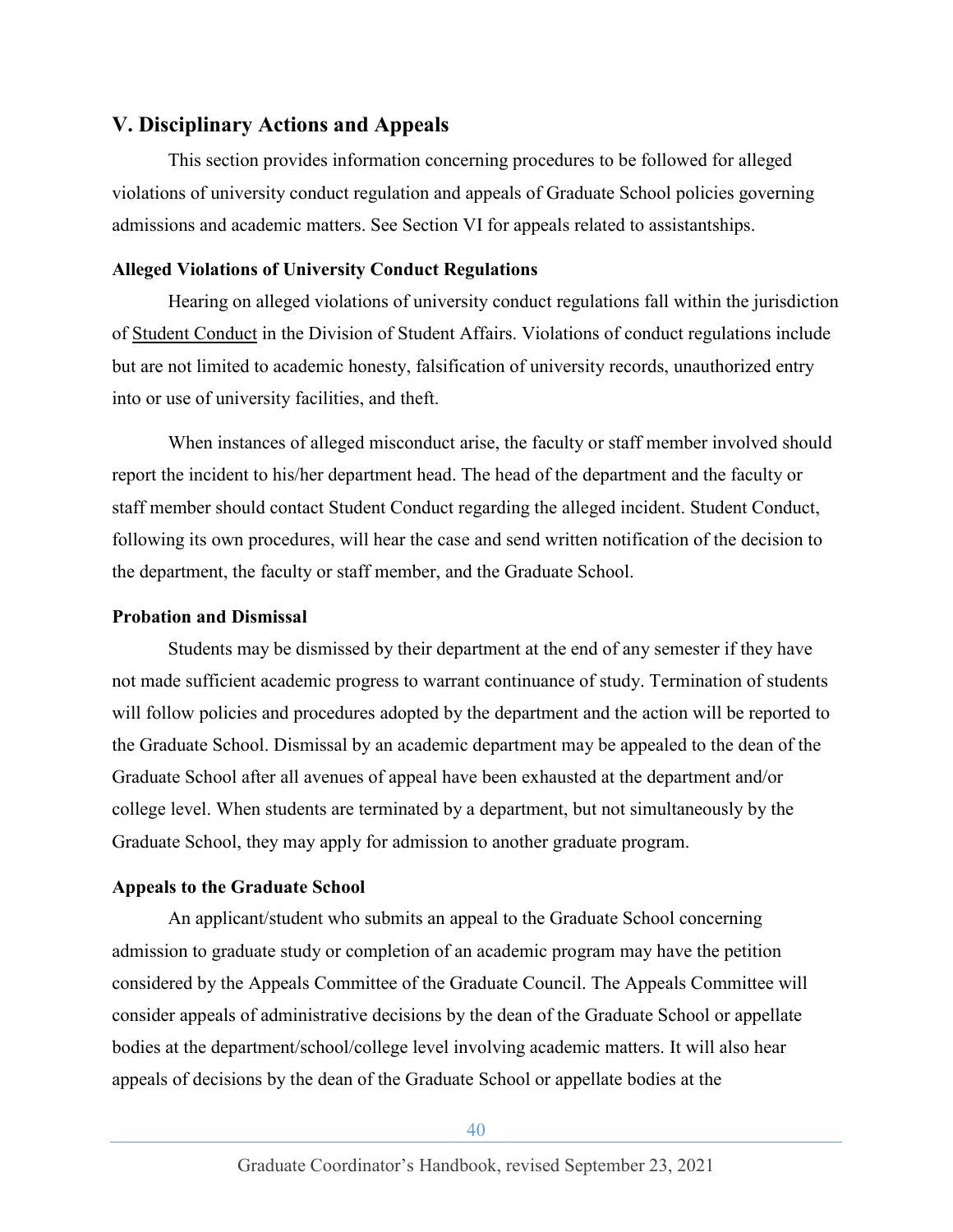## V. Disciplinary Actions and Appeals

This section provides information concerning procedures to be followed for alleged violations of university conduct regulation and appeals of Graduate School policies governing admissions and academic matters. See Section VI for appeals related to assistantships.

### Alleged Violations of University Conduct Regulations

Hearing on alleged violations of university conduct regulations fall within the jurisdiction of Student Conduct in the Division of Student Affairs. Violations of conduct regulations include but are not limited to academic honesty, falsification of university records, unauthorized entry into or use of university facilities, and theft.

When instances of alleged misconduct arise, the faculty or staff member involved should report the incident to his/her department head. The head of the department and the faculty or staff member should contact Student Conduct regarding the alleged incident. Student Conduct, following its own procedures, will hear the case and send written notification of the decision to the department, the faculty or staff member, and the Graduate School.

### Probation and Dismissal

Students may be dismissed by their department at the end of any semester if they have not made sufficient academic progress to warrant continuance of study. Termination of students will follow policies and procedures adopted by the department and the action will be reported to the Graduate School. Dismissal by an academic department may be appealed to the dean of the Graduate School after all avenues of appeal have been exhausted at the department and/or college level. When students are terminated by a department, but not simultaneously by the Graduate School, they may apply for admission to another graduate program.

### Appeals to the Graduate School

An applicant/student who submits an appeal to the Graduate School concerning admission to graduate study or completion of an academic program may have the petition considered by the Appeals Committee of the Graduate Council. The Appeals Committee will consider appeals of administrative decisions by the dean of the Graduate School or appellate bodies at the department/school/college level involving academic matters. It will also hear appeals of decisions by the dean of the Graduate School or appellate bodies at the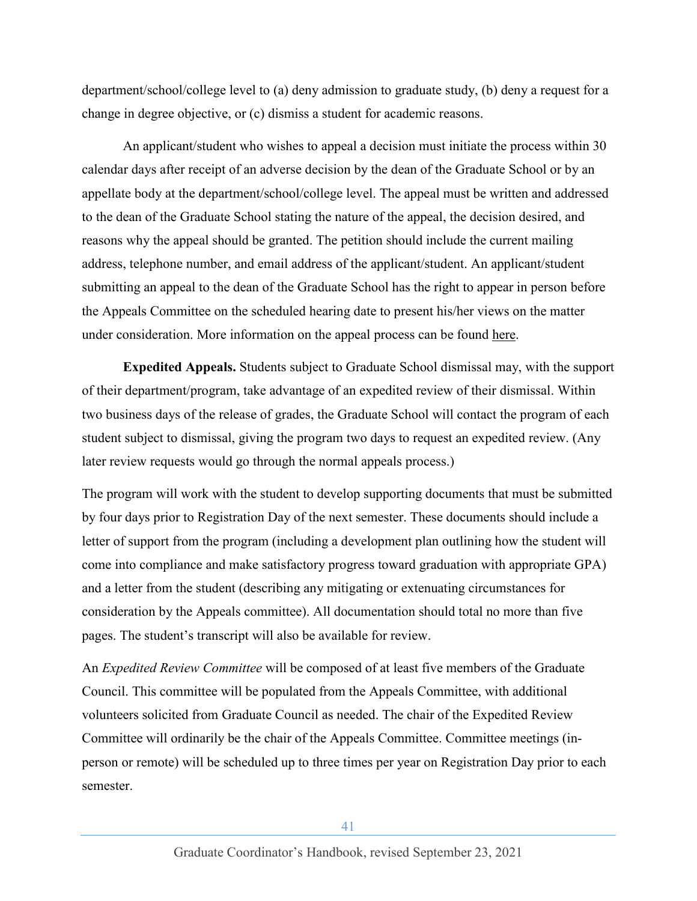department/school/college level to (a) deny admission to graduate study, (b) deny a request for a change in degree objective, or (c) dismiss a student for academic reasons.

An applicant/student who wishes to appeal a decision must initiate the process within 30 calendar days after receipt of an adverse decision by the dean of the Graduate School or by an appellate body at the department/school/college level. The appeal must be written and addressed to the dean of the Graduate School stating the nature of the appeal, the decision desired, and reasons why the appeal should be granted. The petition should include the current mailing address, telephone number, and email address of the applicant/student. An applicant/student submitting an appeal to the dean of the Graduate School has the right to appear in person before the Appeals Committee on the scheduled hearing date to present his/her views on the matter under consideration. More information on the appeal process can be found here.

**Expedited Appeals.** Students subject to Graduate School dismissal may, with the support of their department/program, take advantage of an expedited review of their dismissal. Within two business days of the release of grades, the Graduate School will contact the program of each student subject to dismissal, giving the program two days to request an expedited review. (Any later review requests would go through the normal appeals process.)

The program will work with the student to develop supporting documents that must be submitted by four days prior to Registration Day of the next semester. These documents should include a letter of support from the program (including a development plan outlining how the student will come into compliance and make satisfactory progress toward graduation with appropriate GPA) and a letter from the student (describing any mitigating or extenuating circumstances for consideration by the Appeals committee). All documentation should total no more than five pages. The student's transcript will also be available for review.

An *Expedited Review Committee* will be composed of at least five members of the Graduate Council. This committee will be populated from the Appeals Committee, with additional volunteers solicited from Graduate Council as needed. The chair of the Expedited Review Committee will ordinarily be the chair of the Appeals Committee. Committee meetings (in-person or remote) will be scheduled up to three times per year on Registration Day prior to each semester.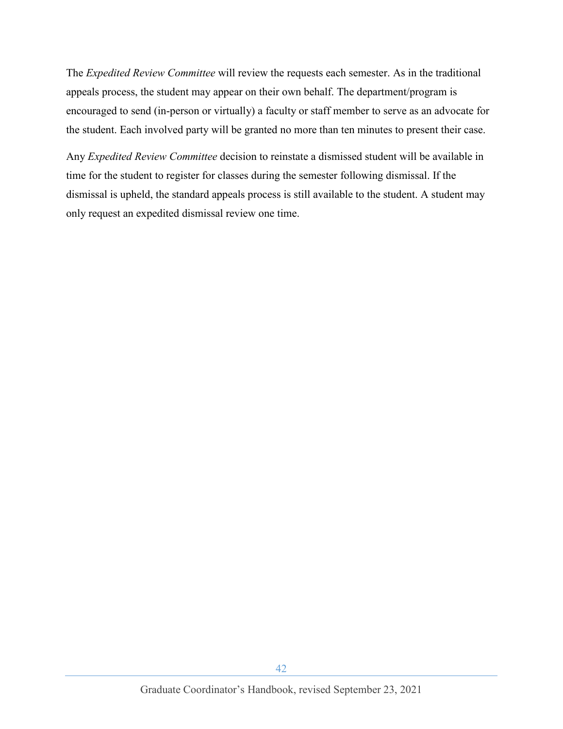The *Expedited Review Committee* will review the requests each semester. As in the traditional appeals process, the student may appear on their own behalf. The department/program is encouraged to send (in-person or virtually) a faculty or staff member to serve as an advocate for the student. Each involved party will be granted no more than ten minutes to present their case.

Any *Expedited Review Committee* decision to reinstate a dismissed student will be available in time for the student to register for classes during the semester following dismissal. If the dismissal is upheld, the standard appeals process is still available to the student. A student may only request an expedited dismissal review one time.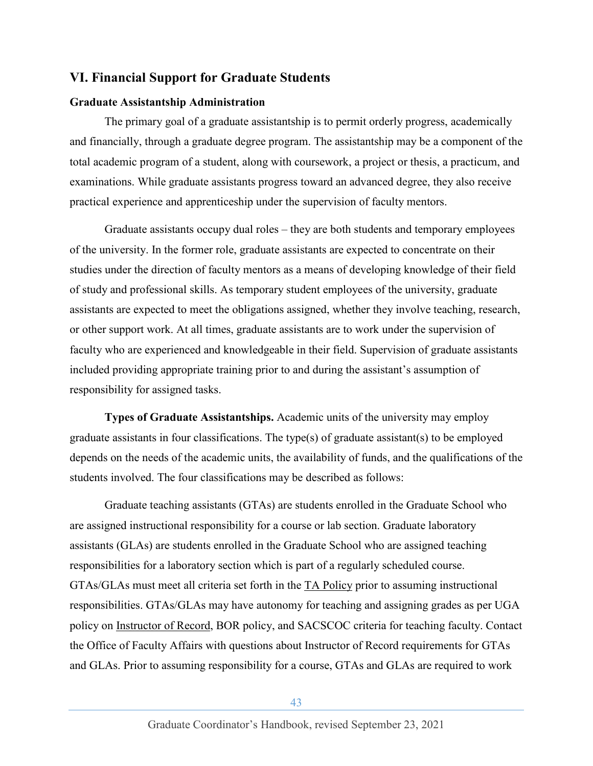## VI. Financial Support for Graduate Students

### Graduate Assistantship Administration

The primary goal of a graduate assistantship is to permit orderly progress, academically and financially, through a graduate degree program. The assistantship may be a component of the total academic program of a student, along with coursework, a project or thesis, a practicum, and examinations. While graduate assistants progress toward an advanced degree, they also receive practical experience and apprenticeship under the supervision of faculty mentors.

Graduate assistants occupy dual roles – they are both students and temporary employees of the university. In the former role, graduate assistants are expected to concentrate on their studies under the direction of faculty mentors as a means of developing knowledge of their field of study and professional skills. As temporary student employees of the university, graduate assistants are expected to meet the obligations assigned, whether they involve teaching, research, or other support work. At all times, graduate assistants are to work under the supervision of faculty who are experienced and knowledgeable in their field. Supervision of graduate assistants included providing appropriate training prior to and during the assistant's assumption of responsibility for assigned tasks.

**Types of Graduate Assistantships.** Academic units of the university may employ graduate assistants in four classifications. The type(s) of graduate assistant(s) to be employed depends on the needs of the academic units, the availability of funds, and the qualifications of the students involved. The four classifications may be described as follows:

Graduate teaching assistants (GTAs) are students enrolled in the Graduate School who are assigned instructional responsibility for a course or lab section. Graduate laboratory assistants (GLAs) are students enrolled in the Graduate School who are assigned teaching responsibilities for a laboratory section which is part of a regularly scheduled course. GTAs/GLAs must meet all criteria set forth in the TA Policy prior to assuming instructional responsibilities. GTAs/GLAs may have autonomy for teaching and assigning grades as per UGA policy on Instructor of Record, BOR policy, and SACSCOC criteria for teaching faculty. Contact the Office of Faculty Affairs with questions about Instructor of Record requirements for GTAs and GLAs. Prior to assuming responsibility for a course, GTAs and GLAs are required to work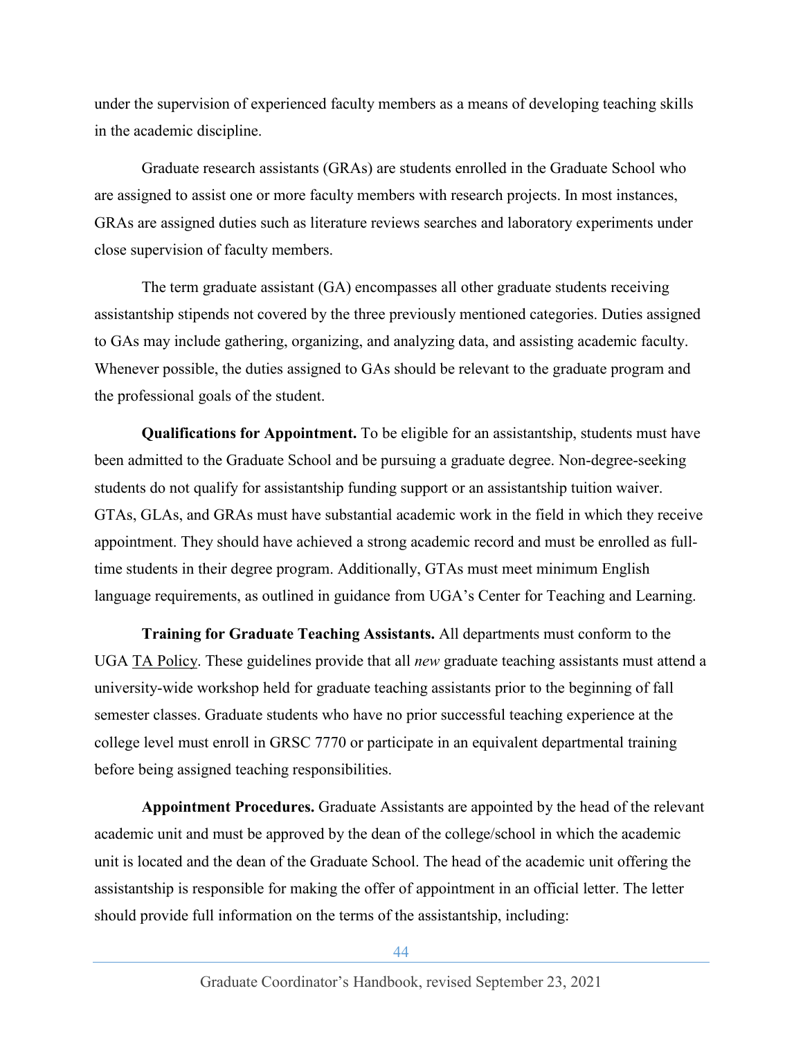under the supervision of experienced faculty members as a means of developing teaching skills in the academic discipline.

Graduate research assistants (GRAs) are students enrolled in the Graduate School who are assigned to assist one or more faculty members with research projects. In most instances, GRAs are assigned duties such as literature reviews searches and laboratory experiments under close supervision of faculty members.

The term graduate assistant (GA) encompasses all other graduate students receiving assistantship stipends not covered by the three previously mentioned categories. Duties assigned to GAs may include gathering, organizing, and analyzing data, and assisting academic faculty. Whenever possible, the duties assigned to GAs should be relevant to the graduate program and the professional goals of the student.

**Qualifications for Appointment.** To be eligible for an assistantship, students must have been admitted to the Graduate School and be pursuing a graduate degree. Non-degree-seeking students do not qualify for assistantship funding support or an assistantship tuition waiver. GTAs, GLAs, and GRAs must have substantial academic work in the field in which they receive appointment. They should have achieved a strong academic record and must be enrolled as full-time students in their degree program. Additionally, GTAs must meet minimum English language requirements, as outlined in guidance from UGA's Center for Teaching and Learning.

**Training for Graduate Teaching Assistants.** All departments must conform to the UGA TA Policy. These guidelines provide that all *new* graduate teaching assistants must attend a university-wide workshop held for graduate teaching assistants prior to the beginning of fall semester classes. Graduate students who have no prior successful teaching experience at the college level must enroll in GRSC 7770 or participate in an equivalent departmental training before being assigned teaching responsibilities.

**Appointment Procedures.** Graduate Assistants are appointed by the head of the relevant academic unit and must be approved by the dean of the college/school in which the academic unit is located and the dean of the Graduate School. The head of the academic unit offering the assistantship is responsible for making the offer of appointment in an official letter. The letter should provide full information on the terms of the assistantship, including: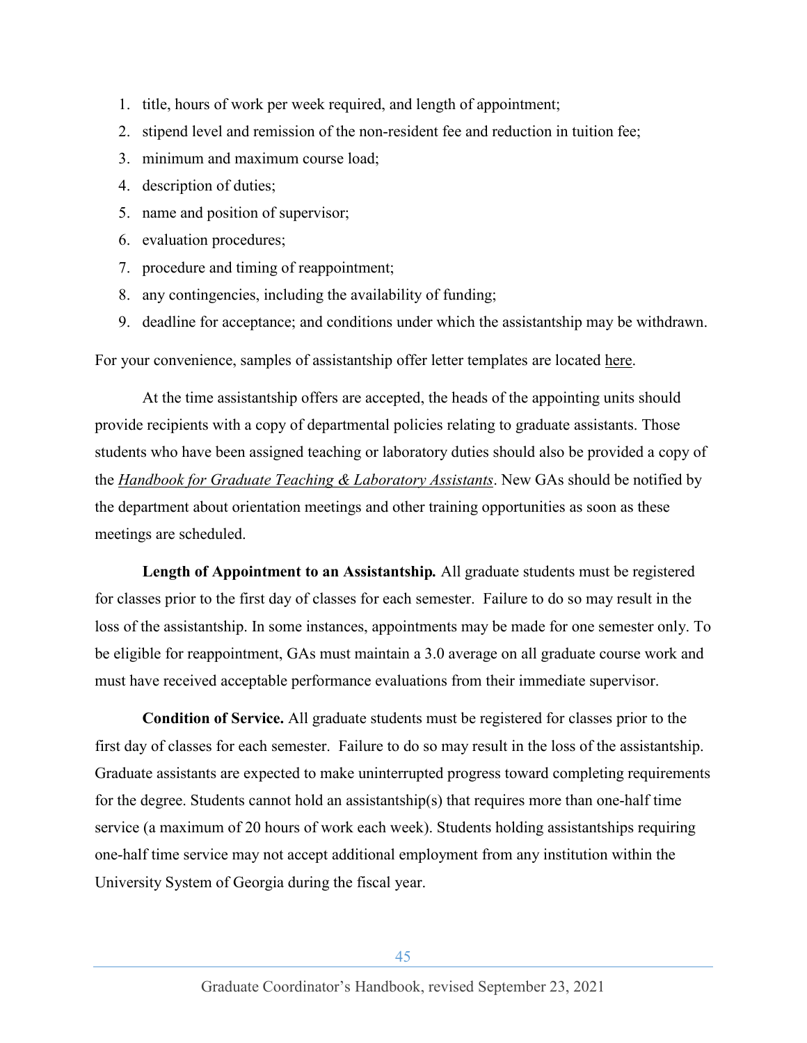1. title, hours of work per week required, and length of appointment;
2. stipend level and remission of the non-resident fee and reduction in tuition fee;
3. minimum and maximum course load;
4. description of duties;
5. name and position of supervisor;
6. evaluation procedures;
7. procedure and timing of reappointment;
8. any contingencies, including the availability of funding;
9. deadline for acceptance; and conditions under which the assistantship may be withdrawn.

For your convenience, samples of assistantship offer letter templates are located here.

At the time assistantship offers are accepted, the heads of the appointing units should provide recipients with a copy of departmental policies relating to graduate assistants. Those students who have been assigned teaching or laboratory duties should also be provided a copy of the *Handbook for Graduate Teaching & Laboratory Assistants*. New GAs should be notified by the department about orientation meetings and other training opportunities as soon as these meetings are scheduled.

**Length of Appointment to an Assistantship.** All graduate students must be registered for classes prior to the first day of classes for each semester. Failure to do so may result in the loss of the assistantship. In some instances, appointments may be made for one semester only. To be eligible for reappointment, GAs must maintain a 3.0 average on all graduate course work and must have received acceptable performance evaluations from their immediate supervisor.

**Condition of Service.** All graduate students must be registered for classes prior to the first day of classes for each semester. Failure to do so may result in the loss of the assistantship. Graduate assistants are expected to make uninterrupted progress toward completing requirements for the degree. Students cannot hold an assistantship(s) that requires more than one-half time service (a maximum of 20 hours of work each week). Students holding assistantships requiring one-half time service may not accept additional employment from any institution within the University System of Georgia during the fiscal year.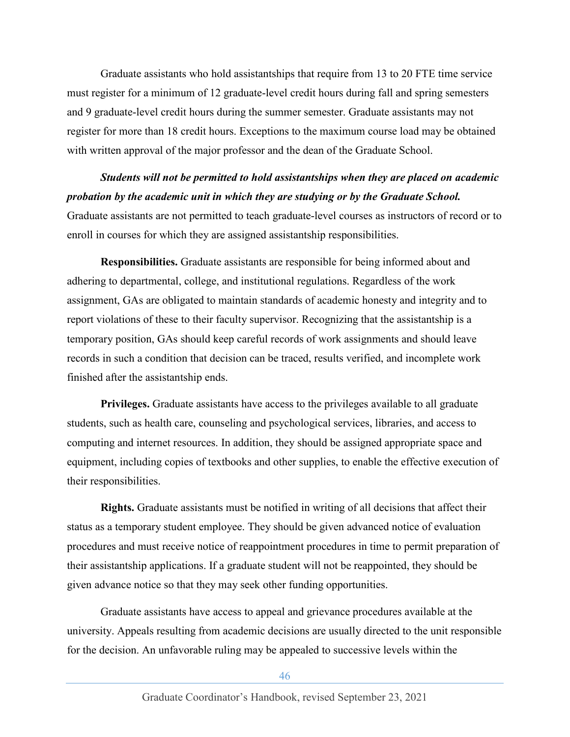Graduate assistants who hold assistantships that require from 13 to 20 FTE time service must register for a minimum of 12 graduate-level credit hours during fall and spring semesters and 9 graduate-level credit hours during the summer semester. Graduate assistants may not register for more than 18 credit hours. Exceptions to the maximum course load may be obtained with written approval of the major professor and the dean of the Graduate School.

***Students will not be permitted to hold assistantships when they are placed on academic probation by the academic unit in which they are studying or by the Graduate School.*** Graduate assistants are not permitted to teach graduate-level courses as instructors of record or to enroll in courses for which they are assigned assistantship responsibilities.

**Responsibilities.** Graduate assistants are responsible for being informed about and adhering to departmental, college, and institutional regulations. Regardless of the work assignment, GAs are obligated to maintain standards of academic honesty and integrity and to report violations of these to their faculty supervisor. Recognizing that the assistantship is a temporary position, GAs should keep careful records of work assignments and should leave records in such a condition that decision can be traced, results verified, and incomplete work finished after the assistantship ends.

**Privileges.** Graduate assistants have access to the privileges available to all graduate students, such as health care, counseling and psychological services, libraries, and access to computing and internet resources. In addition, they should be assigned appropriate space and equipment, including copies of textbooks and other supplies, to enable the effective execution of their responsibilities.

**Rights.** Graduate assistants must be notified in writing of all decisions that affect their status as a temporary student employee. They should be given advanced notice of evaluation procedures and must receive notice of reappointment procedures in time to permit preparation of their assistantship applications. If a graduate student will not be reappointed, they should be given advance notice so that they may seek other funding opportunities.

Graduate assistants have access to appeal and grievance procedures available at the university. Appeals resulting from academic decisions are usually directed to the unit responsible for the decision. An unfavorable ruling may be appealed to successive levels within the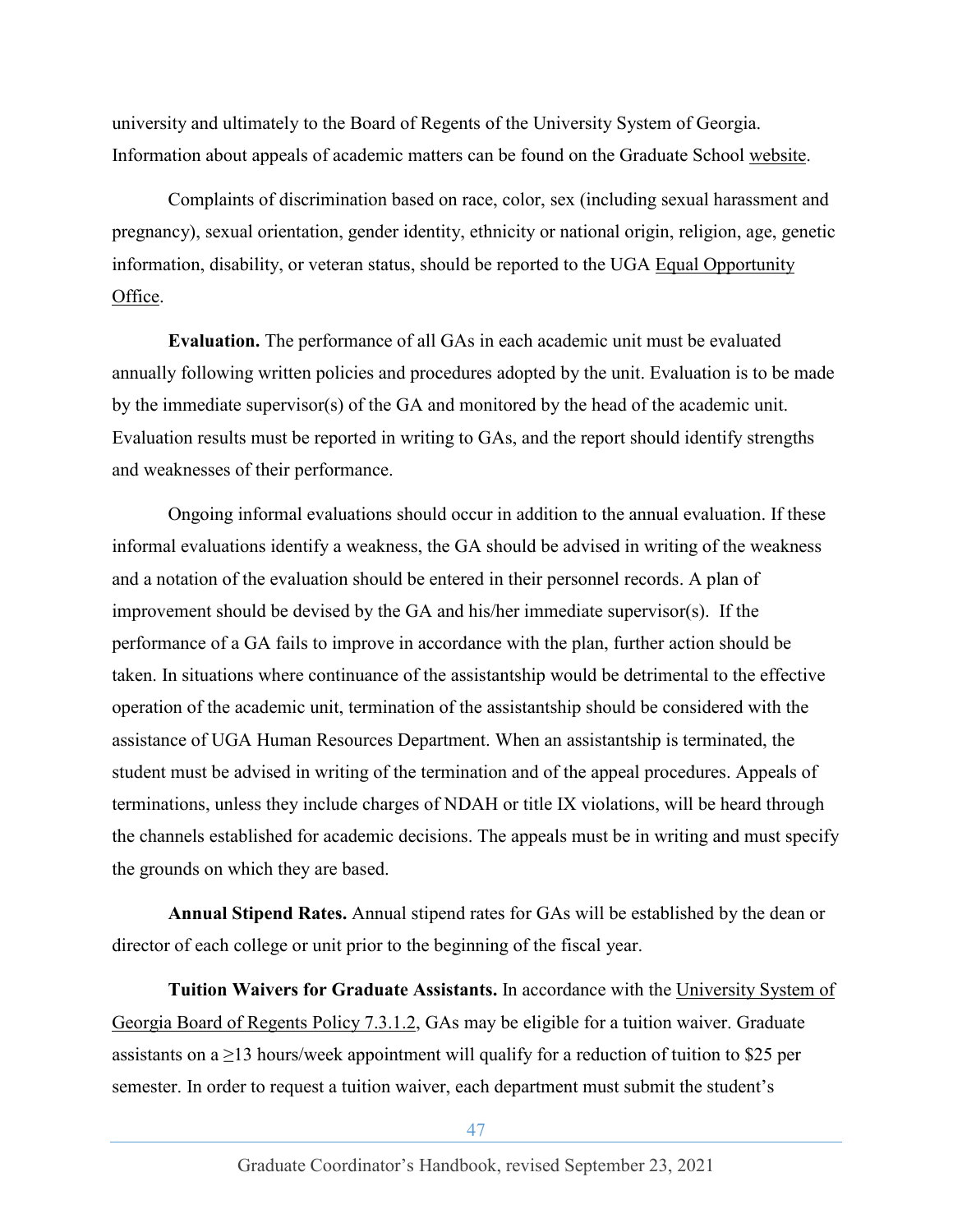university and ultimately to the Board of Regents of the University System of Georgia. Information about appeals of academic matters can be found on the Graduate School website.

Complaints of discrimination based on race, color, sex (including sexual harassment and pregnancy), sexual orientation, gender identity, ethnicity or national origin, religion, age, genetic information, disability, or veteran status, should be reported to the UGA Equal Opportunity Office.

**Evaluation.** The performance of all GAs in each academic unit must be evaluated annually following written policies and procedures adopted by the unit. Evaluation is to be made by the immediate supervisor(s) of the GA and monitored by the head of the academic unit. Evaluation results must be reported in writing to GAs, and the report should identify strengths and weaknesses of their performance.

Ongoing informal evaluations should occur in addition to the annual evaluation. If these informal evaluations identify a weakness, the GA should be advised in writing of the weakness and a notation of the evaluation should be entered in their personnel records. A plan of improvement should be devised by the GA and his/her immediate supervisor(s). If the performance of a GA fails to improve in accordance with the plan, further action should be taken. In situations where continuance of the assistantship would be detrimental to the effective operation of the academic unit, termination of the assistantship should be considered with the assistance of UGA Human Resources Department. When an assistantship is terminated, the student must be advised in writing of the termination and of the appeal procedures. Appeals of terminations, unless they include charges of NDAH or title IX violations, will be heard through the channels established for academic decisions. The appeals must be in writing and must specify the grounds on which they are based.

**Annual Stipend Rates.** Annual stipend rates for GAs will be established by the dean or director of each college or unit prior to the beginning of the fiscal year.

**Tuition Waivers for Graduate Assistants.** In accordance with the University System of Georgia Board of Regents Policy 7.3.1.2, GAs may be eligible for a tuition waiver. Graduate assistants on a ≥13 hours/week appointment will qualify for a reduction of tuition to $25 per semester. In order to request a tuition waiver, each department must submit the student's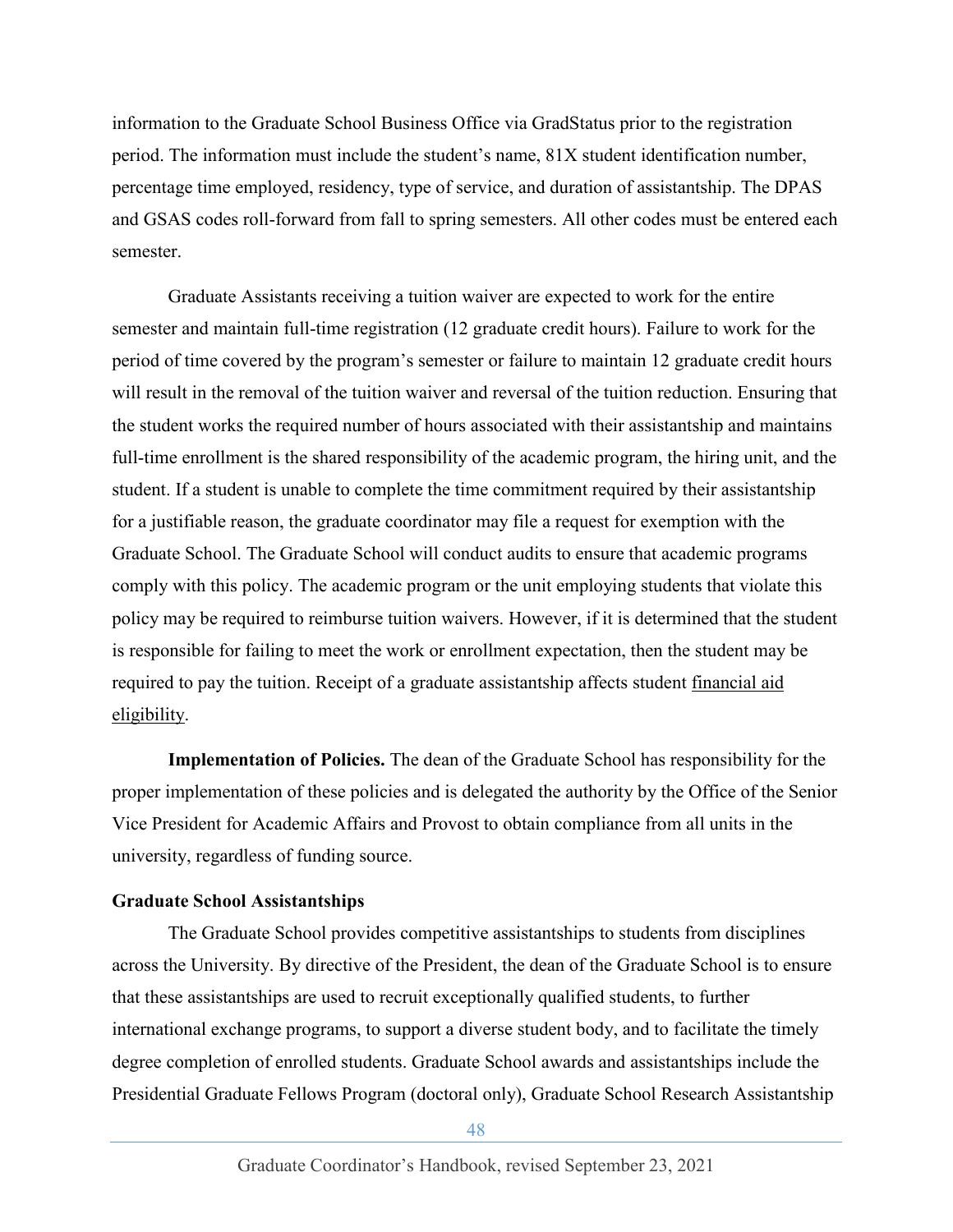information to the Graduate School Business Office via GradStatus prior to the registration period. The information must include the student's name, 81X student identification number, percentage time employed, residency, type of service, and duration of assistantship. The DPAS and GSAS codes roll-forward from fall to spring semesters. All other codes must be entered each semester.

Graduate Assistants receiving a tuition waiver are expected to work for the entire semester and maintain full-time registration (12 graduate credit hours). Failure to work for the period of time covered by the program's semester or failure to maintain 12 graduate credit hours will result in the removal of the tuition waiver and reversal of the tuition reduction. Ensuring that the student works the required number of hours associated with their assistantship and maintains full-time enrollment is the shared responsibility of the academic program, the hiring unit, and the student. If a student is unable to complete the time commitment required by their assistantship for a justifiable reason, the graduate coordinator may file a request for exemption with the Graduate School. The Graduate School will conduct audits to ensure that academic programs comply with this policy. The academic program or the unit employing students that violate this policy may be required to reimburse tuition waivers. However, if it is determined that the student is responsible for failing to meet the work or enrollment expectation, then the student may be required to pay the tuition. Receipt of a graduate assistantship affects student financial aid eligibility.

**Implementation of Policies.** The dean of the Graduate School has responsibility for the proper implementation of these policies and is delegated the authority by the Office of the Senior Vice President for Academic Affairs and Provost to obtain compliance from all units in the university, regardless of funding source.

**Graduate School Assistantships**

The Graduate School provides competitive assistantships to students from disciplines across the University. By directive of the President, the dean of the Graduate School is to ensure that these assistantships are used to recruit exceptionally qualified students, to further international exchange programs, to support a diverse student body, and to facilitate the timely degree completion of enrolled students. Graduate School awards and assistantships include the Presidential Graduate Fellows Program (doctoral only), Graduate School Research Assistantship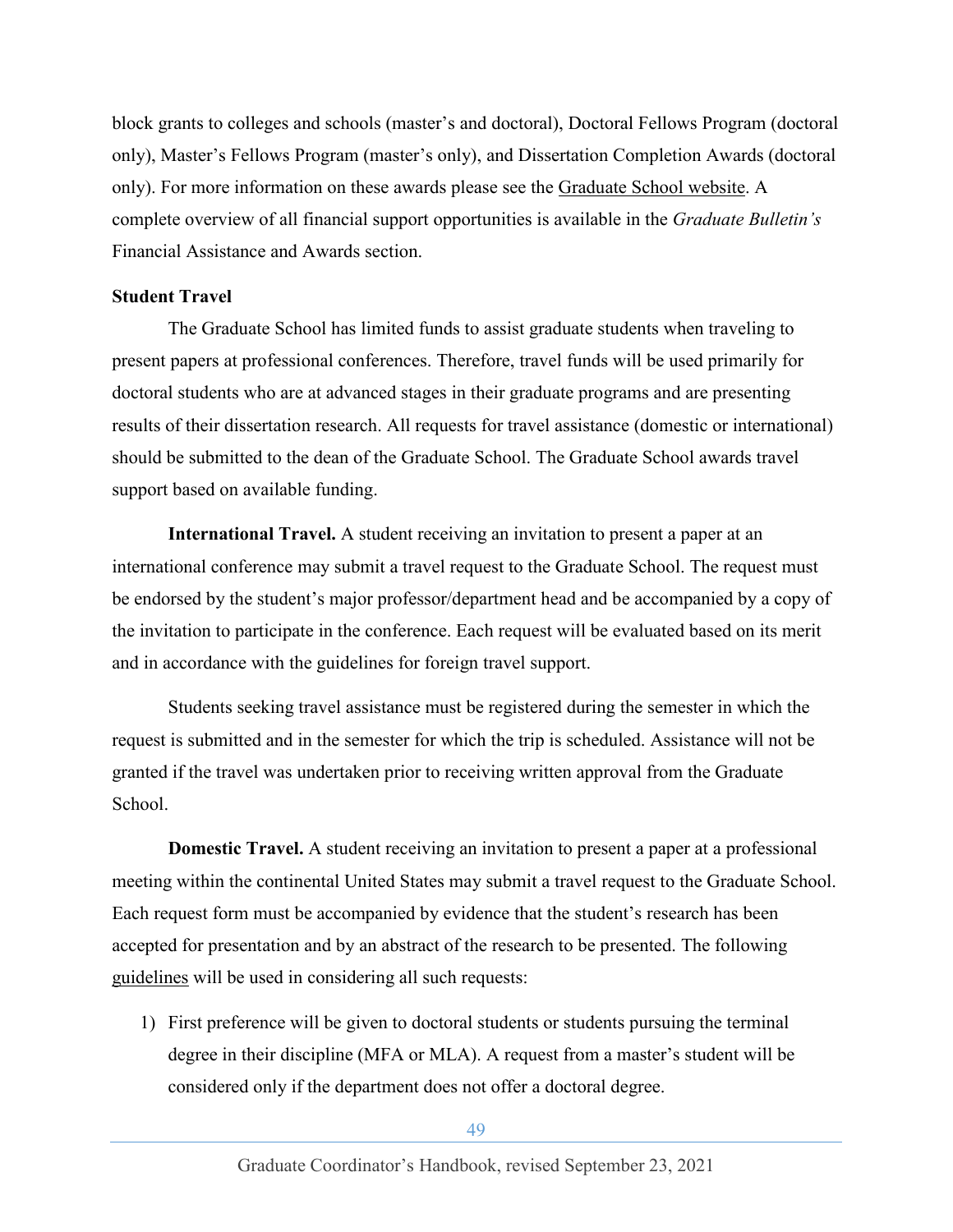block grants to colleges and schools (master's and doctoral), Doctoral Fellows Program (doctoral only), Master's Fellows Program (master's only), and Dissertation Completion Awards (doctoral only). For more information on these awards please see the Graduate School website. A complete overview of all financial support opportunities is available in the *Graduate Bulletin's* Financial Assistance and Awards section.

**Student Travel**

The Graduate School has limited funds to assist graduate students when traveling to present papers at professional conferences. Therefore, travel funds will be used primarily for doctoral students who are at advanced stages in their graduate programs and are presenting results of their dissertation research. All requests for travel assistance (domestic or international) should be submitted to the dean of the Graduate School. The Graduate School awards travel support based on available funding.

**International Travel.** A student receiving an invitation to present a paper at an international conference may submit a travel request to the Graduate School. The request must be endorsed by the student's major professor/department head and be accompanied by a copy of the invitation to participate in the conference. Each request will be evaluated based on its merit and in accordance with the guidelines for foreign travel support.

Students seeking travel assistance must be registered during the semester in which the request is submitted and in the semester for which the trip is scheduled. Assistance will not be granted if the travel was undertaken prior to receiving written approval from the Graduate School.

**Domestic Travel.** A student receiving an invitation to present a paper at a professional meeting within the continental United States may submit a travel request to the Graduate School. Each request form must be accompanied by evidence that the student's research has been accepted for presentation and by an abstract of the research to be presented. The following guidelines will be used in considering all such requests:

1) First preference will be given to doctoral students or students pursuing the terminal degree in their discipline (MFA or MLA). A request from a master's student will be considered only if the department does not offer a doctoral degree.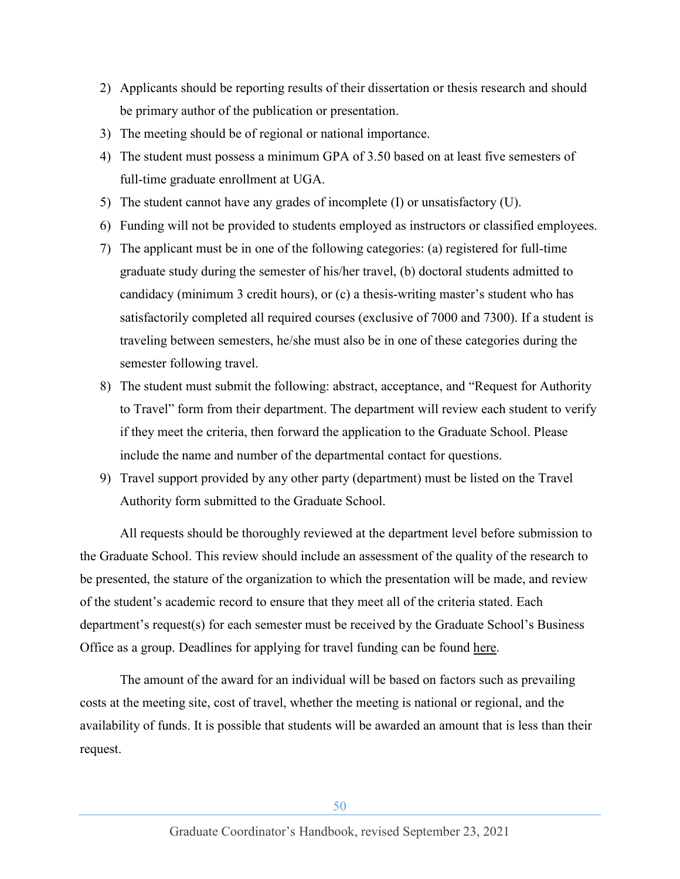2) Applicants should be reporting results of their dissertation or thesis research and should be primary author of the publication or presentation.
3) The meeting should be of regional or national importance.
4) The student must possess a minimum GPA of 3.50 based on at least five semesters of full-time graduate enrollment at UGA.
5) The student cannot have any grades of incomplete (I) or unsatisfactory (U).
6) Funding will not be provided to students employed as instructors or classified employees.
7) The applicant must be in one of the following categories: (a) registered for full-time graduate study during the semester of his/her travel, (b) doctoral students admitted to candidacy (minimum 3 credit hours), or (c) a thesis-writing master's student who has satisfactorily completed all required courses (exclusive of 7000 and 7300). If a student is traveling between semesters, he/she must also be in one of these categories during the semester following travel.
8) The student must submit the following: abstract, acceptance, and "Request for Authority to Travel" form from their department. The department will review each student to verify if they meet the criteria, then forward the application to the Graduate School. Please include the name and number of the departmental contact for questions.
9) Travel support provided by any other party (department) must be listed on the Travel Authority form submitted to the Graduate School.

All requests should be thoroughly reviewed at the department level before submission to the Graduate School. This review should include an assessment of the quality of the research to be presented, the stature of the organization to which the presentation will be made, and review of the student's academic record to ensure that they meet all of the criteria stated. Each department's request(s) for each semester must be received by the Graduate School's Business Office as a group. Deadlines for applying for travel funding can be found here.

The amount of the award for an individual will be based on factors such as prevailing costs at the meeting site, cost of travel, whether the meeting is national or regional, and the availability of funds. It is possible that students will be awarded an amount that is less than their request.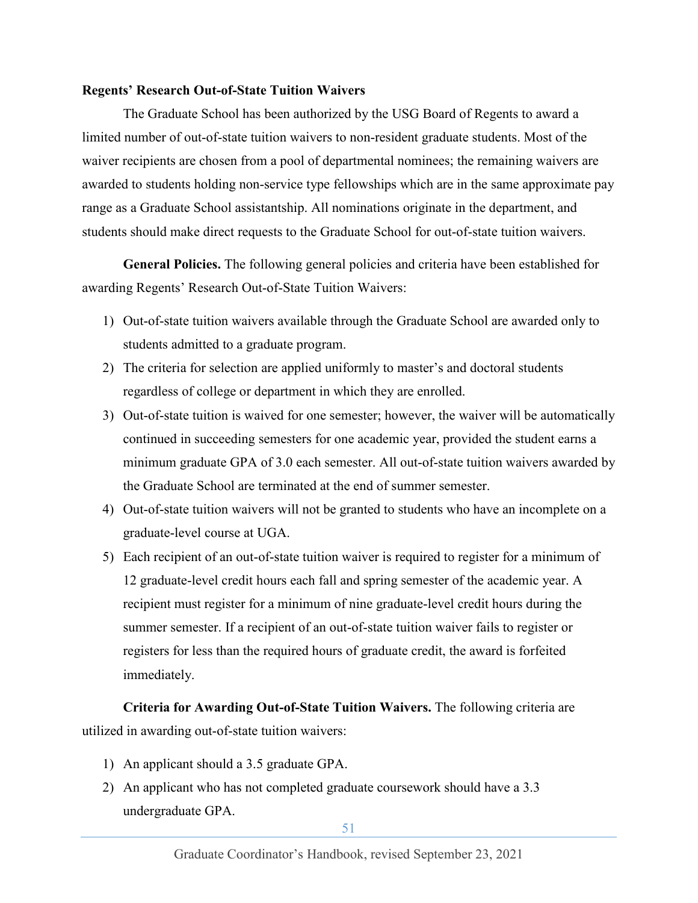**Regents' Research Out-of-State Tuition Waivers**

The Graduate School has been authorized by the USG Board of Regents to award a limited number of out-of-state tuition waivers to non-resident graduate students. Most of the waiver recipients are chosen from a pool of departmental nominees; the remaining waivers are awarded to students holding non-service type fellowships which are in the same approximate pay range as a Graduate School assistantship. All nominations originate in the department, and students should make direct requests to the Graduate School for out-of-state tuition waivers.

**General Policies.** The following general policies and criteria have been established for awarding Regents' Research Out-of-State Tuition Waivers:

1) Out-of-state tuition waivers available through the Graduate School are awarded only to students admitted to a graduate program.
2) The criteria for selection are applied uniformly to master's and doctoral students regardless of college or department in which they are enrolled.
3) Out-of-state tuition is waived for one semester; however, the waiver will be automatically continued in succeeding semesters for one academic year, provided the student earns a minimum graduate GPA of 3.0 each semester. All out-of-state tuition waivers awarded by the Graduate School are terminated at the end of summer semester.
4) Out-of-state tuition waivers will not be granted to students who have an incomplete on a graduate-level course at UGA.
5) Each recipient of an out-of-state tuition waiver is required to register for a minimum of 12 graduate-level credit hours each fall and spring semester of the academic year. A recipient must register for a minimum of nine graduate-level credit hours during the summer semester. If a recipient of an out-of-state tuition waiver fails to register or registers for less than the required hours of graduate credit, the award is forfeited immediately.

**Criteria for Awarding Out-of-State Tuition Waivers.** The following criteria are utilized in awarding out-of-state tuition waivers:

1) An applicant should a 3.5 graduate GPA.
2) An applicant who has not completed graduate coursework should have a 3.3 undergraduate GPA.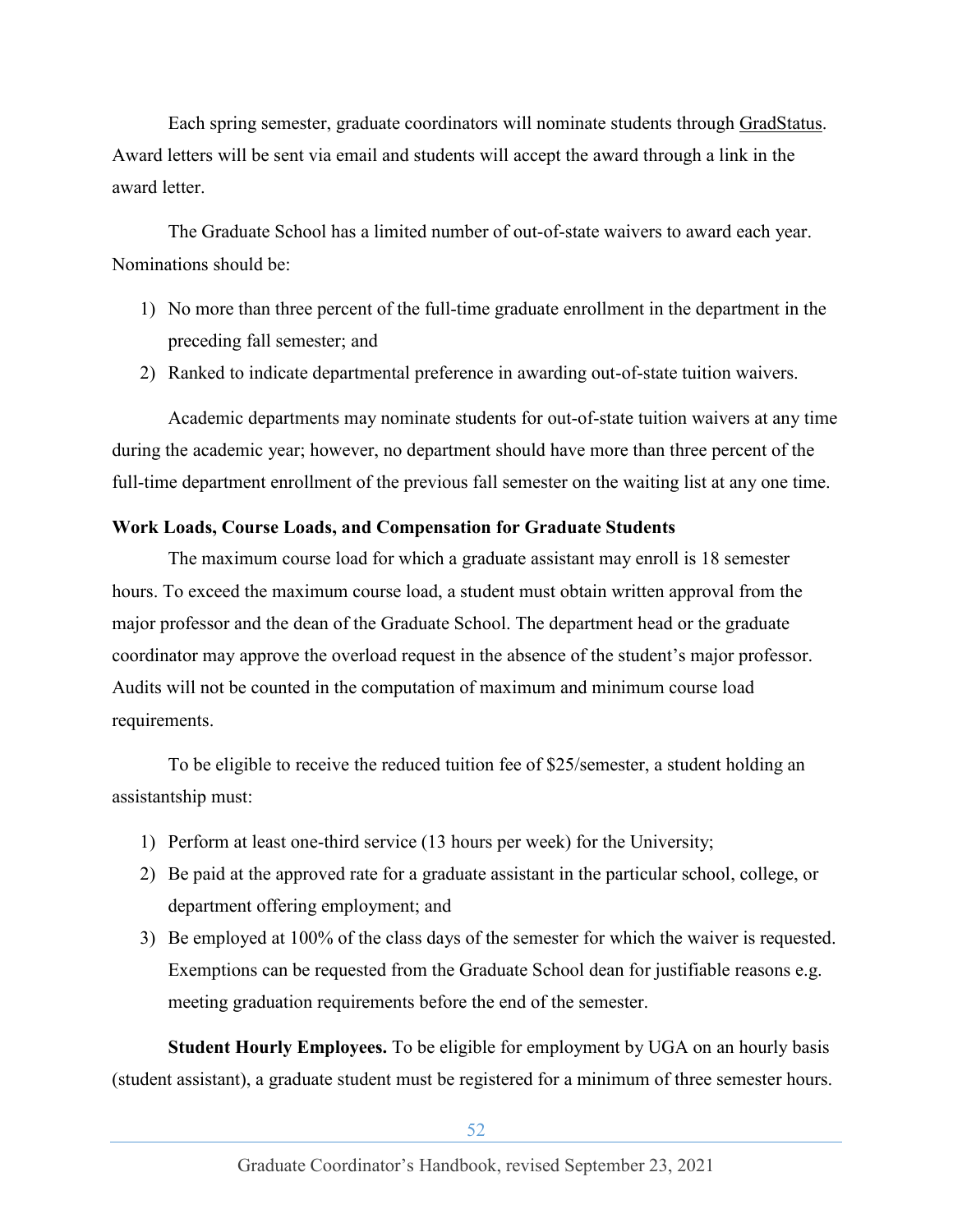Each spring semester, graduate coordinators will nominate students through GradStatus. Award letters will be sent via email and students will accept the award through a link in the award letter.

The Graduate School has a limited number of out-of-state waivers to award each year. Nominations should be:

1) No more than three percent of the full-time graduate enrollment in the department in the preceding fall semester; and
2) Ranked to indicate departmental preference in awarding out-of-state tuition waivers.

Academic departments may nominate students for out-of-state tuition waivers at any time during the academic year; however, no department should have more than three percent of the full-time department enrollment of the previous fall semester on the waiting list at any one time.

**Work Loads, Course Loads, and Compensation for Graduate Students**

The maximum course load for which a graduate assistant may enroll is 18 semester hours. To exceed the maximum course load, a student must obtain written approval from the major professor and the dean of the Graduate School. The department head or the graduate coordinator may approve the overload request in the absence of the student's major professor. Audits will not be counted in the computation of maximum and minimum course load requirements.

To be eligible to receive the reduced tuition fee of $25/semester, a student holding an assistantship must:

1) Perform at least one-third service (13 hours per week) for the University;
2) Be paid at the approved rate for a graduate assistant in the particular school, college, or department offering employment; and
3) Be employed at 100% of the class days of the semester for which the waiver is requested. Exemptions can be requested from the Graduate School dean for justifiable reasons e.g. meeting graduation requirements before the end of the semester.

**Student Hourly Employees.** To be eligible for employment by UGA on an hourly basis (student assistant), a graduate student must be registered for a minimum of three semester hours.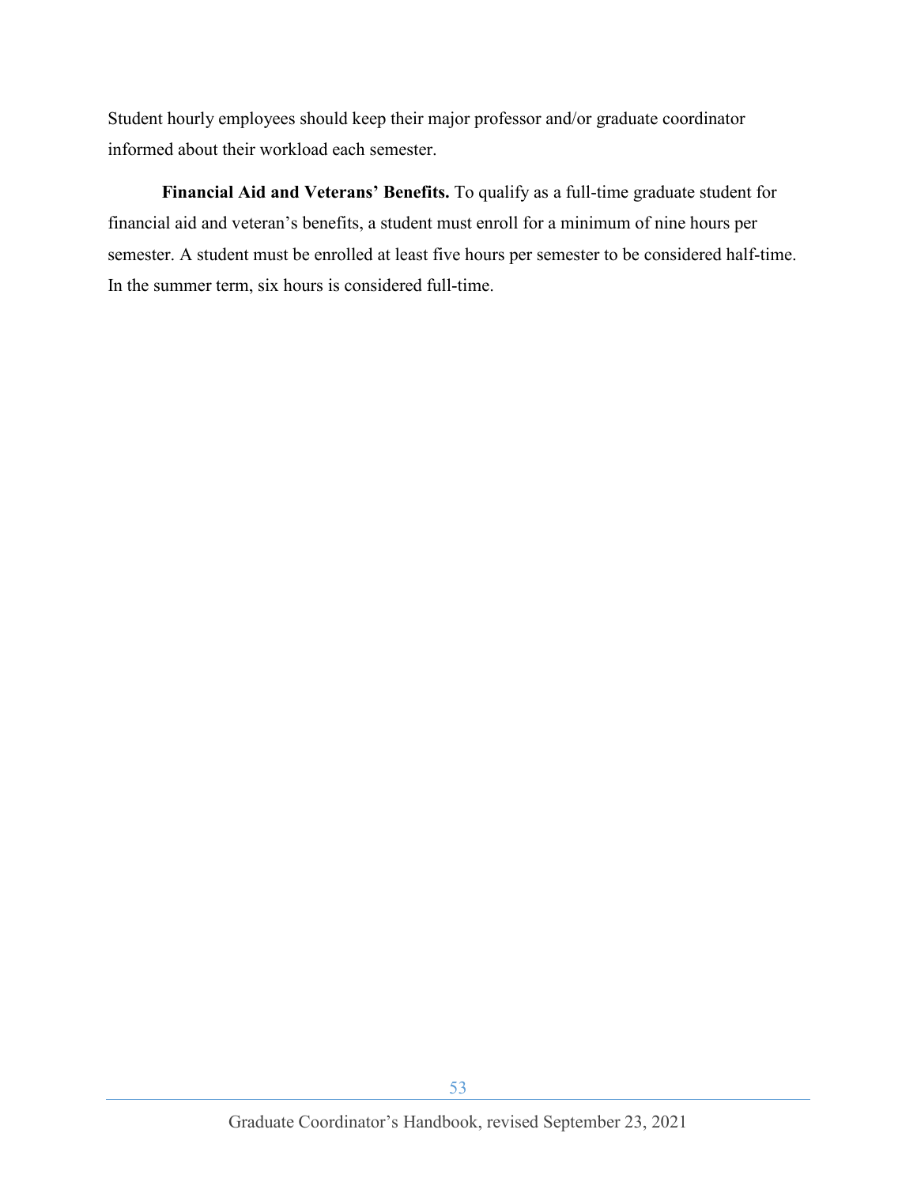Student hourly employees should keep their major professor and/or graduate coordinator informed about their workload each semester.

**Financial Aid and Veterans' Benefits.** To qualify as a full-time graduate student for financial aid and veteran's benefits, a student must enroll for a minimum of nine hours per semester. A student must be enrolled at least five hours per semester to be considered half-time. In the summer term, six hours is considered full-time.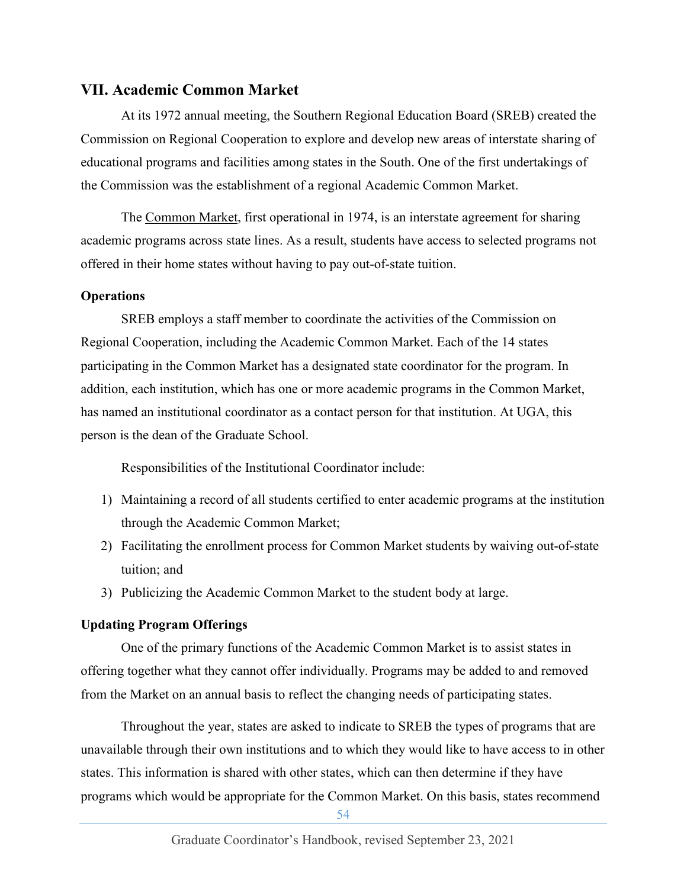## VII. Academic Common Market

At its 1972 annual meeting, the Southern Regional Education Board (SREB) created the Commission on Regional Cooperation to explore and develop new areas of interstate sharing of educational programs and facilities among states in the South. One of the first undertakings of the Commission was the establishment of a regional Academic Common Market.

The Common Market, first operational in 1974, is an interstate agreement for sharing academic programs across state lines. As a result, students have access to selected programs not offered in their home states without having to pay out-of-state tuition.

### Operations

SREB employs a staff member to coordinate the activities of the Commission on Regional Cooperation, including the Academic Common Market. Each of the 14 states participating in the Common Market has a designated state coordinator for the program. In addition, each institution, which has one or more academic programs in the Common Market, has named an institutional coordinator as a contact person for that institution. At UGA, this person is the dean of the Graduate School.

Responsibilities of the Institutional Coordinator include:

1) Maintaining a record of all students certified to enter academic programs at the institution through the Academic Common Market;
2) Facilitating the enrollment process for Common Market students by waiving out-of-state tuition; and
3) Publicizing the Academic Common Market to the student body at large.

### Updating Program Offerings

One of the primary functions of the Academic Common Market is to assist states in offering together what they cannot offer individually. Programs may be added to and removed from the Market on an annual basis to reflect the changing needs of participating states.

Throughout the year, states are asked to indicate to SREB the types of programs that are unavailable through their own institutions and to which they would like to have access to in other states. This information is shared with other states, which can then determine if they have programs which would be appropriate for the Common Market. On this basis, states recommend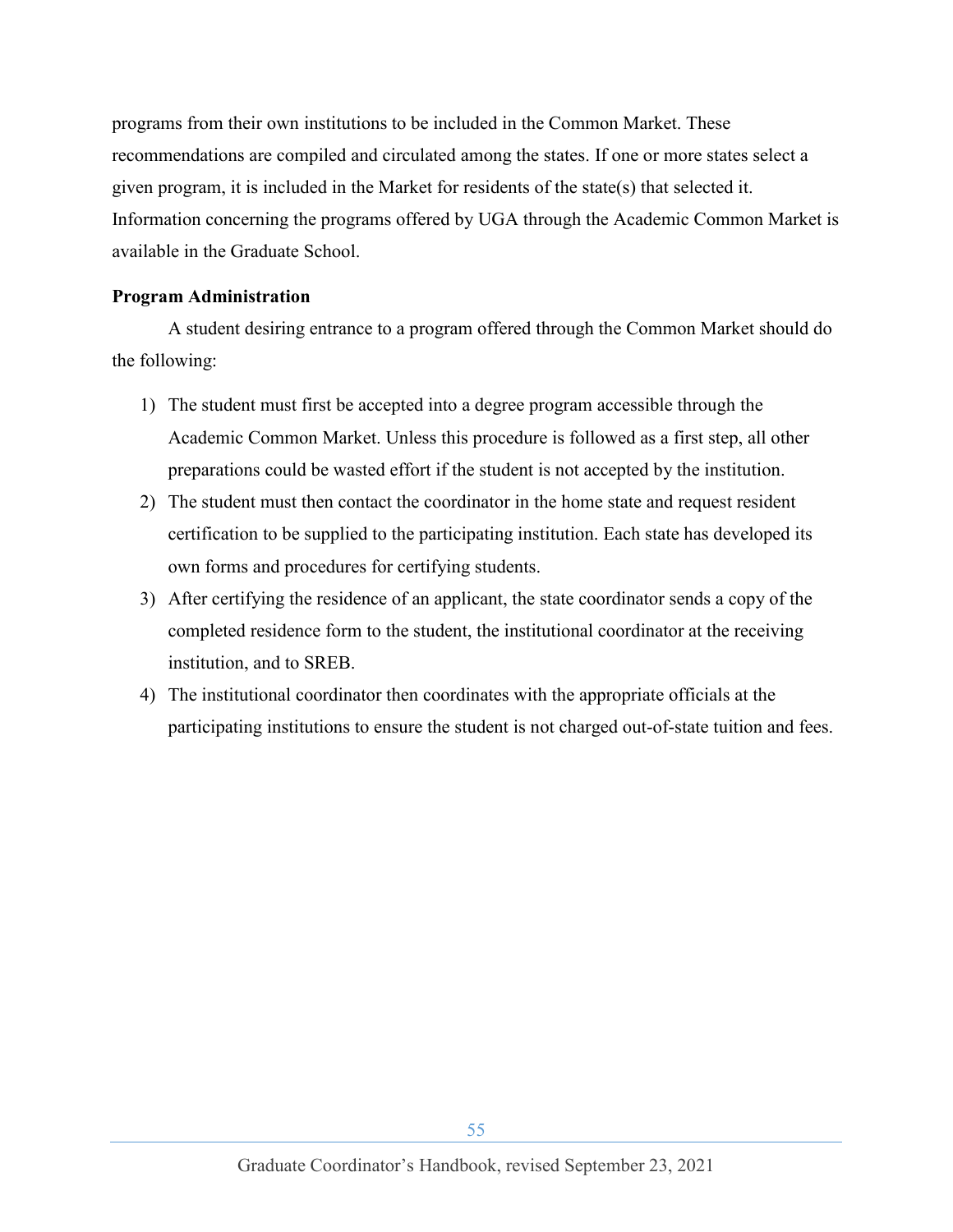programs from their own institutions to be included in the Common Market. These recommendations are compiled and circulated among the states. If one or more states select a given program, it is included in the Market for residents of the state(s) that selected it. Information concerning the programs offered by UGA through the Academic Common Market is available in the Graduate School.

**Program Administration**

A student desiring entrance to a program offered through the Common Market should do the following:

1) The student must first be accepted into a degree program accessible through the Academic Common Market. Unless this procedure is followed as a first step, all other preparations could be wasted effort if the student is not accepted by the institution.
2) The student must then contact the coordinator in the home state and request resident certification to be supplied to the participating institution. Each state has developed its own forms and procedures for certifying students.
3) After certifying the residence of an applicant, the state coordinator sends a copy of the completed residence form to the student, the institutional coordinator at the receiving institution, and to SREB.
4) The institutional coordinator then coordinates with the appropriate officials at the participating institutions to ensure the student is not charged out-of-state tuition and fees.